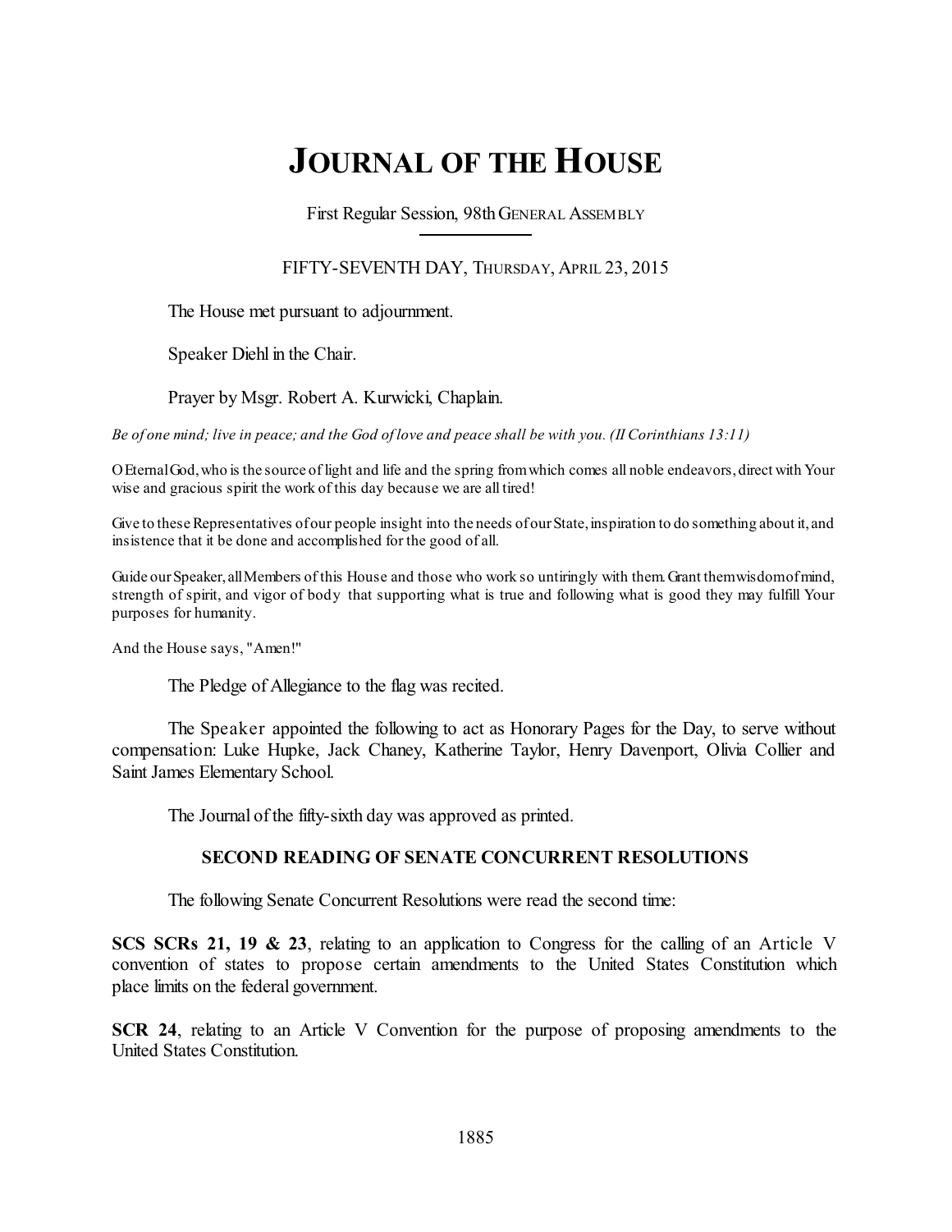# JOURNAL OF THE HOUSE

First Regular Session, 98th GENERAL ASSEMBLY

FIFTY-SEVENTH DAY, THURSDAY, APRIL 23, 2015

The House met pursuant to adjournment.

Speaker Diehl in the Chair.

Prayer by Msgr. Robert A. Kurwicki, Chaplain.

*Be of one mind; live in peace; and the God of love and peace shall be with you. (II Corinthians 13:11)*

O Eternal God, who is the source of light and life and the spring from which comes all noble endeavors, direct with Your wise and gracious spirit the work of this day because we are all tired!

Give to these Representatives of our people insight into the needs of our State, inspiration to do something about it, and insistence that it be done and accomplished for the good of all.

Guide our Speaker, all Members of this House and those who work so untiringly with them. Grant them wisdom of mind, strength of spirit, and vigor of body that supporting what is true and following what is good they may fulfill Your purposes for humanity.

And the House says, "Amen!"

The Pledge of Allegiance to the flag was recited.

The Speaker appointed the following to act as Honorary Pages for the Day, to serve without compensation: Luke Hupke, Jack Chaney, Katherine Taylor, Henry Davenport, Olivia Collier and Saint James Elementary School.

The Journal of the fifty-sixth day was approved as printed.

## SECOND READING OF SENATE CONCURRENT RESOLUTIONS

The following Senate Concurrent Resolutions were read the second time:

**SCS SCRs 21, 19 & 23**, relating to an application to Congress for the calling of an Article V convention of states to propose certain amendments to the United States Constitution which place limits on the federal government.

**SCR 24**, relating to an Article V Convention for the purpose of proposing amendments to the United States Constitution.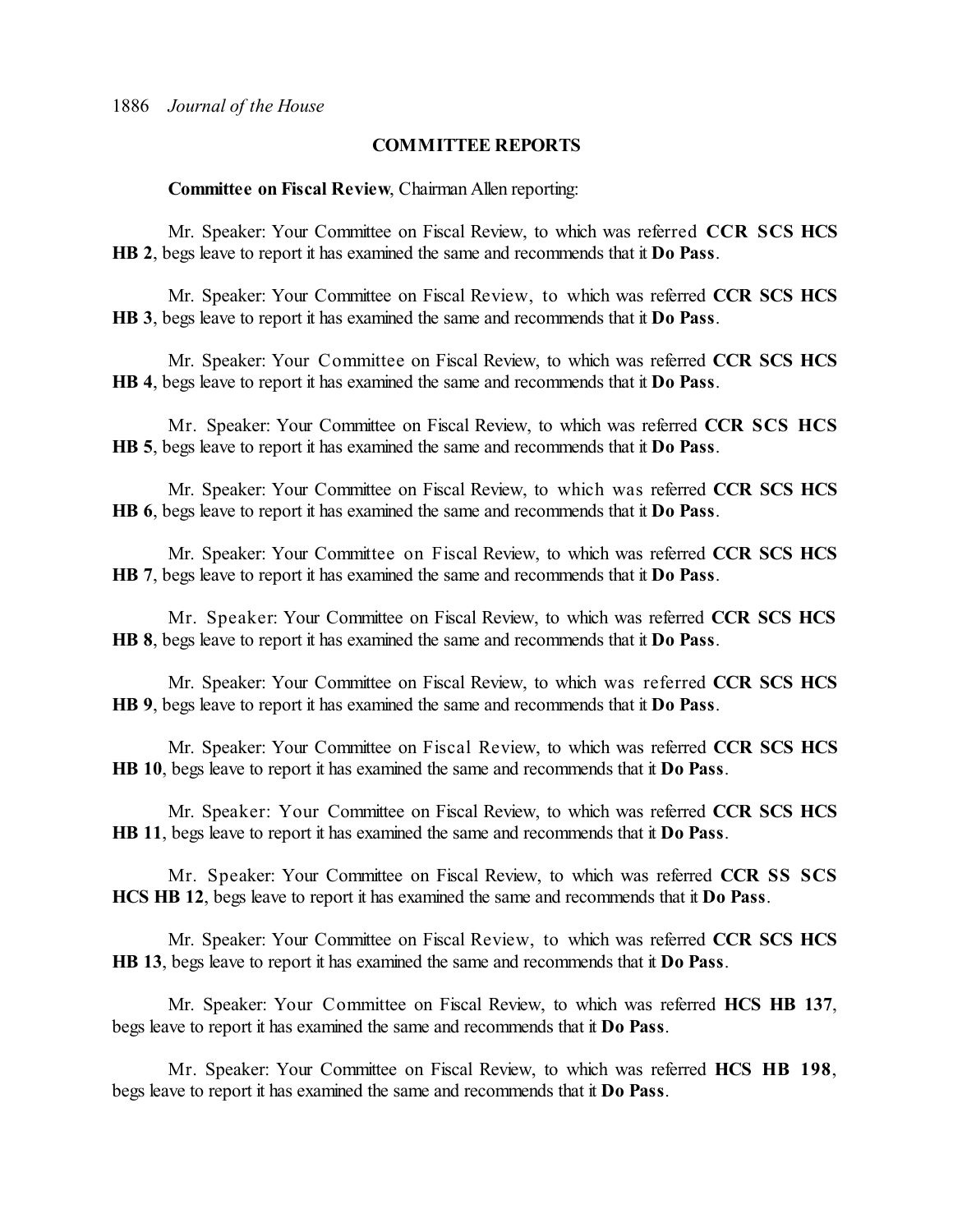## COMMITTEE REPORTS

**Committee on Fiscal Review**, Chairman Allen reporting:

Mr. Speaker: Your Committee on Fiscal Review, to which was referred **CCR SCS HCS HB 2**, begs leave to report it has examined the same and recommends that it **Do Pass**.

Mr. Speaker: Your Committee on Fiscal Review, to which was referred **CCR SCS HCS HB 3**, begs leave to report it has examined the same and recommends that it **Do Pass**.

Mr. Speaker: Your Committee on Fiscal Review, to which was referred **CCR SCS HCS HB 4**, begs leave to report it has examined the same and recommends that it **Do Pass**.

Mr. Speaker: Your Committee on Fiscal Review, to which was referred **CCR SCS HCS HB 5**, begs leave to report it has examined the same and recommends that it **Do Pass**.

Mr. Speaker: Your Committee on Fiscal Review, to which was referred **CCR SCS HCS HB 6**, begs leave to report it has examined the same and recommends that it **Do Pass**.

Mr. Speaker: Your Committee on Fiscal Review, to which was referred **CCR SCS HCS HB 7**, begs leave to report it has examined the same and recommends that it **Do Pass**.

Mr. Speaker: Your Committee on Fiscal Review, to which was referred **CCR SCS HCS HB 8**, begs leave to report it has examined the same and recommends that it **Do Pass**.

Mr. Speaker: Your Committee on Fiscal Review, to which was referred **CCR SCS HCS HB 9**, begs leave to report it has examined the same and recommends that it **Do Pass**.

Mr. Speaker: Your Committee on Fiscal Review, to which was referred **CCR SCS HCS HB 10**, begs leave to report it has examined the same and recommends that it **Do Pass**.

Mr. Speaker: Your Committee on Fiscal Review, to which was referred **CCR SCS HCS HB 11**, begs leave to report it has examined the same and recommends that it **Do Pass**.

Mr. Speaker: Your Committee on Fiscal Review, to which was referred **CCR SS SCS HCS HB 12**, begs leave to report it has examined the same and recommends that it **Do Pass**.

Mr. Speaker: Your Committee on Fiscal Review, to which was referred **CCR SCS HCS HB 13**, begs leave to report it has examined the same and recommends that it **Do Pass**.

Mr. Speaker: Your Committee on Fiscal Review, to which was referred **HCS HB 137**, begs leave to report it has examined the same and recommends that it **Do Pass**.

Mr. Speaker: Your Committee on Fiscal Review, to which was referred **HCS HB 198**, begs leave to report it has examined the same and recommends that it **Do Pass**.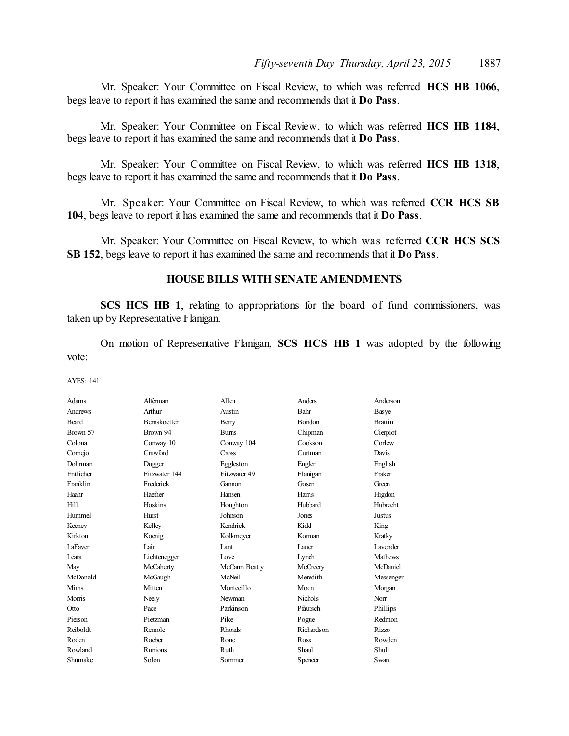Mr. Speaker: Your Committee on Fiscal Review, to which was referred **HCS HB 1066**, begs leave to report it has examined the same and recommends that it **Do Pass**.

Mr. Speaker: Your Committee on Fiscal Review, to which was referred **HCS HB 1184**, begs leave to report it has examined the same and recommends that it **Do Pass**.

Mr. Speaker: Your Committee on Fiscal Review, to which was referred **HCS HB 1318**, begs leave to report it has examined the same and recommends that it **Do Pass**.

Mr. Speaker: Your Committee on Fiscal Review, to which was referred **CCR HCS SB 104**, begs leave to report it has examined the same and recommends that it **Do Pass**.

Mr. Speaker: Your Committee on Fiscal Review, to which was referred **CCR HCS SCS SB 152**, begs leave to report it has examined the same and recommends that it **Do Pass**.

## HOUSE BILLS WITH SENATE AMENDMENTS

**SCS HCS HB 1**, relating to appropriations for the board of fund commissioners, was taken up by Representative Flanigan.

On motion of Representative Flanigan, **SCS HCS HB 1** was adopted by the following vote:

AYES: 141

| | | | | |
|---|---|---|---|---|
| Adams | Alferman | Allen | Anders | Anderson |
| Andrews | Arthur | Austin | Bahr | Basye |
| Beard | Bernskoetter | Berry | Bondon | Brattin |
| Brown 57 | Brown 94 | Burns | Chipman | Cierpiot |
| Colona | Conway 10 | Conway 104 | Cookson | Corlew |
| Cornejo | Crawford | Cross | Curtman | Davis |
| Dohrman | Dugger | Eggleston | Engler | English |
| Entlicher | Fitzwater 144 | Fitzwater 49 | Flanigan | Fraker |
| Franklin | Frederick | Gannon | Gosen | Green |
| Haahr | Haefner | Hansen | Harris | Higdon |
| Hill | Hoskins | Houghton | Hubbard | Hubrecht |
| Hummel | Hurst | Johnson | Jones | Justus |
| Keeney | Kelley | Kendrick | Kidd | King |
| Kirkton | Koenig | Kolkmeyer | Korman | Kratky |
| LaFaver | Lair | Lant | Lauer | Lavender |
| Leara | Lichtenegger | Love | Lynch | Mathews |
| May | McCaherty | McCann Beatty | McCreery | McDaniel |
| McDonald | McGaugh | McNeil | Meredith | Messenger |
| Mims | Mitten | Montecillo | Moon | Morgan |
| Morris | Neely | Newman | Nichols | Norr |
| Otto | Pace | Parkinson | Pfautsch | Phillips |
| Pierson | Pietzman | Pike | Pogue | Redmon |
| Reiboldt | Remole | Rhoads | Richardson | Rizzo |
| Roden | Roeber | Rone | Ross | Rowden |
| Rowland | Runions | Ruth | Shaul | Shull |
| Shumake | Solon | Sommer | Spencer | Swan |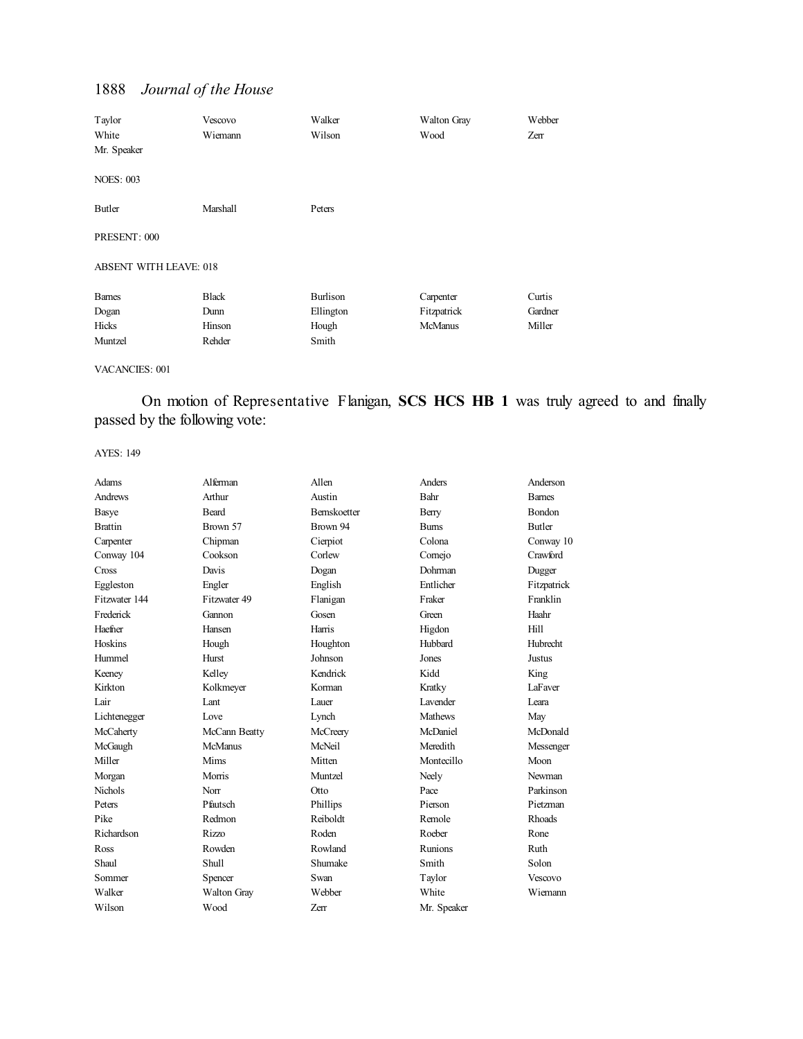| | | | | |
|---|---|---|---|---|
| Taylor | Vescovo | Walker | Walton Gray | Webber |
| White | Wiemann | Wilson | Wood | Zerr |
| Mr. Speaker | | | | |

NOES: 003

| | | |
|---|---|---|
| Butler | Marshall | Peters |

PRESENT: 000

ABSENT WITH LEAVE: 018

| | | | | |
|---|---|---|---|---|
| Barnes | Black | Burlison | Carpenter | Curtis |
| Dogan | Dunn | Ellington | Fitzpatrick | Gardner |
| Hicks | Hinson | Hough | McManus | Miller |
| Muntzel | Rehder | Smith | | |

VACANCIES: 001

On motion of Representative Flanigan, **SCS HCS HB 1** was truly agreed to and finally passed by the following vote:

AYES: 149

| | | | | |
|---|---|---|---|---|
| Adams | Alferman | Allen | Anders | Anderson |
| Andrews | Arthur | Austin | Bahr | Barnes |
| Basye | Beard | Bernskoetter | Berry | Bondon |
| Brattin | Brown 57 | Brown 94 | Burns | Butler |
| Carpenter | Chipman | Cierpiot | Colona | Conway 10 |
| Conway 104 | Cookson | Corlew | Cornejo | Crawford |
| Cross | Davis | Dogan | Dohrman | Dugger |
| Eggleston | Engler | English | Entlicher | Fitzpatrick |
| Fitzwater 144 | Fitzwater 49 | Flanigan | Fraker | Franklin |
| Frederick | Gannon | Gosen | Green | Haahr |
| Haefner | Hansen | Harris | Higdon | Hill |
| Hoskins | Hough | Houghton | Hubbard | Hubrecht |
| Hummel | Hurst | Johnson | Jones | Justus |
| Keeney | Kelley | Kendrick | Kidd | King |
| Kirkton | Kolkmeyer | Korman | Kratky | LaFaver |
| Lair | Lant | Lauer | Lavender | Leara |
| Lichtenegger | Love | Lynch | Mathews | May |
| McCaherty | McCann Beatty | McCreery | McDaniel | McDonald |
| McGaugh | McManus | McNeil | Meredith | Messenger |
| Miller | Mims | Mitten | Montecillo | Moon |
| Morgan | Morris | Muntzel | Neely | Newman |
| Nichols | Norr | Otto | Pace | Parkinson |
| Peters | Pfautsch | Phillips | Pierson | Pietzman |
| Pike | Redmon | Reiboldt | Remole | Rhoads |
| Richardson | Rizzo | Roden | Roeber | Rone |
| Ross | Rowden | Rowland | Runions | Ruth |
| Shaul | Shull | Shumake | Smith | Solon |
| Sommer | Spencer | Swan | Taylor | Vescovo |
| Walker | Walton Gray | Webber | White | Wiemann |
| Wilson | Wood | Zerr | Mr. Speaker | |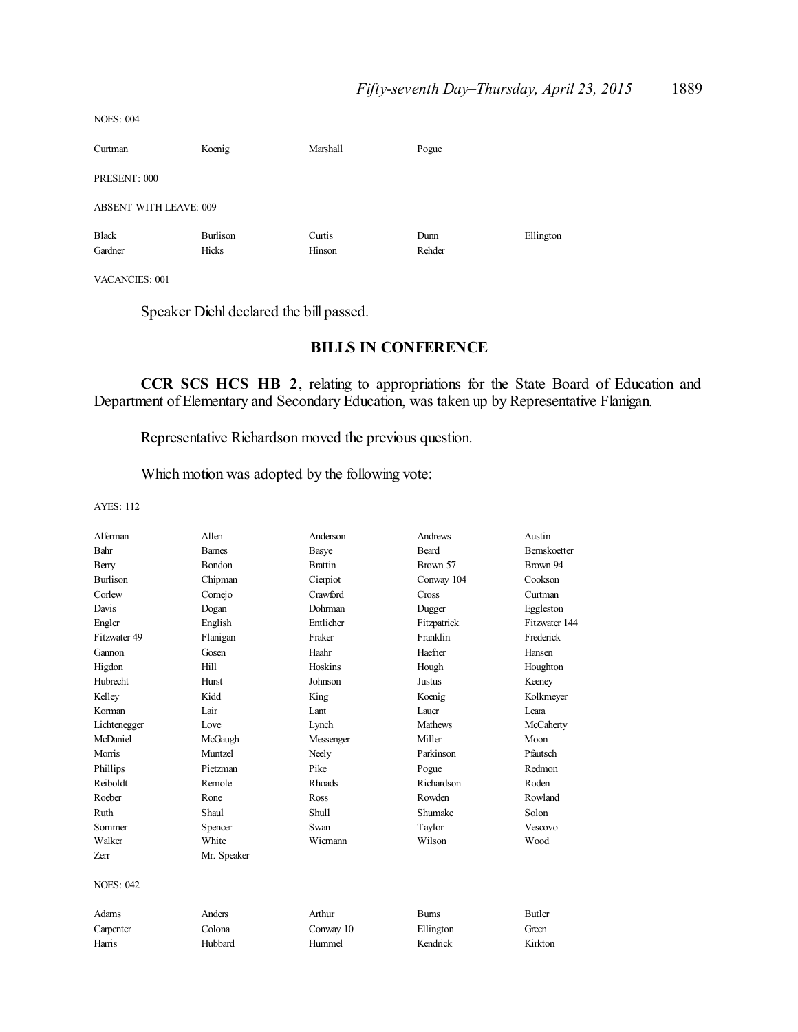NOES: 004

| | | | |
|---|---|---|---|
| Curtman | Koenig | Marshall | Pogue |

PRESENT: 000

ABSENT WITH LEAVE: 009

| | | | | |
|---|---|---|---|---|
| Black | Burlison | Curtis | Dunn | Ellington |
| Gardner | Hicks | Hinson | Rehder | |

VACANCIES: 001

Speaker Diehl declared the bill passed.

## BILLS IN CONFERENCE

**CCR SCS HCS HB 2**, relating to appropriations for the State Board of Education and Department of Elementary and Secondary Education, was taken up by Representative Flanigan.

Representative Richardson moved the previous question.

Which motion was adopted by the following vote:

AYES: 112

| | | | | |
|---|---|---|---|---|
| Alferman | Allen | Anderson | Andrews | Austin |
| Bahr | Barnes | Basye | Beard | Bernskoetter |
| Berry | Bondon | Brattin | Brown 57 | Brown 94 |
| Burlison | Chipman | Cierpiot | Conway 104 | Cookson |
| Corlew | Cornejo | Crawford | Cross | Curtman |
| Davis | Dogan | Dohrman | Dugger | Eggleston |
| Engler | English | Entlicher | Fitzpatrick | Fitzwater 144 |
| Fitzwater 49 | Flanigan | Fraker | Franklin | Frederick |
| Gannon | Gosen | Haahr | Haefner | Hansen |
| Higdon | Hill | Hoskins | Hough | Houghton |
| Hubrecht | Hurst | Johnson | Justus | Keeney |
| Kelley | Kidd | King | Koenig | Kolkmeyer |
| Korman | Lair | Lant | Lauer | Leara |
| Lichtenegger | Love | Lynch | Mathews | McCaherty |
| McDaniel | McGaugh | Messenger | Miller | Moon |
| Morris | Muntzel | Neely | Parkinson | Pfautsch |
| Phillips | Pietzman | Pike | Pogue | Redmon |
| Reiboldt | Remole | Rhoads | Richardson | Roden |
| Roeber | Rone | Ross | Rowden | Rowland |
| Ruth | Shaul | Shull | Shumake | Solon |
| Sommer | Spencer | Swan | Taylor | Vescovo |
| Walker | White | Wiemann | Wilson | Wood |
| Zerr | Mr. Speaker | | | |

NOES: 042

| | | | | |
|---|---|---|---|---|
| Adams | Anders | Arthur | Burns | Butler |
| Carpenter | Colona | Conway 10 | Ellington | Green |
| Harris | Hubbard | Hummel | Kendrick | Kirkton |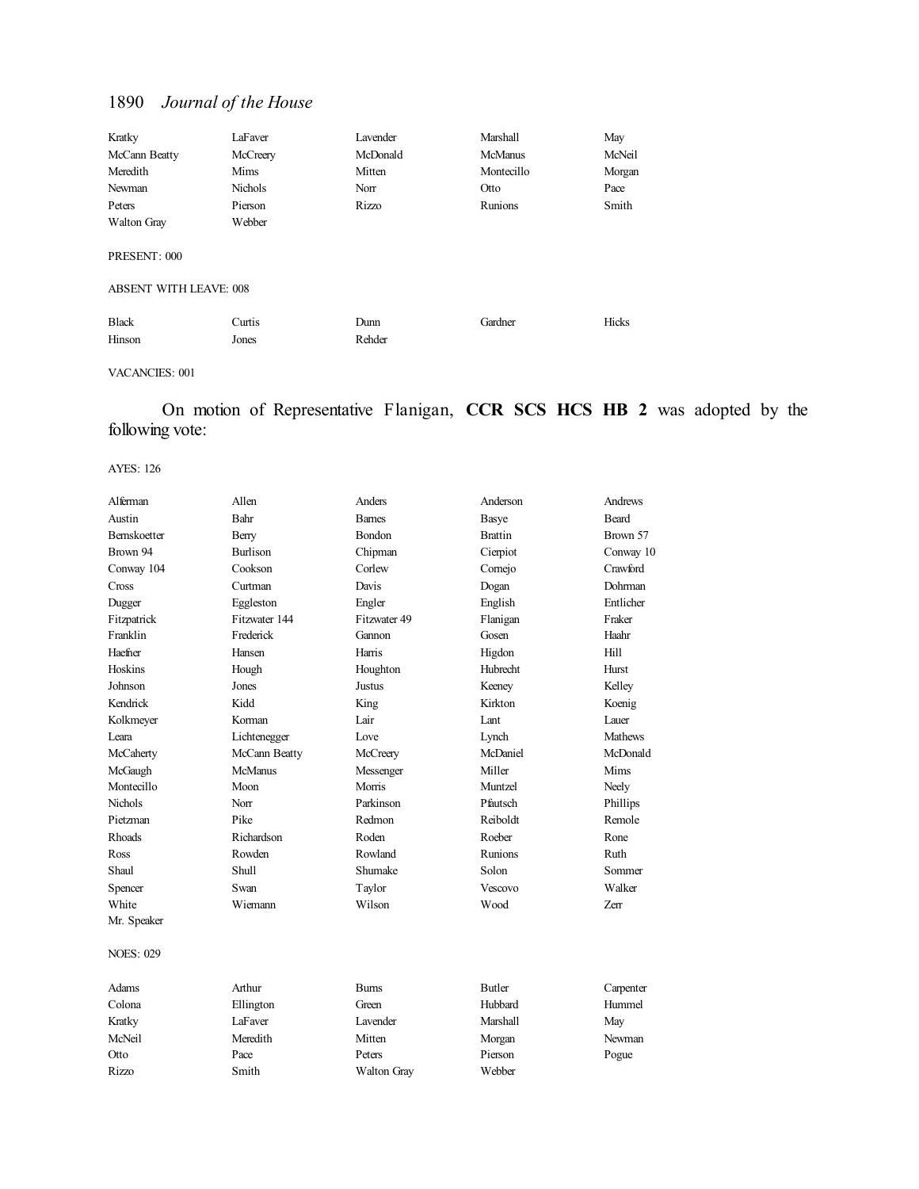| | | | | |
|---|---|---|---|---|
| Kratky | LaFaver | Lavender | Marshall | May |
| McCann Beatty | McCreery | McDonald | McManus | McNeil |
| Meredith | Mims | Mitten | Montecillo | Morgan |
| Newman | Nichols | Norr | Otto | Pace |
| Peters | Pierson | Rizzo | Runions | Smith |
| Walton Gray | Webber | | | |

PRESENT: 000

ABSENT WITH LEAVE: 008

| | | | | |
|---|---|---|---|---|
| Black | Curtis | Dunn | Gardner | Hicks |
| Hinson | Jones | Rehder | | |

VACANCIES: 001

On motion of Representative Flanigan, **CCR SCS HCS HB 2** was adopted by the following vote:

AYES: 126

| | | | | |
|---|---|---|---|---|
| Alferman | Allen | Anders | Anderson | Andrews |
| Austin | Bahr | Barnes | Basye | Beard |
| Bernskoetter | Berry | Bondon | Brattin | Brown 57 |
| Brown 94 | Burlison | Chipman | Cierpiot | Conway 10 |
| Conway 104 | Cookson | Corlew | Cornejo | Crawford |
| Cross | Curtman | Davis | Dogan | Dohrman |
| Dugger | Eggleston | Engler | English | Entlicher |
| Fitzpatrick | Fitzwater 144 | Fitzwater 49 | Flanigan | Fraker |
| Franklin | Frederick | Gannon | Gosen | Haahr |
| Haefner | Hansen | Harris | Higdon | Hill |
| Hoskins | Hough | Houghton | Hubrecht | Hurst |
| Johnson | Jones | Justus | Keeney | Kelley |
| Kendrick | Kidd | King | Kirkton | Koenig |
| Kolkmeyer | Korman | Lair | Lant | Lauer |
| Leara | Lichtenegger | Love | Lynch | Mathews |
| McCaherty | McCann Beatty | McCreery | McDaniel | McDonald |
| McGaugh | McManus | Messenger | Miller | Mims |
| Montecillo | Moon | Morris | Muntzel | Neely |
| Nichols | Norr | Parkinson | Pfautsch | Phillips |
| Pietzman | Pike | Redmon | Reiboldt | Remole |
| Rhoads | Richardson | Roden | Roeber | Rone |
| Ross | Rowden | Rowland | Runions | Ruth |
| Shaul | Shull | Shumake | Solon | Sommer |
| Spencer | Swan | Taylor | Vescovo | Walker |
| White | Wiemann | Wilson | Wood | Zerr |
| Mr. Speaker | | | | |

NOES: 029

| | | | | |
|---|---|---|---|---|
| Adams | Arthur | Burns | Butler | Carpenter |
| Colona | Ellington | Green | Hubbard | Hummel |
| Kratky | LaFaver | Lavender | Marshall | May |
| McNeil | Meredith | Mitten | Morgan | Newman |
| Otto | Pace | Peters | Pierson | Pogue |
| Rizzo | Smith | Walton Gray | Webber | |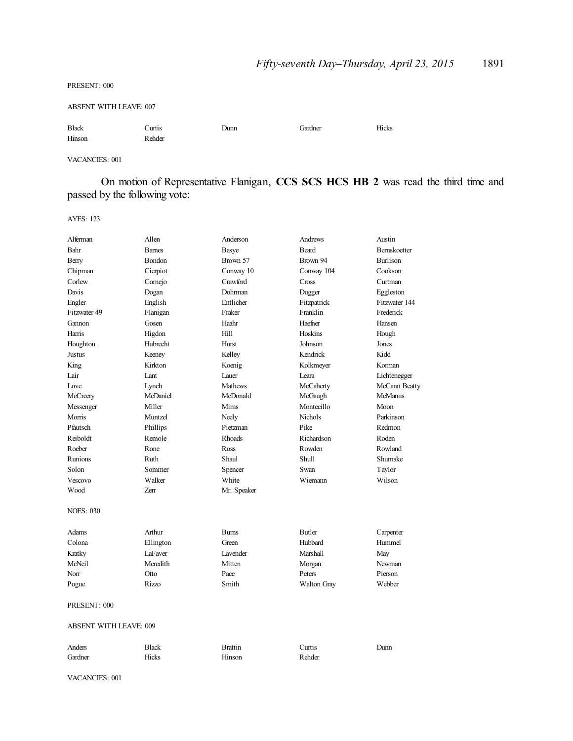PRESENT: 000

ABSENT WITH LEAVE: 007

| | | | | |
|---|---|---|---|---|
| Black | Curtis | Dunn | Gardner | Hicks |
| Hinson | Rehder | | | |

VACANCIES: 001

On motion of Representative Flanigan, **CCS SCS HCS HB 2** was read the third time and passed by the following vote:

AYES: 123

| | | | | |
|---|---|---|---|---|
| Alferman | Allen | Anderson | Andrews | Austin |
| Bahr | Barnes | Basye | Beard | Bernskoetter |
| Berry | Bondon | Brown 57 | Brown 94 | Burlison |
| Chipman | Cierpiot | Conway 10 | Conway 104 | Cookson |
| Corlew | Cornejo | Crawford | Cross | Curtman |
| Davis | Dogan | Dohrman | Dugger | Eggleston |
| Engler | English | Entlicher | Fitzpatrick | Fitzwater 144 |
| Fitzwater 49 | Flanigan | Fraker | Franklin | Frederick |
| Gannon | Gosen | Haahr | Haefner | Hansen |
| Harris | Higdon | Hill | Hoskins | Hough |
| Houghton | Hubrecht | Hurst | Johnson | Jones |
| Justus | Keeney | Kelley | Kendrick | Kidd |
| King | Kirkton | Koenig | Kolkmeyer | Korman |
| Lair | Lant | Lauer | Leara | Lichtenegger |
| Love | Lynch | Mathews | McCaherty | McCann Beatty |
| McCreery | McDaniel | McDonald | McGaugh | McManus |
| Messenger | Miller | Mims | Montecillo | Moon |
| Morris | Muntzel | Neely | Nichols | Parkinson |
| Pfautsch | Phillips | Pietzman | Pike | Redmon |
| Reiboldt | Remole | Rhoads | Richardson | Roden |
| Roeber | Rone | Ross | Rowden | Rowland |
| Runions | Ruth | Shaul | Shull | Shumake |
| Solon | Sommer | Spencer | Swan | Taylor |
| Vescovo | Walker | White | Wiemann | Wilson |
| Wood | Zerr | Mr. Speaker | | |

NOES: 030

| | | | | |
|---|---|---|---|---|
| Adams | Arthur | Burns | Butler | Carpenter |
| Colona | Ellington | Green | Hubbard | Hummel |
| Kratky | LaFaver | Lavender | Marshall | May |
| McNeil | Meredith | Mitten | Morgan | Newman |
| Norr | Otto | Pace | Peters | Pierson |
| Pogue | Rizzo | Smith | Walton Gray | Webber |

PRESENT: 000

ABSENT WITH LEAVE: 009

| | | | | |
|---|---|---|---|---|
| Anders | Black | Brattin | Curtis | Dunn |
| Gardner | Hicks | Hinson | Rehder | |

VACANCIES: 001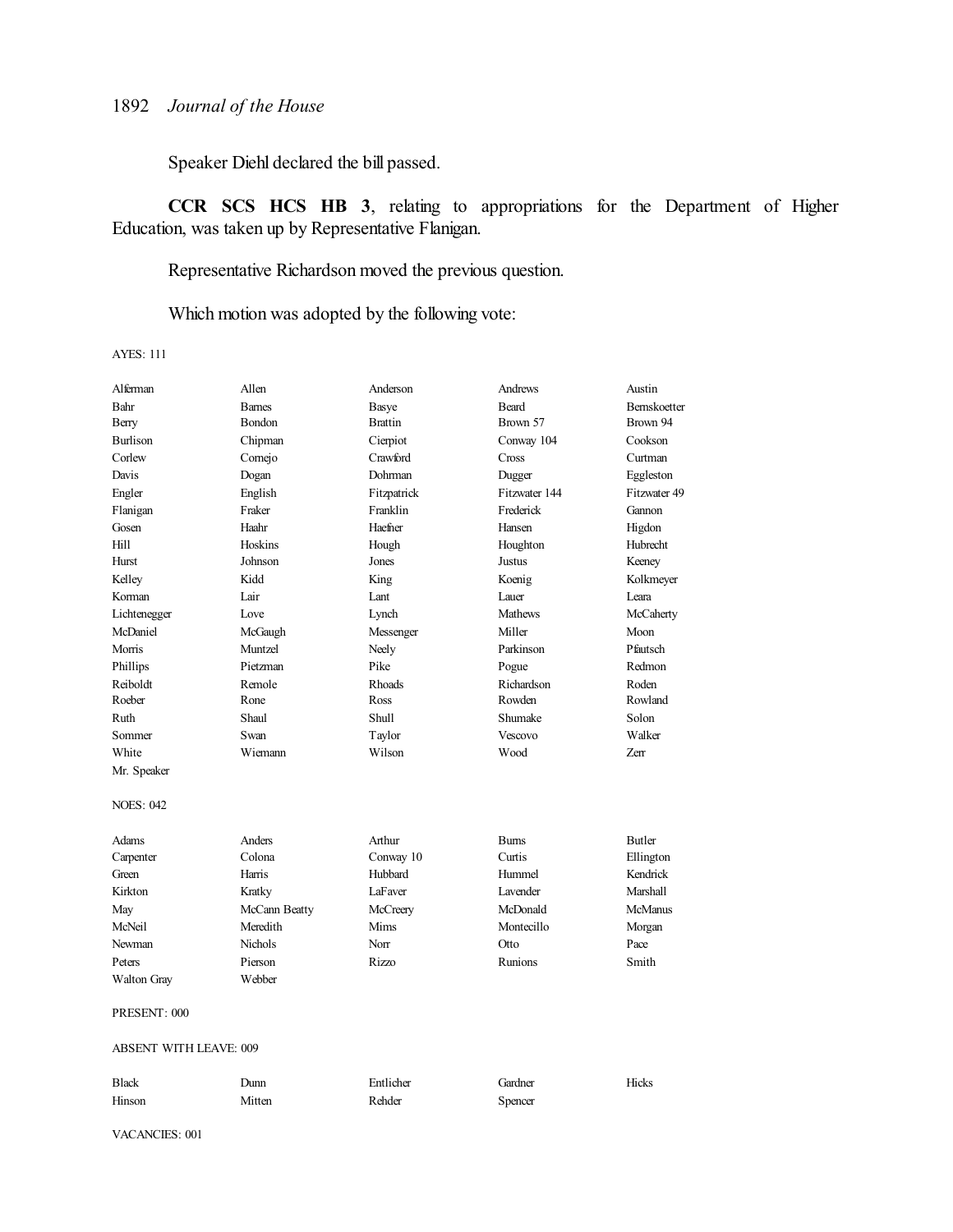Speaker Diehl declared the bill passed.

**CCR SCS HCS HB 3**, relating to appropriations for the Department of Higher Education, was taken up by Representative Flanigan.

Representative Richardson moved the previous question.

Which motion was adopted by the following vote:

AYES: 111

| | | | | |
|---|---|---|---|---|
| Alferman | Allen | Anderson | Andrews | Austin |
| Bahr | Barnes | Basye | Beard | Bernskoetter |
| Berry | Bondon | Brattin | Brown 57 | Brown 94 |
| Burlison | Chipman | Cierpiot | Conway 104 | Cookson |
| Corlew | Cornejo | Crawford | Cross | Curtman |
| Davis | Dogan | Dohrman | Dugger | Eggleston |
| Engler | English | Fitzpatrick | Fitzwater 144 | Fitzwater 49 |
| Flanigan | Fraker | Franklin | Frederick | Gannon |
| Gosen | Haahr | Haefner | Hansen | Higdon |
| Hill | Hoskins | Hough | Houghton | Hubrecht |
| Hurst | Johnson | Jones | Justus | Keeney |
| Kelley | Kidd | King | Koenig | Kolkmeyer |
| Korman | Lair | Lant | Lauer | Leara |
| Lichtenegger | Love | Lynch | Mathews | McCaherty |
| McDaniel | McGaugh | Messenger | Miller | Moon |
| Morris | Muntzel | Neely | Parkinson | Pfautsch |
| Phillips | Pietzman | Pike | Pogue | Redmon |
| Reiboldt | Remole | Rhoads | Richardson | Roden |
| Roeber | Rone | Ross | Rowden | Rowland |
| Ruth | Shaul | Shull | Shumake | Solon |
| Sommer | Swan | Taylor | Vescovo | Walker |
| White | Wiemann | Wilson | Wood | Zerr |
| Mr. Speaker | | | | |

NOES: 042

| | | | | |
|---|---|---|---|---|
| Adams | Anders | Arthur | Burns | Butler |
| Carpenter | Colona | Conway 10 | Curtis | Ellington |
| Green | Harris | Hubbard | Hummel | Kendrick |
| Kirkton | Kratky | LaFaver | Lavender | Marshall |
| May | McCann Beatty | McCreery | McDonald | McManus |
| McNeil | Meredith | Mims | Montecillo | Morgan |
| Newman | Nichols | Norr | Otto | Pace |
| Peters | Pierson | Rizzo | Runions | Smith |
| Walton Gray | Webber | | | |

PRESENT: 000

ABSENT WITH LEAVE: 009

| | | | | |
|---|---|---|---|---|
| Black | Dunn | Entlicher | Gardner | Hicks |
| Hinson | Mitten | Rehder | Spencer | |

VACANCIES: 001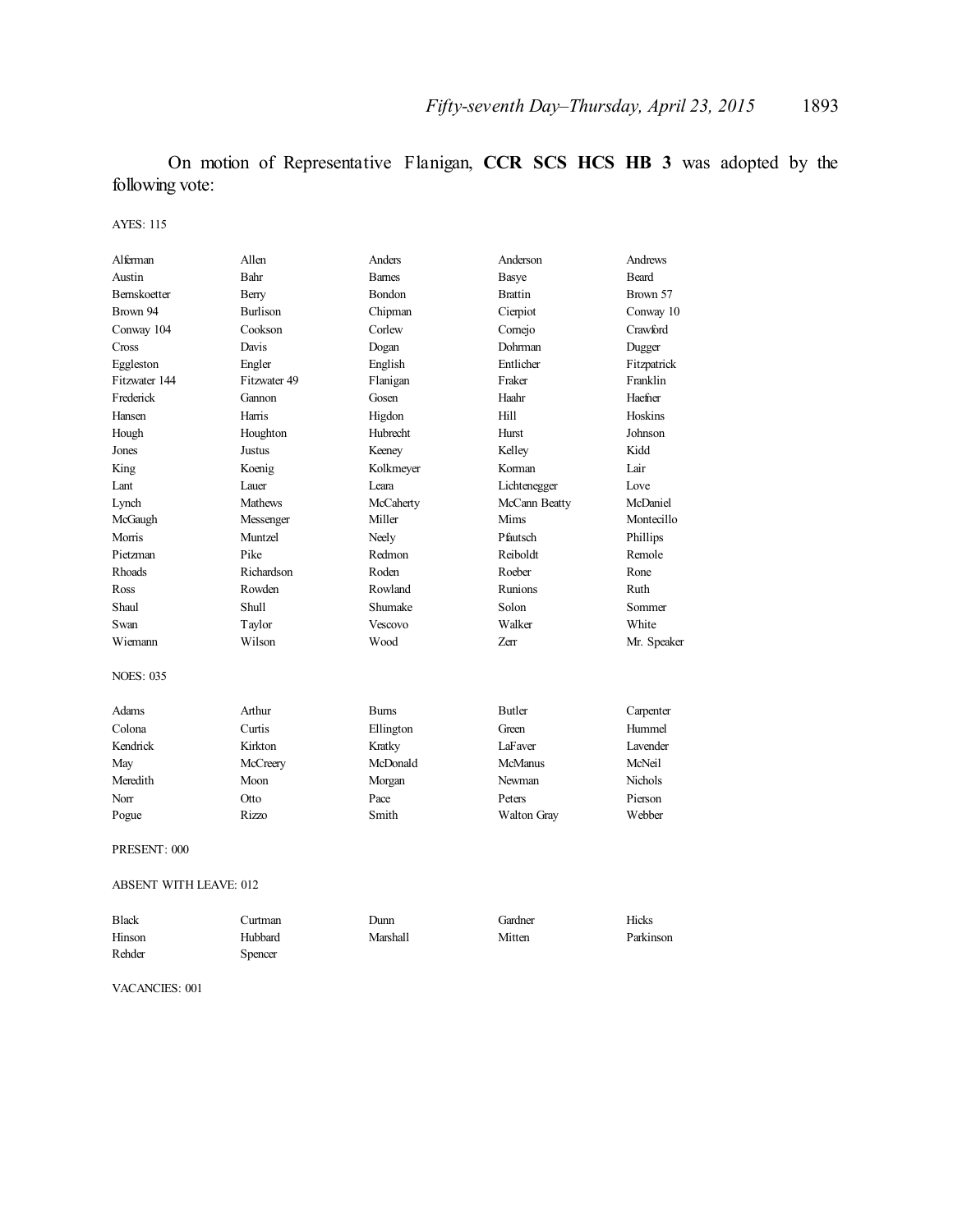On motion of Representative Flanigan, **CCR SCS HCS HB 3** was adopted by the following vote:

AYES: 115

| | | | | |
|---|---|---|---|---|
| Alferman | Allen | Anders | Anderson | Andrews |
| Austin | Bahr | Barnes | Basye | Beard |
| Bernskoetter | Berry | Bondon | Brattin | Brown 57 |
| Brown 94 | Burlison | Chipman | Cierpiot | Conway 10 |
| Conway 104 | Cookson | Corlew | Cornejo | Crawford |
| Cross | Davis | Dogan | Dohrman | Dugger |
| Eggleston | Engler | English | Entlicher | Fitzpatrick |
| Fitzwater 144 | Fitzwater 49 | Flanigan | Fraker | Franklin |
| Frederick | Gannon | Gosen | Haahr | Haefner |
| Hansen | Harris | Higdon | Hill | Hoskins |
| Hough | Houghton | Hubrecht | Hurst | Johnson |
| Jones | Justus | Keeney | Kelley | Kidd |
| King | Koenig | Kolkmeyer | Korman | Lair |
| Lant | Lauer | Leara | Lichtenegger | Love |
| Lynch | Mathews | McCaherty | McCann Beatty | McDaniel |
| McGaugh | Messenger | Miller | Mims | Montecillo |
| Morris | Muntzel | Neely | Pfautsch | Phillips |
| Pietzman | Pike | Redmon | Reiboldt | Remole |
| Rhoads | Richardson | Roden | Roeber | Rone |
| Ross | Rowden | Rowland | Runions | Ruth |
| Shaul | Shull | Shumake | Solon | Sommer |
| Swan | Taylor | Vescovo | Walker | White |
| Wiemann | Wilson | Wood | Zerr | Mr. Speaker |

NOES: 035

| | | | | |
|---|---|---|---|---|
| Adams | Arthur | Burns | Butler | Carpenter |
| Colona | Curtis | Ellington | Green | Hummel |
| Kendrick | Kirkton | Kratky | LaFaver | Lavender |
| May | McCreery | McDonald | McManus | McNeil |
| Meredith | Moon | Morgan | Newman | Nichols |
| Norr | Otto | Pace | Peters | Pierson |
| Pogue | Rizzo | Smith | Walton Gray | Webber |

PRESENT: 000

ABSENT WITH LEAVE: 012

| | | | | |
|---|---|---|---|---|
| Black | Curtman | Dunn | Gardner | Hicks |
| Hinson | Hubbard | Marshall | Mitten | Parkinson |
| Rehder | Spencer | | | |

VACANCIES: 001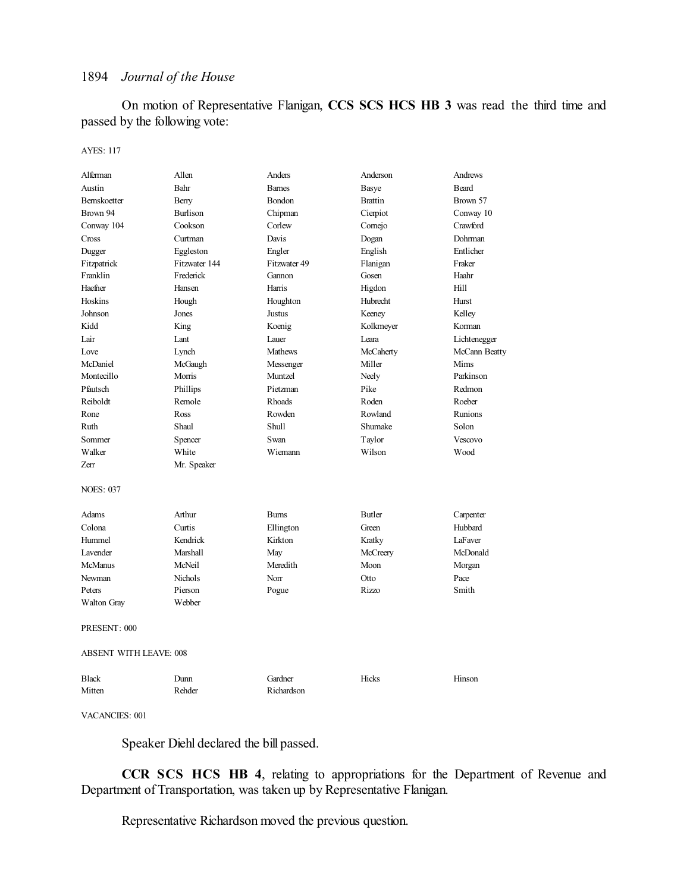On motion of Representative Flanigan, **CCS SCS HCS HB 3** was read the third time and passed by the following vote:

AYES: 117

| | | | | |
|---|---|---|---|---|
| Alferman | Allen | Anders | Anderson | Andrews |
| Austin | Bahr | Barnes | Basye | Beard |
| Bernskoetter | Berry | Bondon | Brattin | Brown 57 |
| Brown 94 | Burlison | Chipman | Cierpiot | Conway 10 |
| Conway 104 | Cookson | Corlew | Cornejo | Crawford |
| Cross | Curtman | Davis | Dogan | Dohrman |
| Dugger | Eggleston | Engler | English | Entlicher |
| Fitzpatrick | Fitzwater 144 | Fitzwater 49 | Flanigan | Fraker |
| Franklin | Frederick | Gannon | Gosen | Haahr |
| Haefner | Hansen | Harris | Higdon | Hill |
| Hoskins | Hough | Houghton | Hubrecht | Hurst |
| Johnson | Jones | Justus | Keeney | Kelley |
| Kidd | King | Koenig | Kolkmeyer | Korman |
| Lair | Lant | Lauer | Leara | Lichtenegger |
| Love | Lynch | Mathews | McCaherty | McCann Beatty |
| McDaniel | McGaugh | Messenger | Miller | Mims |
| Montecillo | Morris | Muntzel | Neely | Parkinson |
| Pfautsch | Phillips | Pietzman | Pike | Redmon |
| Reiboldt | Remole | Rhoads | Roden | Roeber |
| Rone | Ross | Rowden | Rowland | Runions |
| Ruth | Shaul | Shull | Shumake | Solon |
| Sommer | Spencer | Swan | Taylor | Vescovo |
| Walker | White | Wiemann | Wilson | Wood |
| Zerr | Mr. Speaker | | | |

NOES: 037

| | | | | |
|---|---|---|---|---|
| Adams | Arthur | Burns | Butler | Carpenter |
| Colona | Curtis | Ellington | Green | Hubbard |
| Hummel | Kendrick | Kirkton | Kratky | LaFaver |
| Lavender | Marshall | May | McCreery | McDonald |
| McManus | McNeil | Meredith | Moon | Morgan |
| Newman | Nichols | Norr | Otto | Pace |
| Peters | Pierson | Pogue | Rizzo | Smith |
| Walton Gray | Webber | | | |

PRESENT: 000

ABSENT WITH LEAVE: 008

| | | | | |
|---|---|---|---|---|
| Black | Dunn | Gardner | Hicks | Hinson |
| Mitten | Rehder | Richardson | | |

VACANCIES: 001

Speaker Diehl declared the bill passed.

**CCR SCS HCS HB 4**, relating to appropriations for the Department of Revenue and Department of Transportation, was taken up by Representative Flanigan.

Representative Richardson moved the previous question.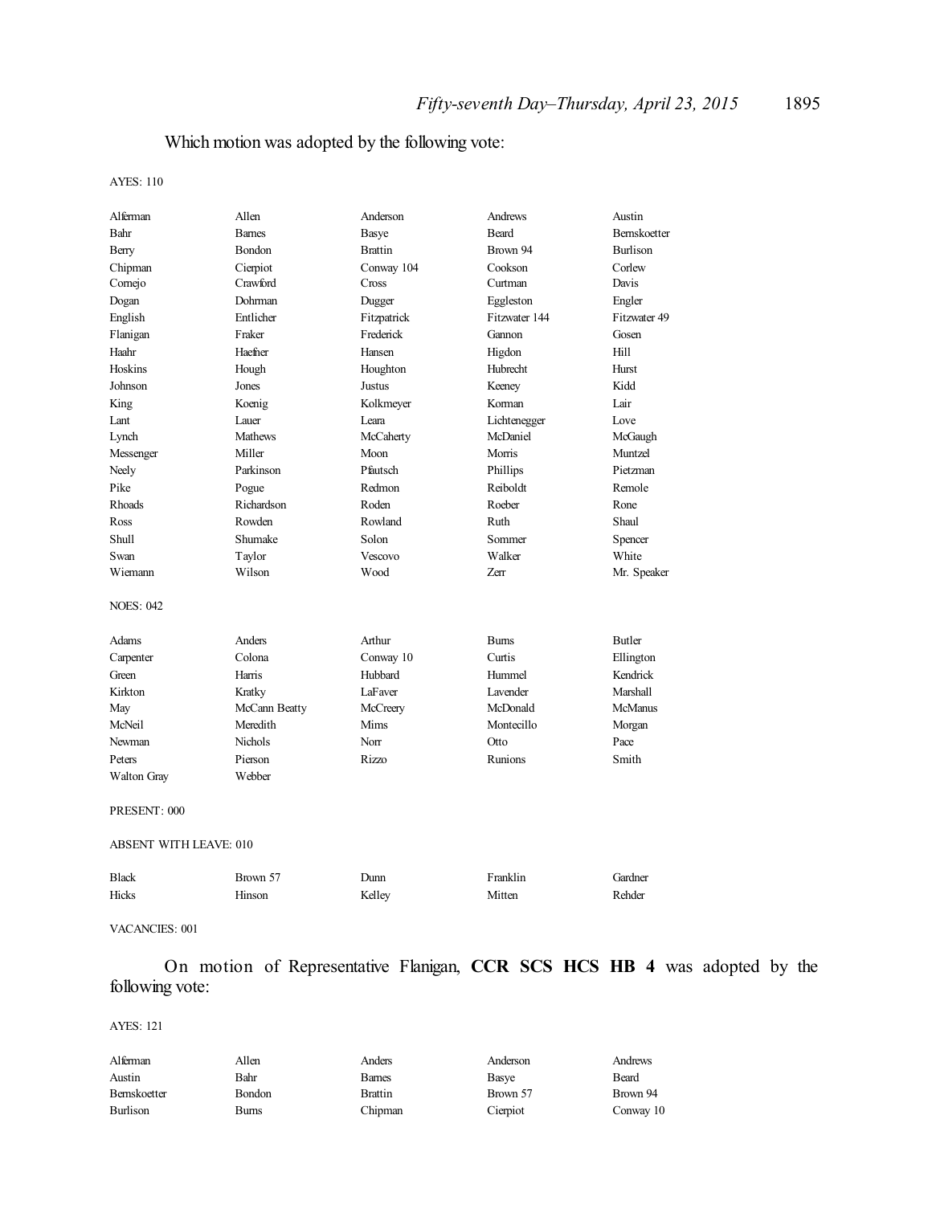Which motion was adopted by the following vote:

AYES: 110

| | | | | |
|---|---|---|---|---|
| Alferman | Allen | Anderson | Andrews | Austin |
| Bahr | Barnes | Basye | Beard | Bernskoetter |
| Berry | Bondon | Brattin | Brown 94 | Burlison |
| Chipman | Cierpiot | Conway 104 | Cookson | Corlew |
| Cornejo | Crawford | Cross | Curtman | Davis |
| Dogan | Dohrman | Dugger | Eggleston | Engler |
| English | Entlicher | Fitzpatrick | Fitzwater 144 | Fitzwater 49 |
| Flanigan | Fraker | Frederick | Gannon | Gosen |
| Haahr | Haefner | Hansen | Higdon | Hill |
| Hoskins | Hough | Houghton | Hubrecht | Hurst |
| Johnson | Jones | Justus | Keeney | Kidd |
| King | Koenig | Kolkmeyer | Korman | Lair |
| Lant | Lauer | Leara | Lichtenegger | Love |
| Lynch | Mathews | McCaherty | McDaniel | McGaugh |
| Messenger | Miller | Moon | Morris | Muntzel |
| Neely | Parkinson | Pfautsch | Phillips | Pietzman |
| Pike | Pogue | Redmon | Reiboldt | Remole |
| Rhoads | Richardson | Roden | Roeber | Rone |
| Ross | Rowden | Rowland | Ruth | Shaul |
| Shull | Shumake | Solon | Sommer | Spencer |
| Swan | Taylor | Vescovo | Walker | White |
| Wiemann | Wilson | Wood | Zerr | Mr. Speaker |

NOES: 042

| | | | | |
|---|---|---|---|---|
| Adams | Anders | Arthur | Burns | Butler |
| Carpenter | Colona | Conway 10 | Curtis | Ellington |
| Green | Harris | Hubbard | Hummel | Kendrick |
| Kirkton | Kratky | LaFaver | Lavender | Marshall |
| May | McCann Beatty | McCreery | McDonald | McManus |
| McNeil | Meredith | Mims | Montecillo | Morgan |
| Newman | Nichols | Norr | Otto | Pace |
| Peters | Pierson | Rizzo | Runions | Smith |
| Walton Gray | Webber | | | |

PRESENT: 000

ABSENT WITH LEAVE: 010

| | | | | |
|---|---|---|---|---|
| Black | Brown 57 | Dunn | Franklin | Gardner |
| Hicks | Hinson | Kelley | Mitten | Rehder |

VACANCIES: 001

On motion of Representative Flanigan, **CCR SCS HCS HB 4** was adopted by the following vote:

AYES: 121

| | | | | |
|---|---|---|---|---|
| Alferman | Allen | Anders | Anderson | Andrews |
| Austin | Bahr | Barnes | Basye | Beard |
| Bernskoetter | Bondon | Brattin | Brown 57 | Brown 94 |
| Burlison | Burns | Chipman | Cierpiot | Conway 10 |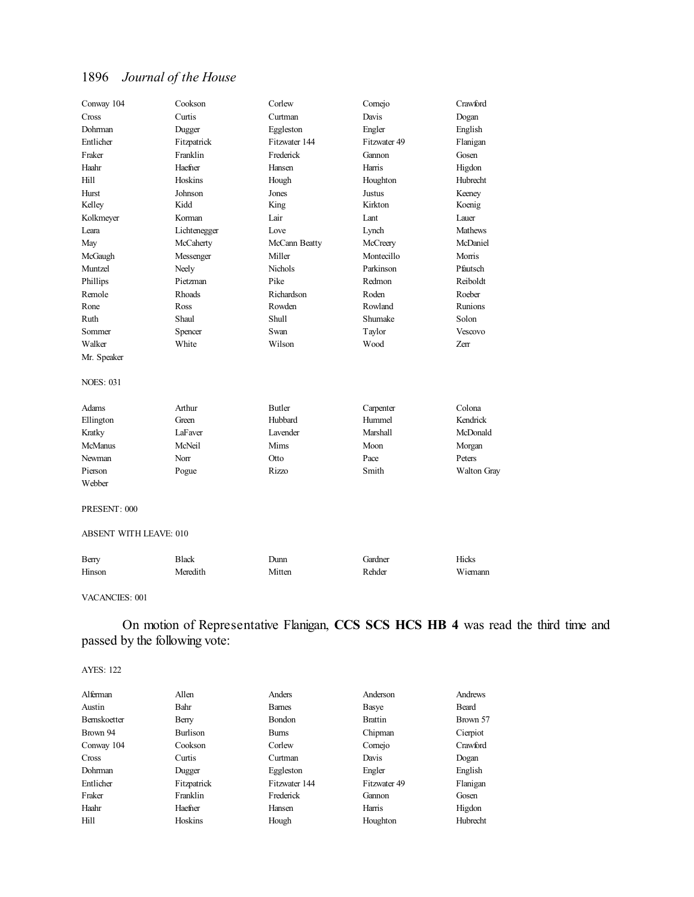| | | | | |
|---|---|---|---|---|
| Conway 104 | Cookson | Corlew | Cornejo | Crawford |
| Cross | Curtis | Curtman | Davis | Dogan |
| Dohrman | Dugger | Eggleston | Engler | English |
| Entlicher | Fitzpatrick | Fitzwater 144 | Fitzwater 49 | Flanigan |
| Fraker | Franklin | Frederick | Gannon | Gosen |
| Haahr | Haefner | Hansen | Harris | Higdon |
| Hill | Hoskins | Hough | Houghton | Hubrecht |
| Hurst | Johnson | Jones | Justus | Keeney |
| Kelley | Kidd | King | Kirkton | Koenig |
| Kolkmeyer | Korman | Lair | Lant | Lauer |
| Leara | Lichtenegger | Love | Lynch | Mathews |
| May | McCaherty | McCann Beatty | McCreery | McDaniel |
| McGaugh | Messenger | Miller | Montecillo | Morris |
| Muntzel | Neely | Nichols | Parkinson | Pfautsch |
| Phillips | Pietzman | Pike | Redmon | Reiboldt |
| Remole | Rhoads | Richardson | Roden | Roeber |
| Rone | Ross | Rowden | Rowland | Runions |
| Ruth | Shaul | Shull | Shumake | Solon |
| Sommer | Spencer | Swan | Taylor | Vescovo |
| Walker | White | Wilson | Wood | Zerr |
| Mr. Speaker | | | | |

NOES: 031

| | | | | |
|---|---|---|---|---|
| Adams | Arthur | Butler | Carpenter | Colona |
| Ellington | Green | Hubbard | Hummel | Kendrick |
| Kratky | LaFaver | Lavender | Marshall | McDonald |
| McManus | McNeil | Mims | Moon | Morgan |
| Newman | Norr | Otto | Pace | Peters |
| Pierson | Pogue | Rizzo | Smith | Walton Gray |
| Webber | | | | |

PRESENT: 000

ABSENT WITH LEAVE: 010

| | | | | |
|---|---|---|---|---|
| Berry | Black | Dunn | Gardner | Hicks |
| Hinson | Meredith | Mitten | Rehder | Wiemann |

VACANCIES: 001

On motion of Representative Flanigan, **CCS SCS HCS HB 4** was read the third time and passed by the following vote:

AYES: 122

| | | | | |
|---|---|---|---|---|
| Alferman | Allen | Anders | Anderson | Andrews |
| Austin | Bahr | Barnes | Basye | Beard |
| Bernskoetter | Berry | Bondon | Brattin | Brown 57 |
| Brown 94 | Burlison | Burns | Chipman | Cierpiot |
| Conway 104 | Cookson | Corlew | Cornejo | Crawford |
| Cross | Curtis | Curtman | Davis | Dogan |
| Dohrman | Dugger | Eggleston | Engler | English |
| Entlicher | Fitzpatrick | Fitzwater 144 | Fitzwater 49 | Flanigan |
| Fraker | Franklin | Frederick | Gannon | Gosen |
| Haahr | Haefner | Hansen | Harris | Higdon |
| Hill | Hoskins | Hough | Houghton | Hubrecht |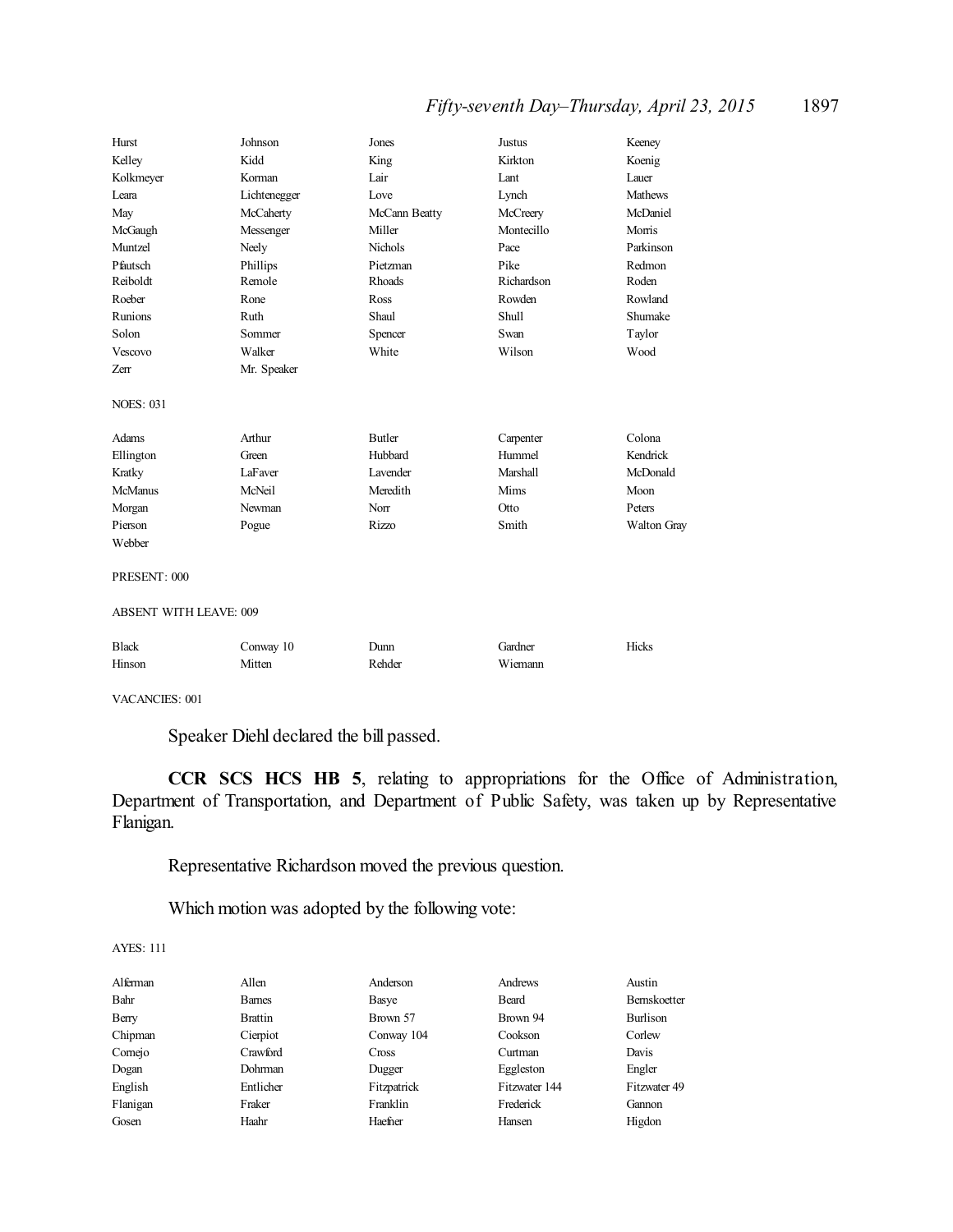| | | | | |
|---|---|---|---|---|
| Hurst | Johnson | Jones | Justus | Keeney |
| Kelley | Kidd | King | Kirkton | Koenig |
| Kolkmeyer | Korman | Lair | Lant | Lauer |
| Leara | Lichtenegger | Love | Lynch | Mathews |
| May | McCaherty | McCann Beatty | McCreery | McDaniel |
| McGaugh | Messenger | Miller | Montecillo | Morris |
| Muntzel | Neely | Nichols | Pace | Parkinson |
| Pfautsch | Phillips | Pietzman | Pike | Redmon |
| Reiboldt | Remole | Rhoads | Richardson | Roden |
| Roeber | Rone | Ross | Rowden | Rowland |
| Runions | Ruth | Shaul | Shull | Shumake |
| Solon | Sommer | Spencer | Swan | Taylor |
| Vescovo | Walker | White | Wilson | Wood |
| Zerr | Mr. Speaker | | | |

NOES: 031

| | | | | |
|---|---|---|---|---|
| Adams | Arthur | Butler | Carpenter | Colona |
| Ellington | Green | Hubbard | Hummel | Kendrick |
| Kratky | LaFaver | Lavender | Marshall | McDonald |
| McManus | McNeil | Meredith | Mims | Moon |
| Morgan | Newman | Norr | Otto | Peters |
| Pierson | Pogue | Rizzo | Smith | Walton Gray |
| Webber | | | | |

PRESENT: 000

ABSENT WITH LEAVE: 009

| | | | | |
|---|---|---|---|---|
| Black | Conway 10 | Dunn | Gardner | Hicks |
| Hinson | Mitten | Rehder | Wiemann | |

VACANCIES: 001

Speaker Diehl declared the bill passed.

**CCR SCS HCS HB 5**, relating to appropriations for the Office of Administration, Department of Transportation, and Department of Public Safety, was taken up by Representative Flanigan.

Representative Richardson moved the previous question.

Which motion was adopted by the following vote:

AYES: 111

| | | | | |
|---|---|---|---|---|
| Alferman | Allen | Anderson | Andrews | Austin |
| Bahr | Barnes | Basye | Beard | Bernskoetter |
| Berry | Brattin | Brown 57 | Brown 94 | Burlison |
| Chipman | Cierpiot | Conway 104 | Cookson | Corlew |
| Cornejo | Crawford | Cross | Curtman | Davis |
| Dogan | Dohrman | Dugger | Eggleston | Engler |
| English | Entlicher | Fitzpatrick | Fitzwater 144 | Fitzwater 49 |
| Flanigan | Fraker | Franklin | Frederick | Gannon |
| Gosen | Haahr | Haefner | Hansen | Higdon |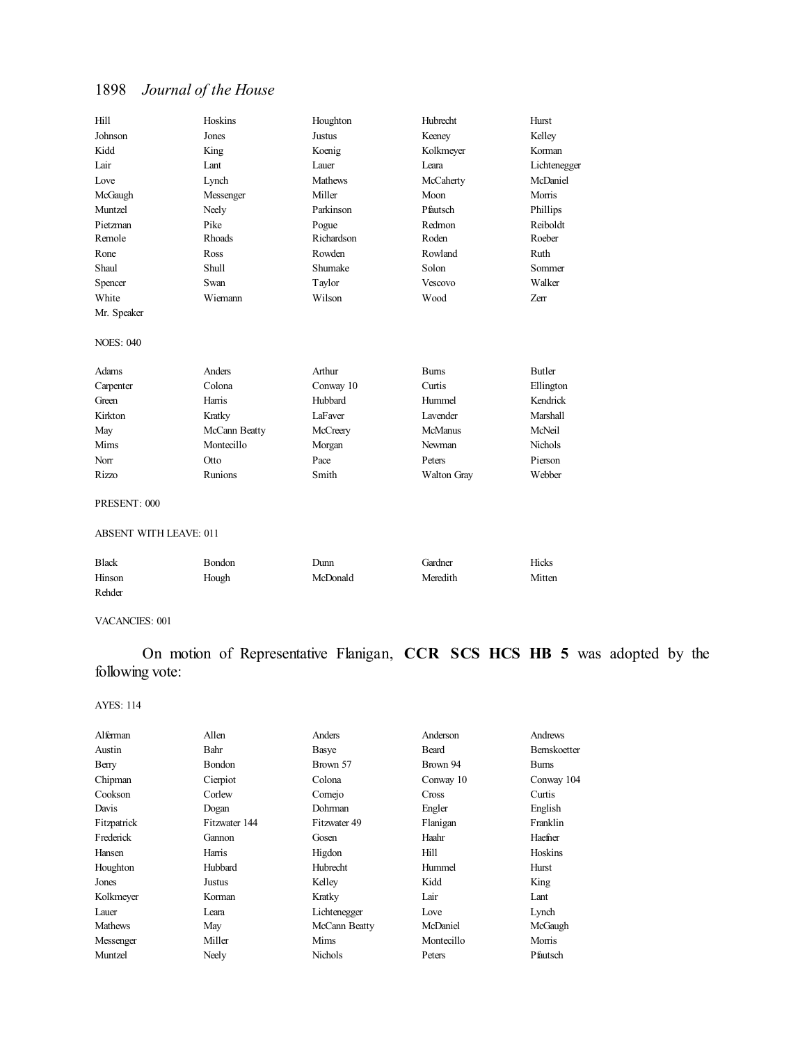| | | | | |
|---|---|---|---|---|
| Hill | Hoskins | Houghton | Hubrecht | Hurst |
| Johnson | Jones | Justus | Keeney | Kelley |
| Kidd | King | Koenig | Kolkmeyer | Korman |
| Lair | Lant | Lauer | Leara | Lichtenegger |
| Love | Lynch | Mathews | McCaherty | McDaniel |
| McGaugh | Messenger | Miller | Moon | Morris |
| Muntzel | Neely | Parkinson | Pfautsch | Phillips |
| Pietzman | Pike | Pogue | Redmon | Reiboldt |
| Remole | Rhoads | Richardson | Roden | Roeber |
| Rone | Ross | Rowden | Rowland | Ruth |
| Shaul | Shull | Shumake | Solon | Sommer |
| Spencer | Swan | Taylor | Vescovo | Walker |
| White | Wiemann | Wilson | Wood | Zerr |
| Mr. Speaker | | | | |

NOES: 040

| | | | | |
|---|---|---|---|---|
| Adams | Anders | Arthur | Burns | Butler |
| Carpenter | Colona | Conway 10 | Curtis | Ellington |
| Green | Harris | Hubbard | Hummel | Kendrick |
| Kirkton | Kratky | LaFaver | Lavender | Marshall |
| May | McCann Beatty | McCreery | McManus | McNeil |
| Mims | Montecillo | Morgan | Newman | Nichols |
| Norr | Otto | Pace | Peters | Pierson |
| Rizzo | Runions | Smith | Walton Gray | Webber |

PRESENT: 000

ABSENT WITH LEAVE: 011

| | | | | |
|---|---|---|---|---|
| Black | Bondon | Dunn | Gardner | Hicks |
| Hinson | Hough | McDonald | Meredith | Mitten |
| Rehder | | | | |

VACANCIES: 001

On motion of Representative Flanigan, **CCR SCS HCS HB 5** was adopted by the following vote:

AYES: 114

| | | | | |
|---|---|---|---|---|
| Alferman | Allen | Anders | Anderson | Andrews |
| Austin | Bahr | Basye | Beard | Bernskoetter |
| Berry | Bondon | Brown 57 | Brown 94 | Burns |
| Chipman | Cierpiot | Colona | Conway 10 | Conway 104 |
| Cookson | Corlew | Cornejo | Cross | Curtis |
| Davis | Dogan | Dohrman | Engler | English |
| Fitzpatrick | Fitzwater 144 | Fitzwater 49 | Flanigan | Franklin |
| Frederick | Gannon | Gosen | Haahr | Haefner |
| Hansen | Harris | Higdon | Hill | Hoskins |
| Houghton | Hubbard | Hubrecht | Hummel | Hurst |
| Jones | Justus | Kelley | Kidd | King |
| Kolkmeyer | Korman | Kratky | Lair | Lant |
| Lauer | Leara | Lichtenegger | Love | Lynch |
| Mathews | May | McCann Beatty | McDaniel | McGaugh |
| Messenger | Miller | Mims | Montecillo | Morris |
| Muntzel | Neely | Nichols | Peters | Pfautsch |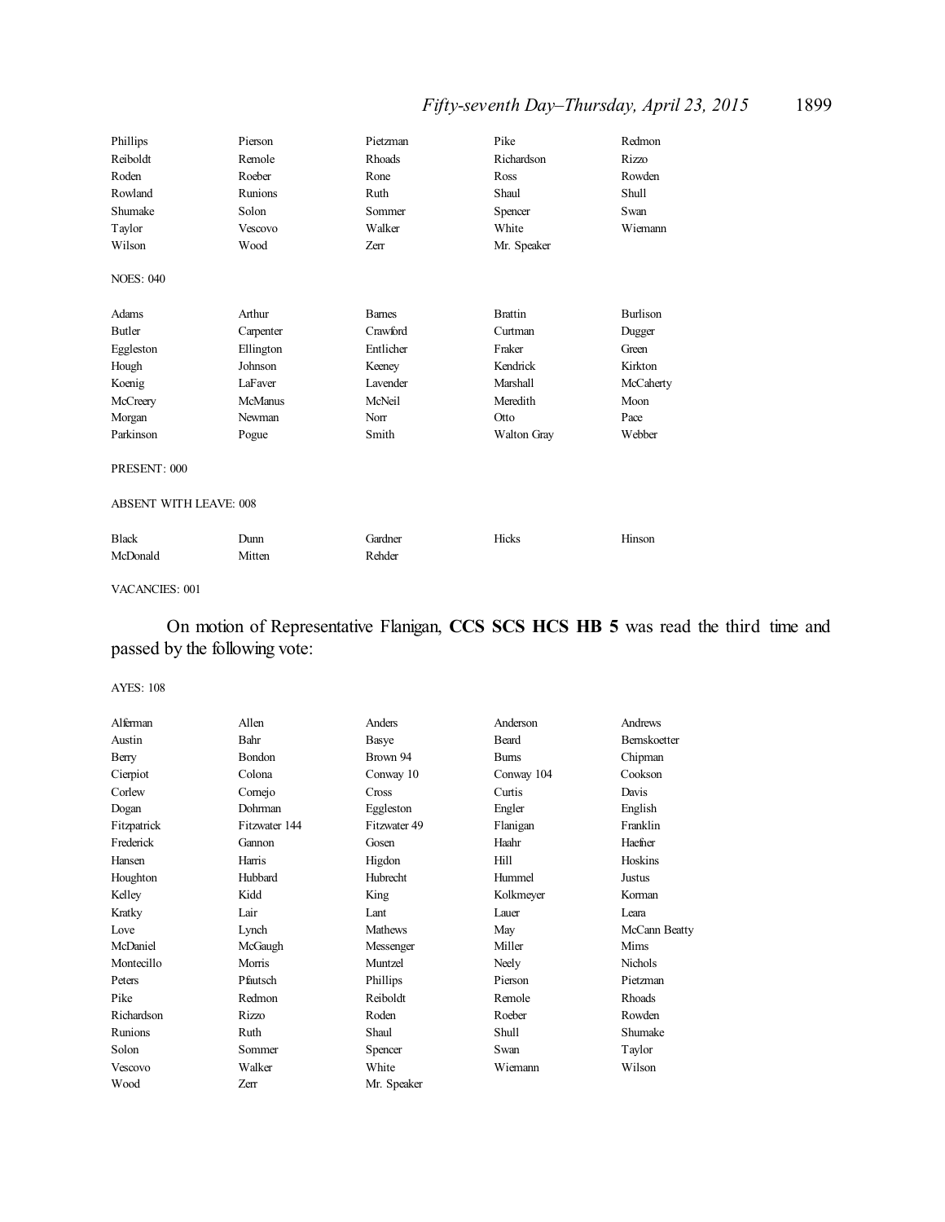| | | | | |
|---|---|---|---|---|
| Phillips | Pierson | Pietzman | Pike | Redmon |
| Reiboldt | Remole | Rhoads | Richardson | Rizzo |
| Roden | Roeber | Rone | Ross | Rowden |
| Rowland | Runions | Ruth | Shaul | Shull |
| Shumake | Solon | Sommer | Spencer | Swan |
| Taylor | Vescovo | Walker | White | Wiemann |
| Wilson | Wood | Zerr | Mr. Speaker | |

NOES: 040

| | | | | |
|---|---|---|---|---|
| Adams | Arthur | Barnes | Brattin | Burlison |
| Butler | Carpenter | Crawford | Curtman | Dugger |
| Eggleston | Ellington | Entlicher | Fraker | Green |
| Hough | Johnson | Keeney | Kendrick | Kirkton |
| Koenig | LaFaver | Lavender | Marshall | McCaherty |
| McCreery | McManus | McNeil | Meredith | Moon |
| Morgan | Newman | Norr | Otto | Pace |
| Parkinson | Pogue | Smith | Walton Gray | Webber |

PRESENT: 000

ABSENT WITH LEAVE: 008

| | | | | |
|---|---|---|---|---|
| Black | Dunn | Gardner | Hicks | Hinson |
| McDonald | Mitten | Rehder | | |

VACANCIES: 001

On motion of Representative Flanigan, **CCS SCS HCS HB 5** was read the third time and passed by the following vote:

AYES: 108

| | | | | |
|---|---|---|---|---|
| Alferman | Allen | Anders | Anderson | Andrews |
| Austin | Bahr | Basye | Beard | Bernskoetter |
| Berry | Bondon | Brown 94 | Burns | Chipman |
| Cierpiot | Colona | Conway 10 | Conway 104 | Cookson |
| Corlew | Cornejo | Cross | Curtis | Davis |
| Dogan | Dohrman | Eggleston | Engler | English |
| Fitzpatrick | Fitzwater 144 | Fitzwater 49 | Flanigan | Franklin |
| Frederick | Gannon | Gosen | Haahr | Haefner |
| Hansen | Harris | Higdon | Hill | Hoskins |
| Houghton | Hubbard | Hubrecht | Hummel | Justus |
| Kelley | Kidd | King | Kolkmeyer | Korman |
| Kratky | Lair | Lant | Lauer | Leara |
| Love | Lynch | Mathews | May | McCann Beatty |
| McDaniel | McGaugh | Messenger | Miller | Mims |
| Montecillo | Morris | Muntzel | Neely | Nichols |
| Peters | Pfautsch | Phillips | Pierson | Pietzman |
| Pike | Redmon | Reiboldt | Remole | Rhoads |
| Richardson | Rizzo | Roden | Roeber | Rowden |
| Runions | Ruth | Shaul | Shull | Shumake |
| Solon | Sommer | Spencer | Swan | Taylor |
| Vescovo | Walker | White | Wiemann | Wilson |
| Wood | Zerr | Mr. Speaker | | |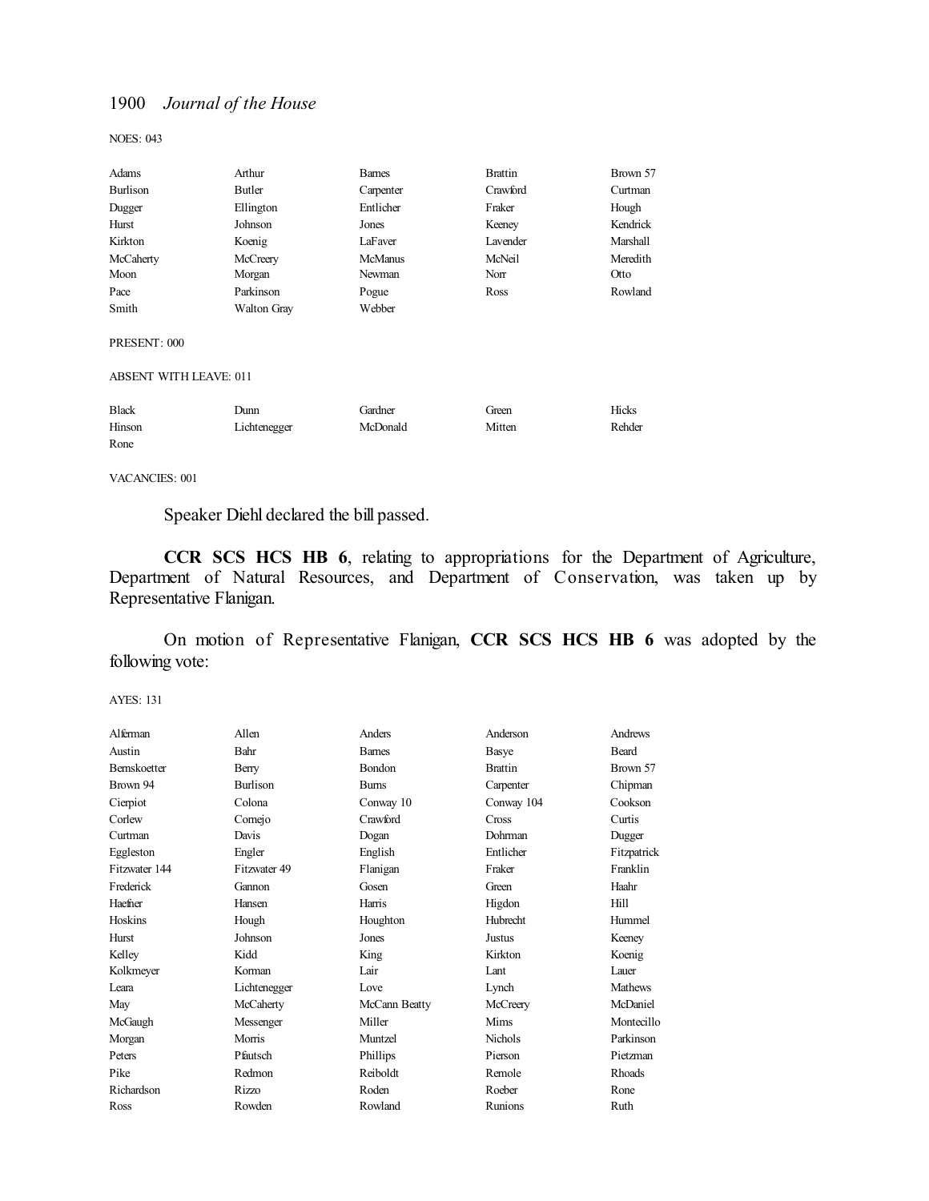NOES: 043

| | | | | |
|---|---|---|---|---|
| Adams | Arthur | Barnes | Brattin | Brown 57 |
| Burlison | Butler | Carpenter | Crawford | Curtman |
| Dugger | Ellington | Entlicher | Fraker | Hough |
| Hurst | Johnson | Jones | Keeney | Kendrick |
| Kirkton | Koenig | LaFaver | Lavender | Marshall |
| McCaherty | McCreery | McManus | McNeil | Meredith |
| Moon | Morgan | Newman | Norr | Otto |
| Pace | Parkinson | Pogue | Ross | Rowland |
| Smith | Walton Gray | Webber | | |

PRESENT: 000

ABSENT WITH LEAVE: 011

| | | | | |
|---|---|---|---|---|
| Black | Dunn | Gardner | Green | Hicks |
| Hinson | Lichtenegger | McDonald | Mitten | Rehder |
| Rone | | | | |

VACANCIES: 001

Speaker Diehl declared the bill passed.

**CCR SCS HCS HB 6**, relating to appropriations for the Department of Agriculture, Department of Natural Resources, and Department of Conservation, was taken up by Representative Flanigan.

On motion of Representative Flanigan, **CCR SCS HCS HB 6** was adopted by the following vote:

AYES: 131

| | | | | |
|---|---|---|---|---|
| Alferman | Allen | Anders | Anderson | Andrews |
| Austin | Bahr | Barnes | Basye | Beard |
| Bernskoetter | Berry | Bondon | Brattin | Brown 57 |
| Brown 94 | Burlison | Burns | Carpenter | Chipman |
| Cierpiot | Colona | Conway 10 | Conway 104 | Cookson |
| Corlew | Cornejo | Crawford | Cross | Curtis |
| Curtman | Davis | Dogan | Dohrman | Dugger |
| Eggleston | Engler | English | Entlicher | Fitzpatrick |
| Fitzwater 144 | Fitzwater 49 | Flanigan | Fraker | Franklin |
| Frederick | Gannon | Gosen | Green | Haahr |
| Haefner | Hansen | Harris | Higdon | Hill |
| Hoskins | Hough | Houghton | Hubrecht | Hummel |
| Hurst | Johnson | Jones | Justus | Keeney |
| Kelley | Kidd | King | Kirkton | Koenig |
| Kolkmeyer | Korman | Lair | Lant | Lauer |
| Leara | Lichtenegger | Love | Lynch | Mathews |
| May | McCaherty | McCann Beatty | McCreery | McDaniel |
| McGaugh | Messenger | Miller | Mims | Montecillo |
| Morgan | Morris | Muntzel | Nichols | Parkinson |
| Peters | Pfautsch | Phillips | Pierson | Pietzman |
| Pike | Redmon | Reiboldt | Remole | Rhoads |
| Richardson | Rizzo | Roden | Roeber | Rone |
| Ross | Rowden | Rowland | Runions | Ruth |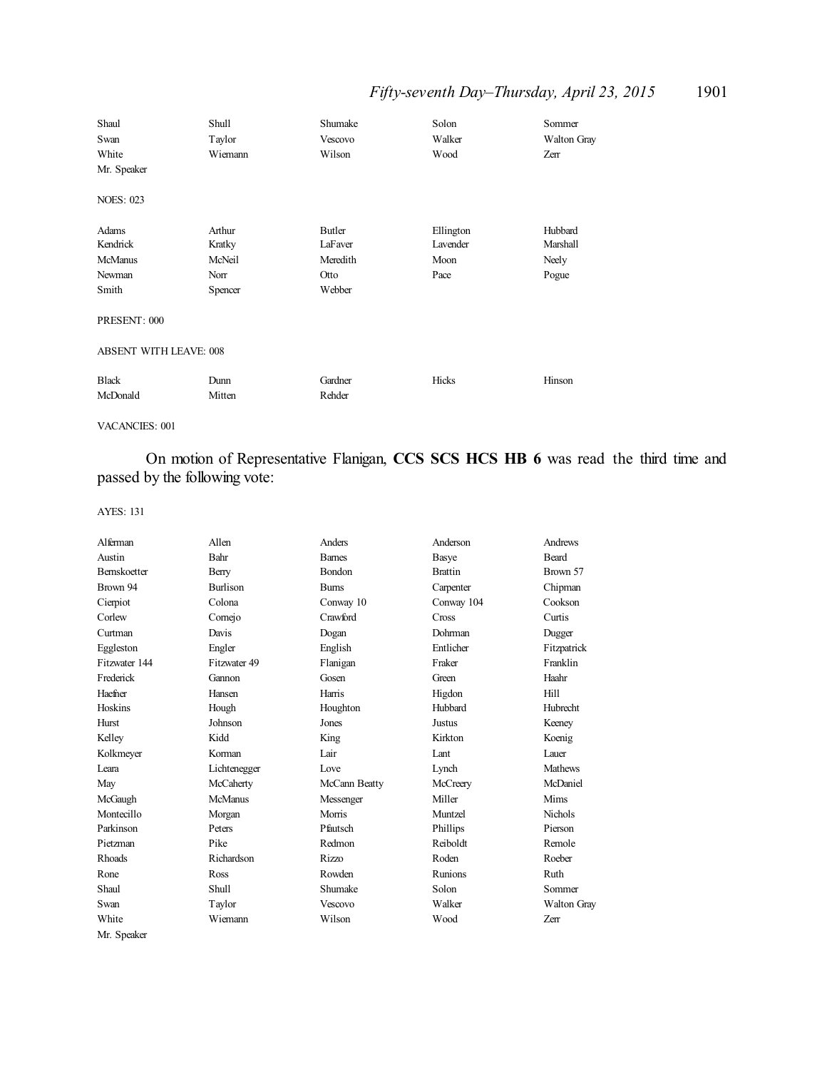| | | | | |
|---|---|---|---|---|
| Shaul | Shull | Shumake | Solon | Sommer |
| Swan | Taylor | Vescovo | Walker | Walton Gray |
| White | Wiemann | Wilson | Wood | Zerr |
| Mr. Speaker | | | | |

NOES: 023

| | | | | |
|---|---|---|---|---|
| Adams | Arthur | Butler | Ellington | Hubbard |
| Kendrick | Kratky | LaFaver | Lavender | Marshall |
| McManus | McNeil | Meredith | Moon | Neely |
| Newman | Norr | Otto | Pace | Pogue |
| Smith | Spencer | Webber | | |

PRESENT: 000

ABSENT WITH LEAVE: 008

| | | | | |
|---|---|---|---|---|
| Black | Dunn | Gardner | Hicks | Hinson |
| McDonald | Mitten | Rehder | | |

VACANCIES: 001

On motion of Representative Flanigan, **CCS SCS HCS HB 6** was read the third time and passed by the following vote:

AYES: 131

| | | | | |
|---|---|---|---|---|
| Alferman | Allen | Anders | Anderson | Andrews |
| Austin | Bahr | Barnes | Basye | Beard |
| Bernskoetter | Berry | Bondon | Brattin | Brown 57 |
| Brown 94 | Burlison | Burns | Carpenter | Chipman |
| Cierpiot | Colona | Conway 10 | Conway 104 | Cookson |
| Corlew | Cornejo | Crawford | Cross | Curtis |
| Curtman | Davis | Dogan | Dohrman | Dugger |
| Eggleston | Engler | English | Entlicher | Fitzpatrick |
| Fitzwater 144 | Fitzwater 49 | Flanigan | Fraker | Franklin |
| Frederick | Gannon | Gosen | Green | Haahr |
| Haefner | Hansen | Harris | Higdon | Hill |
| Hoskins | Hough | Houghton | Hubbard | Hubrecht |
| Hurst | Johnson | Jones | Justus | Keeney |
| Kelley | Kidd | King | Kirkton | Koenig |
| Kolkmeyer | Korman | Lair | Lant | Lauer |
| Leara | Lichtenegger | Love | Lynch | Mathews |
| May | McCaherty | McCann Beatty | McCreery | McDaniel |
| McGaugh | McManus | Messenger | Miller | Mims |
| Montecillo | Morgan | Morris | Muntzel | Nichols |
| Parkinson | Peters | Pfautsch | Phillips | Pierson |
| Pietzman | Pike | Redmon | Reiboldt | Remole |
| Rhoads | Richardson | Rizzo | Roden | Roeber |
| Rone | Ross | Rowden | Runions | Ruth |
| Shaul | Shull | Shumake | Solon | Sommer |
| Swan | Taylor | Vescovo | Walker | Walton Gray |
| White | Wiemann | Wilson | Wood | Zerr |
| Mr. Speaker | | | | |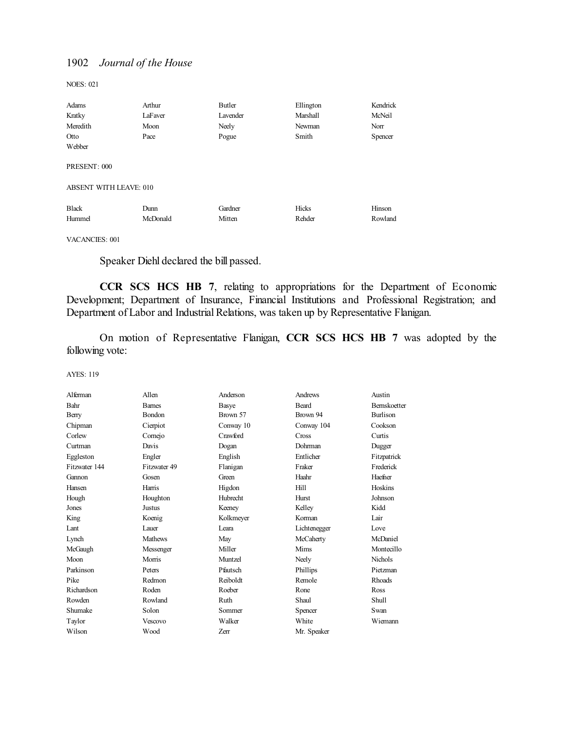NOES: 021

| | | | | |
|---|---|---|---|---|
| Adams | Arthur | Butler | Ellington | Kendrick |
| Kratky | LaFaver | Lavender | Marshall | McNeil |
| Meredith | Moon | Neely | Newman | Norr |
| Otto | Pace | Pogue | Smith | Spencer |
| Webber | | | | |

PRESENT: 000

ABSENT WITH LEAVE: 010

| | | | | |
|---|---|---|---|---|
| Black | Dunn | Gardner | Hicks | Hinson |
| Hummel | McDonald | Mitten | Rehder | Rowland |

VACANCIES: 001

Speaker Diehl declared the bill passed.

**CCR SCS HCS HB 7**, relating to appropriations for the Department of Economic Development; Department of Insurance, Financial Institutions and Professional Registration; and Department of Labor and Industrial Relations, was taken up by Representative Flanigan.

On motion of Representative Flanigan, **CCR SCS HCS HB 7** was adopted by the following vote:

AYES: 119

| | | | | |
|---|---|---|---|---|
| Alferman | Allen | Anderson | Andrews | Austin |
| Bahr | Barnes | Basye | Beard | Bernskoetter |
| Berry | Bondon | Brown 57 | Brown 94 | Burlison |
| Chipman | Cierpiot | Conway 10 | Conway 104 | Cookson |
| Corlew | Cornejo | Crawford | Cross | Curtis |
| Curtman | Davis | Dogan | Dohrman | Dugger |
| Eggleston | Engler | English | Entlicher | Fitzpatrick |
| Fitzwater 144 | Fitzwater 49 | Flanigan | Fraker | Frederick |
| Gannon | Gosen | Green | Haahr | Haefner |
| Hansen | Harris | Higdon | Hill | Hoskins |
| Hough | Houghton | Hubrecht | Hurst | Johnson |
| Jones | Justus | Keeney | Kelley | Kidd |
| King | Koenig | Kolkmeyer | Korman | Lair |
| Lant | Lauer | Leara | Lichtenegger | Love |
| Lynch | Mathews | May | McCaherty | McDaniel |
| McGaugh | Messenger | Miller | Mims | Montecillo |
| Moon | Morris | Muntzel | Neely | Nichols |
| Parkinson | Peters | Pfautsch | Phillips | Pietzman |
| Pike | Redmon | Reiboldt | Remole | Rhoads |
| Richardson | Roden | Roeber | Rone | Ross |
| Rowden | Rowland | Ruth | Shaul | Shull |
| Shumake | Solon | Sommer | Spencer | Swan |
| Taylor | Vescovo | Walker | White | Wiemann |
| Wilson | Wood | Zerr | Mr. Speaker | |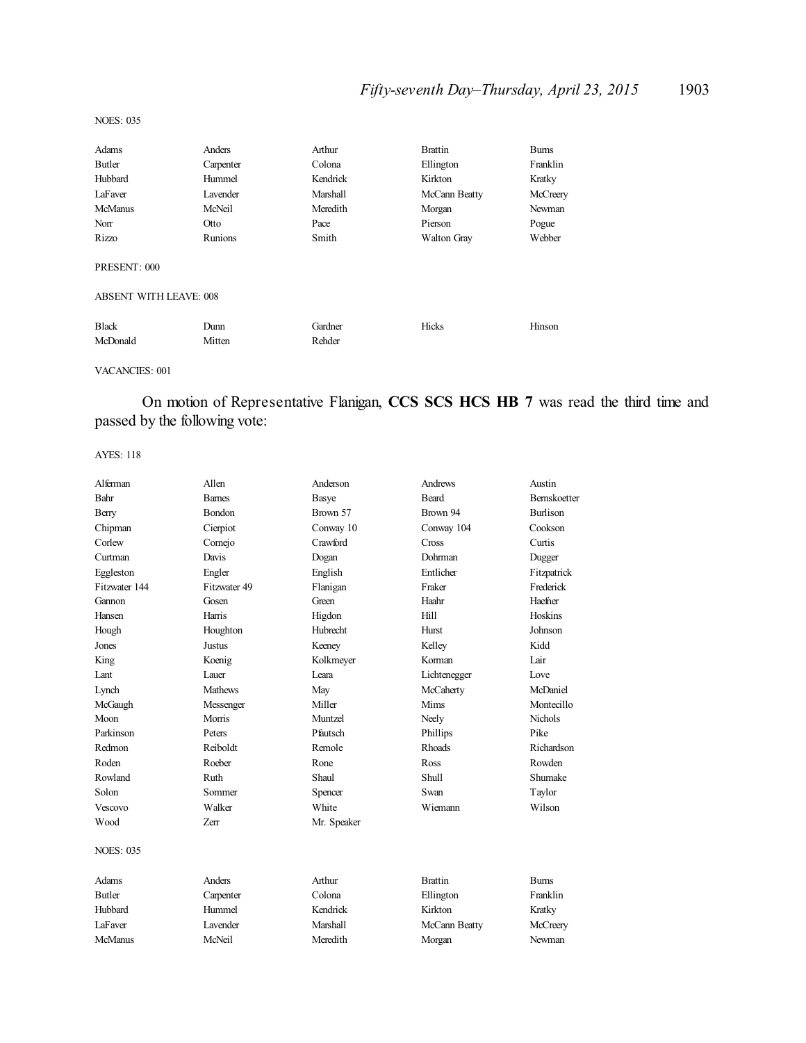NOES: 035

| | | | | |
|---|---|---|---|---|
| Adams | Anders | Arthur | Brattin | Burns |
| Butler | Carpenter | Colona | Ellington | Franklin |
| Hubbard | Hummel | Kendrick | Kirkton | Kratky |
| LaFaver | Lavender | Marshall | McCann Beatty | McCreery |
| McManus | McNeil | Meredith | Morgan | Newman |
| Norr | Otto | Pace | Pierson | Pogue |
| Rizzo | Runions | Smith | Walton Gray | Webber |

PRESENT: 000

ABSENT WITH LEAVE: 008

| | | | | |
|---|---|---|---|---|
| Black | Dunn | Gardner | Hicks | Hinson |
| McDonald | Mitten | Rehder | | |

VACANCIES: 001

On motion of Representative Flanigan, **CCS SCS HCS HB 7** was read the third time and passed by the following vote:

AYES: 118

| | | | | |
|---|---|---|---|---|
| Alferman | Allen | Anderson | Andrews | Austin |
| Bahr | Barnes | Basye | Beard | Bernskoetter |
| Berry | Bondon | Brown 57 | Brown 94 | Burlison |
| Chipman | Cierpiot | Conway 10 | Conway 104 | Cookson |
| Corlew | Cornejo | Crawford | Cross | Curtis |
| Curtman | Davis | Dogan | Dohrman | Dugger |
| Eggleston | Engler | English | Entlicher | Fitzpatrick |
| Fitzwater 144 | Fitzwater 49 | Flanigan | Fraker | Frederick |
| Gannon | Gosen | Green | Haahr | Haefner |
| Hansen | Harris | Higdon | Hill | Hoskins |
| Hough | Houghton | Hubrecht | Hurst | Johnson |
| Jones | Justus | Keeney | Kelley | Kidd |
| King | Koenig | Kolkmeyer | Korman | Lair |
| Lant | Lauer | Leara | Lichtenegger | Love |
| Lynch | Mathews | May | McCaherty | McDaniel |
| McGaugh | Messenger | Miller | Mims | Montecillo |
| Moon | Morris | Muntzel | Neely | Nichols |
| Parkinson | Peters | Pfautsch | Phillips | Pike |
| Redmon | Reiboldt | Remole | Rhoads | Richardson |
| Roden | Roeber | Rone | Ross | Rowden |
| Rowland | Ruth | Shaul | Shull | Shumake |
| Solon | Sommer | Spencer | Swan | Taylor |
| Vescovo | Walker | White | Wiemann | Wilson |
| Wood | Zerr | Mr. Speaker | | |

NOES: 035

| | | | | |
|---|---|---|---|---|
| Adams | Anders | Arthur | Brattin | Burns |
| Butler | Carpenter | Colona | Ellington | Franklin |
| Hubbard | Hummel | Kendrick | Kirkton | Kratky |
| LaFaver | Lavender | Marshall | McCann Beatty | McCreery |
| McManus | McNeil | Meredith | Morgan | Newman |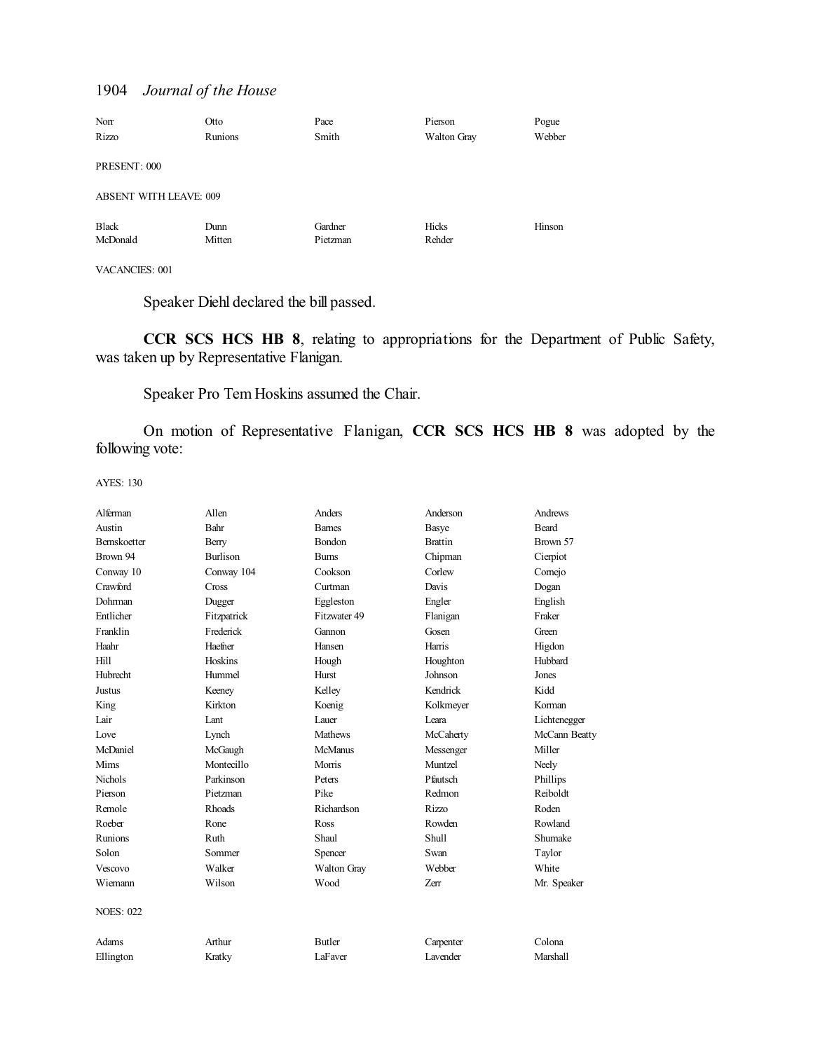| | | | | |
|---|---|---|---|---|
| Norr | Otto | Pace | Pierson | Pogue |
| Rizzo | Runions | Smith | Walton Gray | Webber |

PRESENT: 000

ABSENT WITH LEAVE: 009

| | | | | |
|---|---|---|---|---|
| Black | Dunn | Gardner | Hicks | Hinson |
| McDonald | Mitten | Pietzman | Rehder | |

VACANCIES: 001

Speaker Diehl declared the bill passed.

**CCR SCS HCS HB 8**, relating to appropriations for the Department of Public Safety, was taken up by Representative Flanigan.

Speaker Pro Tem Hoskins assumed the Chair.

On motion of Representative Flanigan, **CCR SCS HCS HB 8** was adopted by the following vote:

AYES: 130

| | | | | |
|---|---|---|---|---|
| Alferman | Allen | Anders | Anderson | Andrews |
| Austin | Bahr | Barnes | Basye | Beard |
| Bernskoetter | Berry | Bondon | Brattin | Brown 57 |
| Brown 94 | Burlison | Burns | Chipman | Cierpiot |
| Conway 10 | Conway 104 | Cookson | Corlew | Cornejo |
| Crawford | Cross | Curtman | Davis | Dogan |
| Dohrman | Dugger | Eggleston | Engler | English |
| Entlicher | Fitzpatrick | Fitzwater 49 | Flanigan | Fraker |
| Franklin | Frederick | Gannon | Gosen | Green |
| Haahr | Haefner | Hansen | Harris | Higdon |
| Hill | Hoskins | Hough | Houghton | Hubbard |
| Hubrecht | Hummel | Hurst | Johnson | Jones |
| Justus | Keeney | Kelley | Kendrick | Kidd |
| King | Kirkton | Koenig | Kolkmeyer | Korman |
| Lair | Lant | Lauer | Leara | Lichtenegger |
| Love | Lynch | Mathews | McCaherty | McCann Beatty |
| McDaniel | McGaugh | McManus | Messenger | Miller |
| Mims | Montecillo | Morris | Muntzel | Neely |
| Nichols | Parkinson | Peters | Pfautsch | Phillips |
| Pierson | Pietzman | Pike | Redmon | Reiboldt |
| Remole | Rhoads | Richardson | Rizzo | Roden |
| Roeber | Rone | Ross | Rowden | Rowland |
| Runions | Ruth | Shaul | Shull | Shumake |
| Solon | Sommer | Spencer | Swan | Taylor |
| Vescovo | Walker | Walton Gray | Webber | White |
| Wiemann | Wilson | Wood | Zerr | Mr. Speaker |

NOES: 022

| | | | | |
|---|---|---|---|---|
| Adams | Arthur | Butler | Carpenter | Colona |
| Ellington | Kratky | LaFaver | Lavender | Marshall |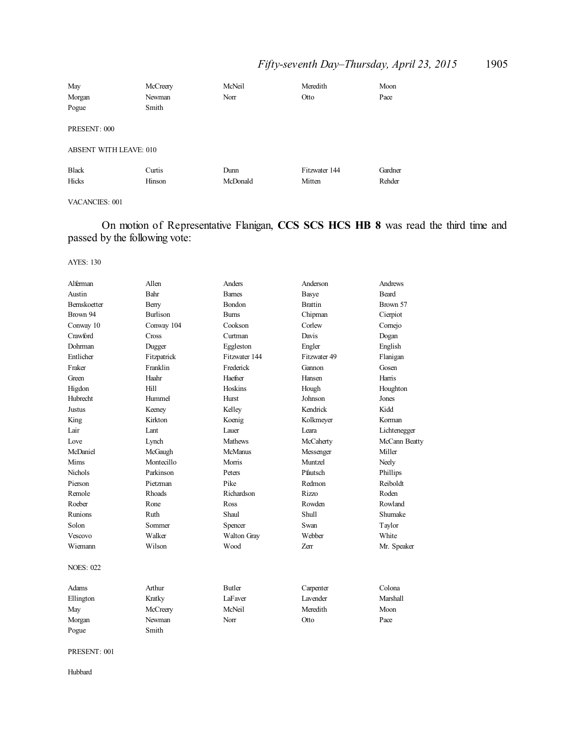| | | | | |
|---|---|---|---|---|
| May | McCreery | McNeil | Meredith | Moon |
| Morgan | Newman | Norr | Otto | Pace |
| Pogue | Smith | | | |

PRESENT: 000

ABSENT WITH LEAVE: 010

| | | | | |
|---|---|---|---|---|
| Black | Curtis | Dunn | Fitzwater 144 | Gardner |
| Hicks | Hinson | McDonald | Mitten | Rehder |

VACANCIES: 001

On motion of Representative Flanigan, **CCS SCS HCS HB 8** was read the third time and passed by the following vote:

AYES: 130

| | | | | |
|---|---|---|---|---|
| Alferman | Allen | Anders | Anderson | Andrews |
| Austin | Bahr | Barnes | Basye | Beard |
| Bernskoetter | Berry | Bondon | Brattin | Brown 57 |
| Brown 94 | Burlison | Burns | Chipman | Cierpiot |
| Conway 10 | Conway 104 | Cookson | Corlew | Cornejo |
| Crawford | Cross | Curtman | Davis | Dogan |
| Dohrman | Dugger | Eggleston | Engler | English |
| Entlicher | Fitzpatrick | Fitzwater 144 | Fitzwater 49 | Flanigan |
| Fraker | Franklin | Frederick | Gannon | Gosen |
| Green | Haahr | Haefner | Hansen | Harris |
| Higdon | Hill | Hoskins | Hough | Houghton |
| Hubrecht | Hummel | Hurst | Johnson | Jones |
| Justus | Keeney | Kelley | Kendrick | Kidd |
| King | Kirkton | Koenig | Kolkmeyer | Korman |
| Lair | Lant | Lauer | Leara | Lichtenegger |
| Love | Lynch | Mathews | McCaherty | McCann Beatty |
| McDaniel | McGaugh | McManus | Messenger | Miller |
| Mims | Montecillo | Morris | Muntzel | Neely |
| Nichols | Parkinson | Peters | Pfautsch | Phillips |
| Pierson | Pietzman | Pike | Redmon | Reiboldt |
| Remole | Rhoads | Richardson | Rizzo | Roden |
| Roeber | Rone | Ross | Rowden | Rowland |
| Runions | Ruth | Shaul | Shull | Shumake |
| Solon | Sommer | Spencer | Swan | Taylor |
| Vescovo | Walker | Walton Gray | Webber | White |
| Wiemann | Wilson | Wood | Zerr | Mr. Speaker |

NOES: 022

| | | | | |
|---|---|---|---|---|
| Adams | Arthur | Butler | Carpenter | Colona |
| Ellington | Kratky | LaFaver | Lavender | Marshall |
| May | McCreery | McNeil | Meredith | Moon |
| Morgan | Newman | Norr | Otto | Pace |
| Pogue | Smith | | | |

PRESENT: 001

Hubbard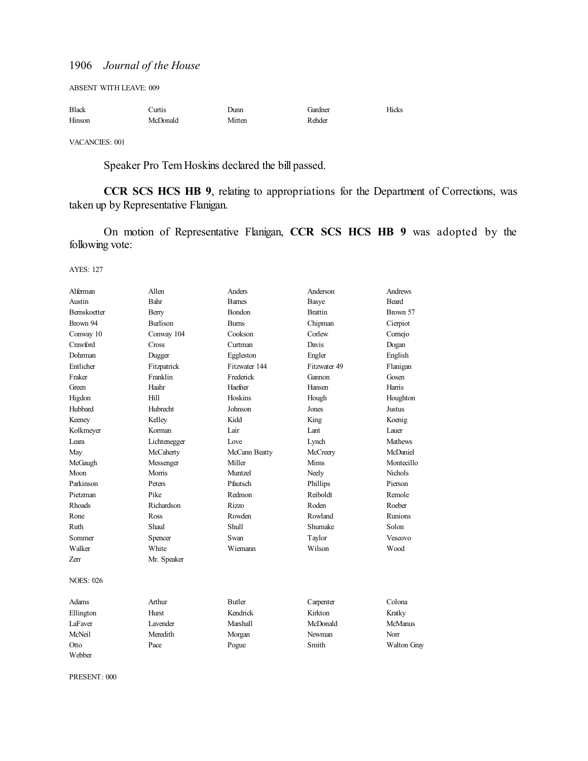ABSENT WITH LEAVE: 009

| | | | | |
|---|---|---|---|---|
| Black | Curtis | Dunn | Gardner | Hicks |
| Hinson | McDonald | Mitten | Rehder | |

VACANCIES: 001

Speaker Pro Tem Hoskins declared the bill passed.

**CCR SCS HCS HB 9**, relating to appropriations for the Department of Corrections, was taken up by Representative Flanigan.

On motion of Representative Flanigan, **CCR SCS HCS HB 9** was adopted by the following vote:

AYES: 127

| | | | | |
|---|---|---|---|---|
| Alferman | Allen | Anders | Anderson | Andrews |
| Austin | Bahr | Barnes | Basye | Beard |
| Bernskoetter | Berry | Bondon | Brattin | Brown 57 |
| Brown 94 | Burlison | Burns | Chipman | Cierpiot |
| Conway 10 | Conway 104 | Cookson | Corlew | Cornejo |
| Crawford | Cross | Curtman | Davis | Dogan |
| Dohrman | Dugger | Eggleston | Engler | English |
| Entlicher | Fitzpatrick | Fitzwater 144 | Fitzwater 49 | Flanigan |
| Fraker | Franklin | Frederick | Gannon | Gosen |
| Green | Haahr | Haefner | Hansen | Harris |
| Higdon | Hill | Hoskins | Hough | Houghton |
| Hubbard | Hubrecht | Johnson | Jones | Justus |
| Keeney | Kelley | Kidd | King | Koenig |
| Kolkmeyer | Korman | Lair | Lant | Lauer |
| Leara | Lichtenegger | Love | Lynch | Mathews |
| May | McCaherty | McCann Beatty | McCreery | McDaniel |
| McGaugh | Messenger | Miller | Mims | Montecillo |
| Moon | Morris | Muntzel | Neely | Nichols |
| Parkinson | Peters | Pfautsch | Phillips | Pierson |
| Pietzman | Pike | Redmon | Reiboldt | Remole |
| Rhoads | Richardson | Rizzo | Roden | Roeber |
| Rone | Ross | Rowden | Rowland | Runions |
| Ruth | Shaul | Shull | Shumake | Solon |
| Sommer | Spencer | Swan | Taylor | Vescovo |
| Walker | White | Wiemann | Wilson | Wood |
| Zerr | Mr. Speaker | | | |

NOES: 026

| | | | | |
|---|---|---|---|---|
| Adams | Arthur | Butler | Carpenter | Colona |
| Ellington | Hurst | Kendrick | Kirkton | Kratky |
| LaFaver | Lavender | Marshall | McDonald | McManus |
| McNeil | Meredith | Morgan | Newman | Norr |
| Otto | Pace | Pogue | Smith | Walton Gray |
| Webber | | | | |

PRESENT: 000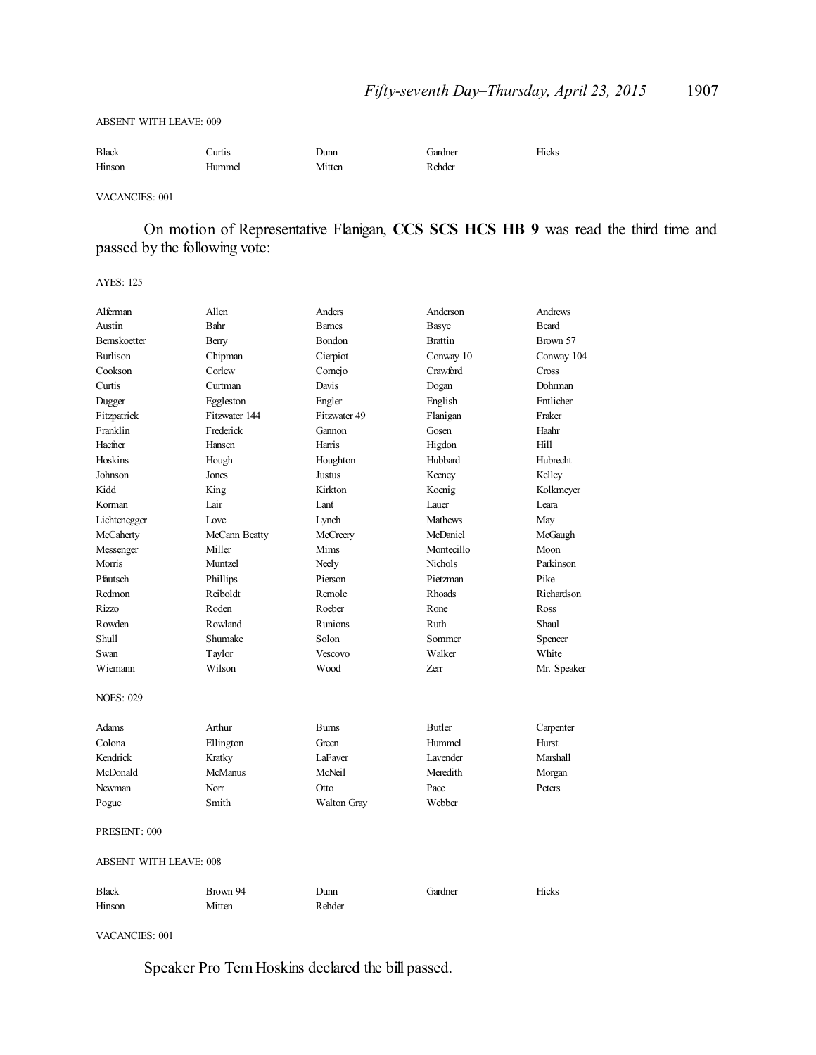ABSENT WITH LEAVE: 009

| | | | | |
|---|---|---|---|---|
| Black | Curtis | Dunn | Gardner | Hicks |
| Hinson | Hummel | Mitten | Rehder | |

VACANCIES: 001

On motion of Representative Flanigan, **CCS SCS HCS HB 9** was read the third time and passed by the following vote:

AYES: 125

| | | | | |
|---|---|---|---|---|
| Alferman | Allen | Anders | Anderson | Andrews |
| Austin | Bahr | Barnes | Basye | Beard |
| Bernskoetter | Berry | Bondon | Brattin | Brown 57 |
| Burlison | Chipman | Cierpiot | Conway 10 | Conway 104 |
| Cookson | Corlew | Cornejo | Crawford | Cross |
| Curtis | Curtman | Davis | Dogan | Dohrman |
| Dugger | Eggleston | Engler | English | Entlicher |
| Fitzpatrick | Fitzwater 144 | Fitzwater 49 | Flanigan | Fraker |
| Franklin | Frederick | Gannon | Gosen | Haahr |
| Haefner | Hansen | Harris | Higdon | Hill |
| Hoskins | Hough | Houghton | Hubbard | Hubrecht |
| Johnson | Jones | Justus | Keeney | Kelley |
| Kidd | King | Kirkton | Koenig | Kolkmeyer |
| Korman | Lair | Lant | Lauer | Leara |
| Lichtenegger | Love | Lynch | Mathews | May |
| McCaherty | McCann Beatty | McCreery | McDaniel | McGaugh |
| Messenger | Miller | Mims | Montecillo | Moon |
| Morris | Muntzel | Neely | Nichols | Parkinson |
| Pfautsch | Phillips | Pierson | Pietzman | Pike |
| Redmon | Reiboldt | Remole | Rhoads | Richardson |
| Rizzo | Roden | Roeber | Rone | Ross |
| Rowden | Rowland | Runions | Ruth | Shaul |
| Shull | Shumake | Solon | Sommer | Spencer |
| Swan | Taylor | Vescovo | Walker | White |
| Wiemann | Wilson | Wood | Zerr | Mr. Speaker |

NOES: 029

| | | | | |
|---|---|---|---|---|
| Adams | Arthur | Burns | Butler | Carpenter |
| Colona | Ellington | Green | Hummel | Hurst |
| Kendrick | Kratky | LaFaver | Lavender | Marshall |
| McDonald | McManus | McNeil | Meredith | Morgan |
| Newman | Norr | Otto | Pace | Peters |
| Pogue | Smith | Walton Gray | Webber | |

PRESENT: 000

ABSENT WITH LEAVE: 008

| | | | | |
|---|---|---|---|---|
| Black | Brown 94 | Dunn | Gardner | Hicks |
| Hinson | Mitten | Rehder | | |

VACANCIES: 001

Speaker Pro Tem Hoskins declared the bill passed.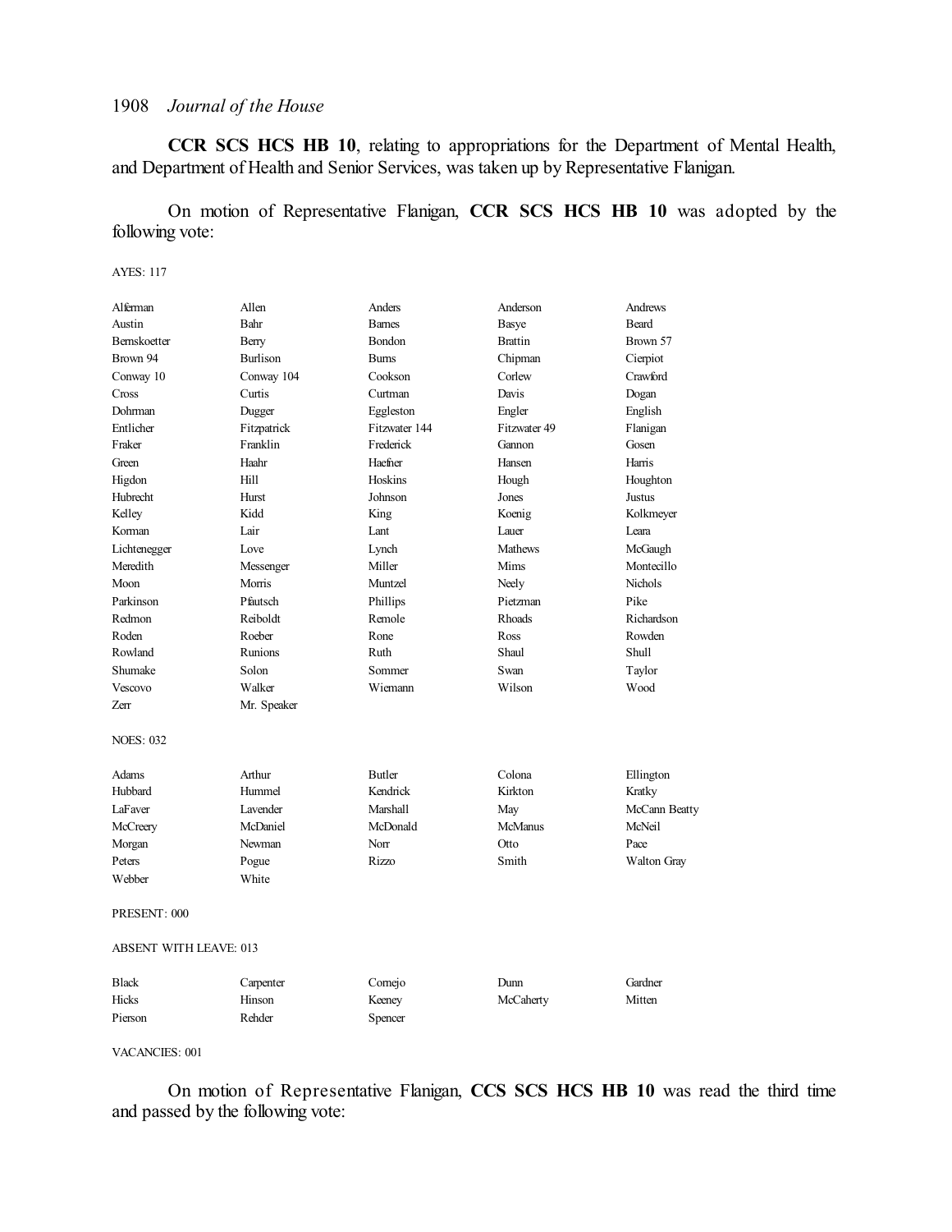**CCR SCS HCS HB 10**, relating to appropriations for the Department of Mental Health, and Department of Health and Senior Services, was taken up by Representative Flanigan.

On motion of Representative Flanigan, **CCR SCS HCS HB 10** was adopted by the following vote:

AYES: 117

| | | | | |
|---|---|---|---|---|
| Alferman | Allen | Anders | Anderson | Andrews |
| Austin | Bahr | Barnes | Basye | Beard |
| Bernskoetter | Berry | Bondon | Brattin | Brown 57 |
| Brown 94 | Burlison | Burns | Chipman | Cierpiot |
| Conway 10 | Conway 104 | Cookson | Corlew | Crawford |
| Cross | Curtis | Curtman | Davis | Dogan |
| Dohrman | Dugger | Eggleston | Engler | English |
| Entlicher | Fitzpatrick | Fitzwater 144 | Fitzwater 49 | Flanigan |
| Fraker | Franklin | Frederick | Gannon | Gosen |
| Green | Haahr | Haefner | Hansen | Harris |
| Higdon | Hill | Hoskins | Hough | Houghton |
| Hubrecht | Hurst | Johnson | Jones | Justus |
| Kelley | Kidd | King | Koenig | Kolkmeyer |
| Korman | Lair | Lant | Lauer | Leara |
| Lichtenegger | Love | Lynch | Mathews | McGaugh |
| Meredith | Messenger | Miller | Mims | Montecillo |
| Moon | Morris | Muntzel | Neely | Nichols |
| Parkinson | Pfautsch | Phillips | Pietzman | Pike |
| Redmon | Reiboldt | Remole | Rhoads | Richardson |
| Roden | Roeber | Rone | Ross | Rowden |
| Rowland | Runions | Ruth | Shaul | Shull |
| Shumake | Solon | Sommer | Swan | Taylor |
| Vescovo | Walker | Wiemann | Wilson | Wood |
| Zerr | Mr. Speaker | | | |

NOES: 032

| | | | | |
|---|---|---|---|---|
| Adams | Arthur | Butler | Colona | Ellington |
| Hubbard | Hummel | Kendrick | Kirkton | Kratky |
| LaFaver | Lavender | Marshall | May | McCann Beatty |
| McCreery | McDaniel | McDonald | McManus | McNeil |
| Morgan | Newman | Norr | Otto | Pace |
| Peters | Pogue | Rizzo | Smith | Walton Gray |
| Webber | White | | | |

PRESENT: 000

ABSENT WITH LEAVE: 013

| | | | | |
|---|---|---|---|---|
| Black | Carpenter | Cornejo | Dunn | Gardner |
| Hicks | Hinson | Keeney | McCaherty | Mitten |
| Pierson | Rehder | Spencer | | |

VACANCIES: 001

On motion of Representative Flanigan, **CCS SCS HCS HB 10** was read the third time and passed by the following vote: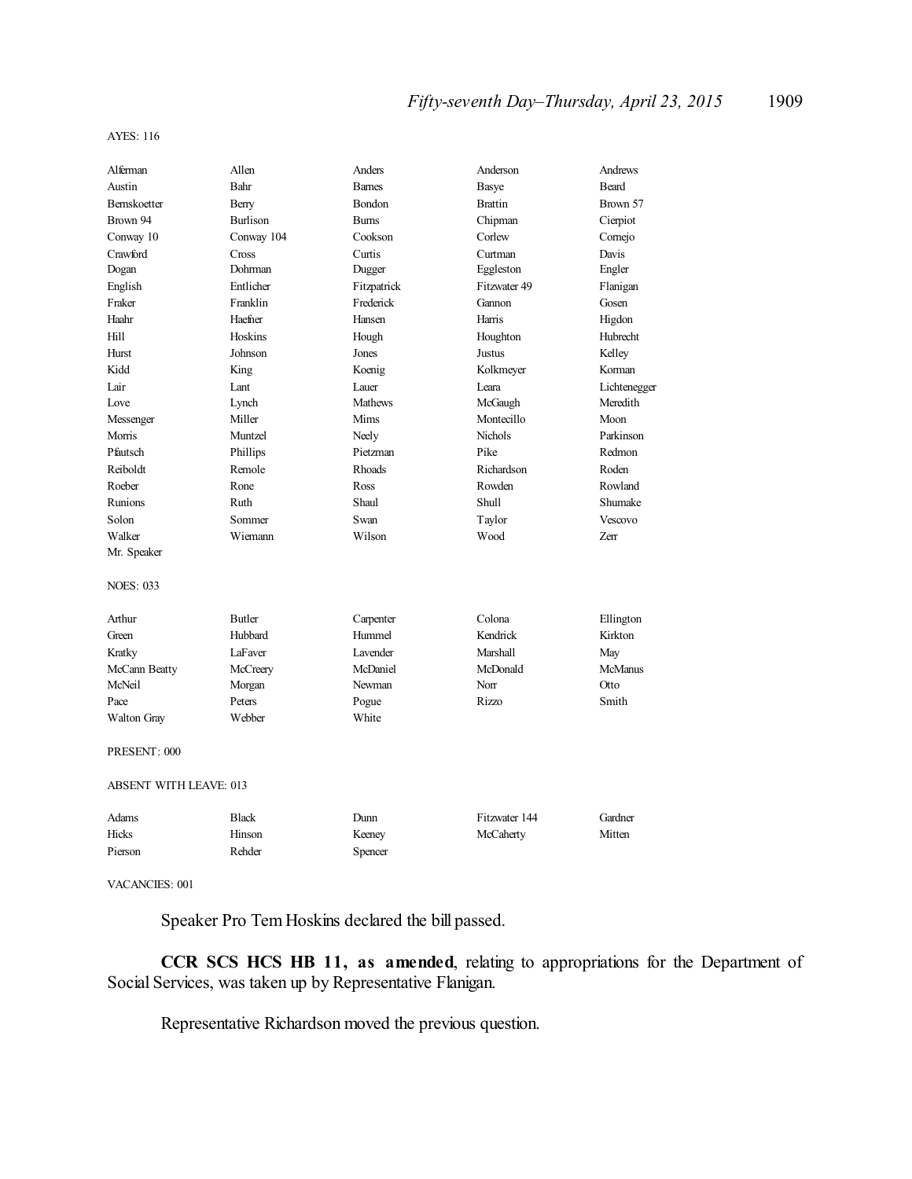AYES: 116

| | | | | |
|---|---|---|---|---|
| Alferman | Allen | Anders | Anderson | Andrews |
| Austin | Bahr | Barnes | Basye | Beard |
| Bernskoetter | Berry | Bondon | Brattin | Brown 57 |
| Brown 94 | Burlison | Burns | Chipman | Cierpiot |
| Conway 10 | Conway 104 | Cookson | Corlew | Cornejo |
| Crawford | Cross | Curtis | Curtman | Davis |
| Dogan | Dohrman | Dugger | Eggleston | Engler |
| English | Entlicher | Fitzpatrick | Fitzwater 49 | Flanigan |
| Fraker | Franklin | Frederick | Gannon | Gosen |
| Haahr | Haefner | Hansen | Harris | Higdon |
| Hill | Hoskins | Hough | Houghton | Hubrecht |
| Hurst | Johnson | Jones | Justus | Kelley |
| Kidd | King | Koenig | Kolkmeyer | Korman |
| Lair | Lant | Lauer | Leara | Lichtenegger |
| Love | Lynch | Mathews | McGaugh | Meredith |
| Messenger | Miller | Mims | Montecillo | Moon |
| Morris | Muntzel | Neely | Nichols | Parkinson |
| Pfautsch | Phillips | Pietzman | Pike | Redmon |
| Reiboldt | Remole | Rhoads | Richardson | Roden |
| Roeber | Rone | Ross | Rowden | Rowland |
| Runions | Ruth | Shaul | Shull | Shumake |
| Solon | Sommer | Swan | Taylor | Vescovo |
| Walker | Wiemann | Wilson | Wood | Zerr |
| Mr. Speaker | | | | |

NOES: 033

| | | | | |
|---|---|---|---|---|
| Arthur | Butler | Carpenter | Colona | Ellington |
| Green | Hubbard | Hummel | Kendrick | Kirkton |
| Kratky | LaFaver | Lavender | Marshall | May |
| McCann Beatty | McCreery | McDaniel | McDonald | McManus |
| McNeil | Morgan | Newman | Norr | Otto |
| Pace | Peters | Pogue | Rizzo | Smith |
| Walton Gray | Webber | White | | |

PRESENT: 000

ABSENT WITH LEAVE: 013

| | | | | |
|---|---|---|---|---|
| Adams | Black | Dunn | Fitzwater 144 | Gardner |
| Hicks | Hinson | Keeney | McCaherty | Mitten |
| Pierson | Rehder | Spencer | | |

VACANCIES: 001

Speaker Pro Tem Hoskins declared the bill passed.

**CCR SCS HCS HB 11, as amended**, relating to appropriations for the Department of Social Services, was taken up by Representative Flanigan.

Representative Richardson moved the previous question.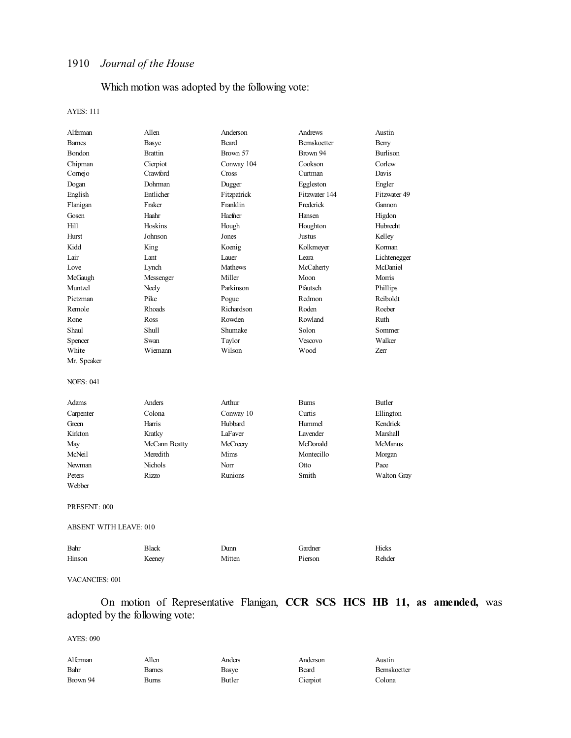Which motion was adopted by the following vote:

AYES: 111

| | | | | |
|---|---|---|---|---|
| Alferman | Allen | Anderson | Andrews | Austin |
| Barnes | Basye | Beard | Bernskoetter | Berry |
| Bondon | Brattin | Brown 57 | Brown 94 | Burlison |
| Chipman | Cierpiot | Conway 104 | Cookson | Corlew |
| Cornejo | Crawford | Cross | Curtman | Davis |
| Dogan | Dohrman | Dugger | Eggleston | Engler |
| English | Entlicher | Fitzpatrick | Fitzwater 144 | Fitzwater 49 |
| Flanigan | Fraker | Franklin | Frederick | Gannon |
| Gosen | Haahr | Haefner | Hansen | Higdon |
| Hill | Hoskins | Hough | Houghton | Hubrecht |
| Hurst | Johnson | Jones | Justus | Kelley |
| Kidd | King | Koenig | Kolkmeyer | Korman |
| Lair | Lant | Lauer | Leara | Lichtenegger |
| Love | Lynch | Mathews | McCaherty | McDaniel |
| McGaugh | Messenger | Miller | Moon | Morris |
| Muntzel | Neely | Parkinson | Pfautsch | Phillips |
| Pietzman | Pike | Pogue | Redmon | Reiboldt |
| Remole | Rhoads | Richardson | Roden | Roeber |
| Rone | Ross | Rowden | Rowland | Ruth |
| Shaul | Shull | Shumake | Solon | Sommer |
| Spencer | Swan | Taylor | Vescovo | Walker |
| White | Wiemann | Wilson | Wood | Zerr |
| Mr. Speaker | | | | |

NOES: 041

| | | | | |
|---|---|---|---|---|
| Adams | Anders | Arthur | Burns | Butler |
| Carpenter | Colona | Conway 10 | Curtis | Ellington |
| Green | Harris | Hubbard | Hummel | Kendrick |
| Kirkton | Kratky | LaFaver | Lavender | Marshall |
| May | McCann Beatty | McCreery | McDonald | McManus |
| McNeil | Meredith | Mims | Montecillo | Morgan |
| Newman | Nichols | Norr | Otto | Pace |
| Peters | Rizzo | Runions | Smith | Walton Gray |
| Webber | | | | |

PRESENT: 000

ABSENT WITH LEAVE: 010

| | | | | |
|---|---|---|---|---|
| Bahr | Black | Dunn | Gardner | Hicks |
| Hinson | Keeney | Mitten | Pierson | Rehder |

VACANCIES: 001

On motion of Representative Flanigan, **CCR SCS HCS HB 11, as amended,** was adopted by the following vote:

AYES: 090

| | | | | |
|---|---|---|---|---|
| Alferman | Allen | Anders | Anderson | Austin |
| Bahr | Barnes | Basye | Beard | Bernskoetter |
| Brown 94 | Burns | Butler | Cierpiot | Colona |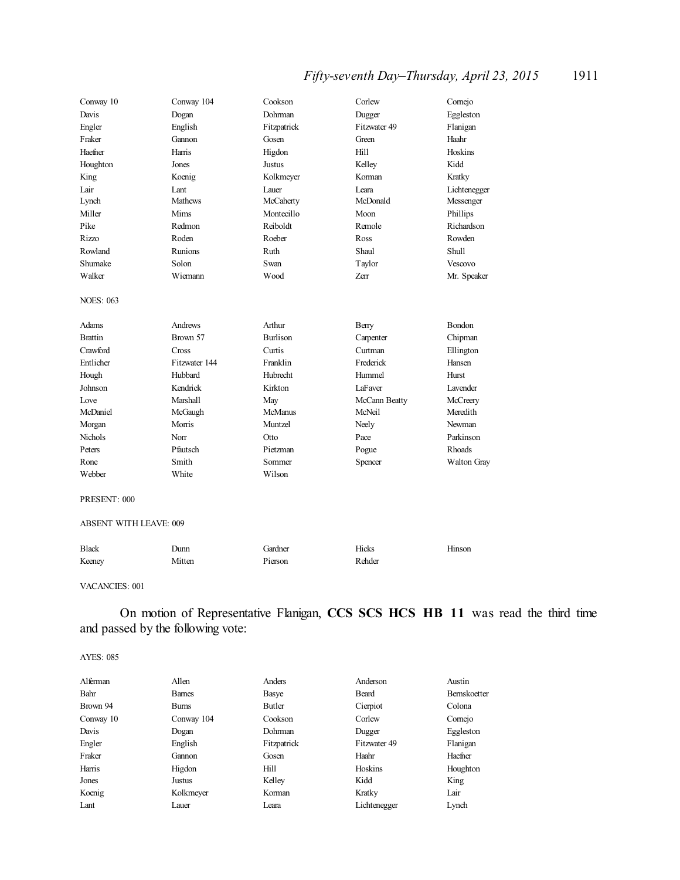| | | | | |
|---|---|---|---|---|
| Conway 10 | Conway 104 | Cookson | Corlew | Cornejo |
| Davis | Dogan | Dohrman | Dugger | Eggleston |
| Engler | English | Fitzpatrick | Fitzwater 49 | Flanigan |
| Fraker | Gannon | Gosen | Green | Haahr |
| Haefner | Harris | Higdon | Hill | Hoskins |
| Houghton | Jones | Justus | Kelley | Kidd |
| King | Koenig | Kolkmeyer | Korman | Kratky |
| Lair | Lant | Lauer | Leara | Lichtenegger |
| Lynch | Mathews | McCaherty | McDonald | Messenger |
| Miller | Mims | Montecillo | Moon | Phillips |
| Pike | Redmon | Reiboldt | Remole | Richardson |
| Rizzo | Roden | Roeber | Ross | Rowden |
| Rowland | Runions | Ruth | Shaul | Shull |
| Shumake | Solon | Swan | Taylor | Vescovo |
| Walker | Wiemann | Wood | Zerr | Mr. Speaker |

NOES: 063

| | | | | |
|---|---|---|---|---|
| Adams | Andrews | Arthur | Berry | Bondon |
| Brattin | Brown 57 | Burlison | Carpenter | Chipman |
| Crawford | Cross | Curtis | Curtman | Ellington |
| Entlicher | Fitzwater 144 | Franklin | Frederick | Hansen |
| Hough | Hubbard | Hubrecht | Hummel | Hurst |
| Johnson | Kendrick | Kirkton | LaFaver | Lavender |
| Love | Marshall | May | McCann Beatty | McCreery |
| McDaniel | McGaugh | McManus | McNeil | Meredith |
| Morgan | Morris | Muntzel | Neely | Newman |
| Nichols | Norr | Otto | Pace | Parkinson |
| Peters | Pfautsch | Pietzman | Pogue | Rhoads |
| Rone | Smith | Sommer | Spencer | Walton Gray |
| Webber | White | Wilson | | |

PRESENT: 000

ABSENT WITH LEAVE: 009

| | | | | |
|---|---|---|---|---|
| Black | Dunn | Gardner | Hicks | Hinson |
| Keeney | Mitten | Pierson | Rehder | |

VACANCIES: 001

On motion of Representative Flanigan, **CCS SCS HCS HB 11** was read the third time and passed by the following vote:

AYES: 085

| | | | | |
|---|---|---|---|---|
| Alferman | Allen | Anders | Anderson | Austin |
| Bahr | Barnes | Basye | Beard | Bernskoetter |
| Brown 94 | Burns | Butler | Cierpiot | Colona |
| Conway 10 | Conway 104 | Cookson | Corlew | Cornejo |
| Davis | Dogan | Dohrman | Dugger | Eggleston |
| Engler | English | Fitzpatrick | Fitzwater 49 | Flanigan |
| Fraker | Gannon | Gosen | Haahr | Haefner |
| Harris | Higdon | Hill | Hoskins | Houghton |
| Jones | Justus | Kelley | Kidd | King |
| Koenig | Kolkmeyer | Korman | Kratky | Lair |
| Lant | Lauer | Leara | Lichtenegger | Lynch |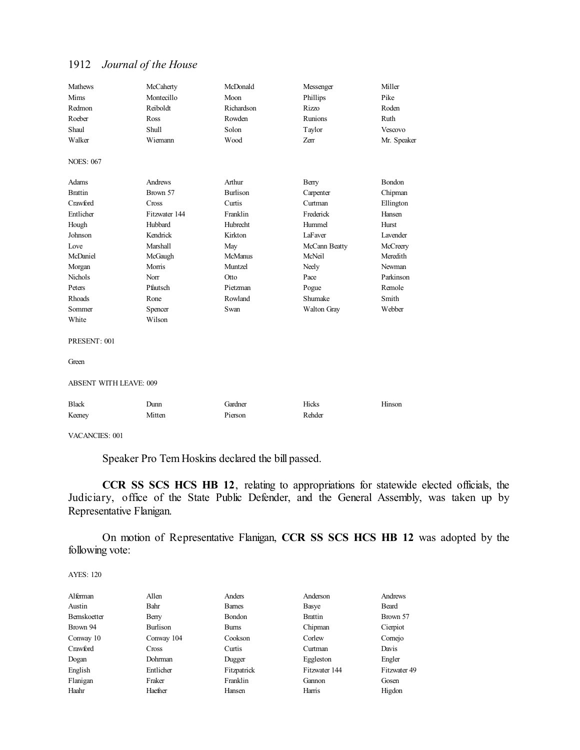| | | | | |
|---|---|---|---|---|
| Mathews | McCaherty | McDonald | Messenger | Miller |
| Mims | Montecillo | Moon | Phillips | Pike |
| Redmon | Reiboldt | Richardson | Rizzo | Roden |
| Roeber | Ross | Rowden | Runions | Ruth |
| Shaul | Shull | Solon | Taylor | Vescovo |
| Walker | Wiemann | Wood | Zerr | Mr. Speaker |

NOES: 067

| | | | | |
|---|---|---|---|---|
| Adams | Andrews | Arthur | Berry | Bondon |
| Brattin | Brown 57 | Burlison | Carpenter | Chipman |
| Crawford | Cross | Curtis | Curtman | Ellington |
| Entlicher | Fitzwater 144 | Franklin | Frederick | Hansen |
| Hough | Hubbard | Hubrecht | Hummel | Hurst |
| Johnson | Kendrick | Kirkton | LaFaver | Lavender |
| Love | Marshall | May | McCann Beatty | McCreery |
| McDaniel | McGaugh | McManus | McNeil | Meredith |
| Morgan | Morris | Muntzel | Neely | Newman |
| Nichols | Norr | Otto | Pace | Parkinson |
| Peters | Pfautsch | Pietzman | Pogue | Remole |
| Rhoads | Rone | Rowland | Shumake | Smith |
| Sommer | Spencer | Swan | Walton Gray | Webber |
| White | Wilson | | | |

PRESENT: 001

Green

ABSENT WITH LEAVE: 009

| | | | | |
|---|---|---|---|---|
| Black | Dunn | Gardner | Hicks | Hinson |
| Keeney | Mitten | Pierson | Rehder | |

VACANCIES: 001

Speaker Pro Tem Hoskins declared the bill passed.

**CCR SS SCS HCS HB 12**, relating to appropriations for statewide elected officials, the Judiciary, office of the State Public Defender, and the General Assembly, was taken up by Representative Flanigan.

On motion of Representative Flanigan, **CCR SS SCS HCS HB 12** was adopted by the following vote:

AYES: 120

| | | | | |
|---|---|---|---|---|
| Alferman | Allen | Anders | Anderson | Andrews |
| Austin | Bahr | Barnes | Basye | Beard |
| Bernskoetter | Berry | Bondon | Brattin | Brown 57 |
| Brown 94 | Burlison | Burns | Chipman | Cierpiot |
| Conway 10 | Conway 104 | Cookson | Corlew | Cornejo |
| Crawford | Cross | Curtis | Curtman | Davis |
| Dogan | Dohrman | Dugger | Eggleston | Engler |
| English | Entlicher | Fitzpatrick | Fitzwater 144 | Fitzwater 49 |
| Flanigan | Fraker | Franklin | Gannon | Gosen |
| Haahr | Haefner | Hansen | Harris | Higdon |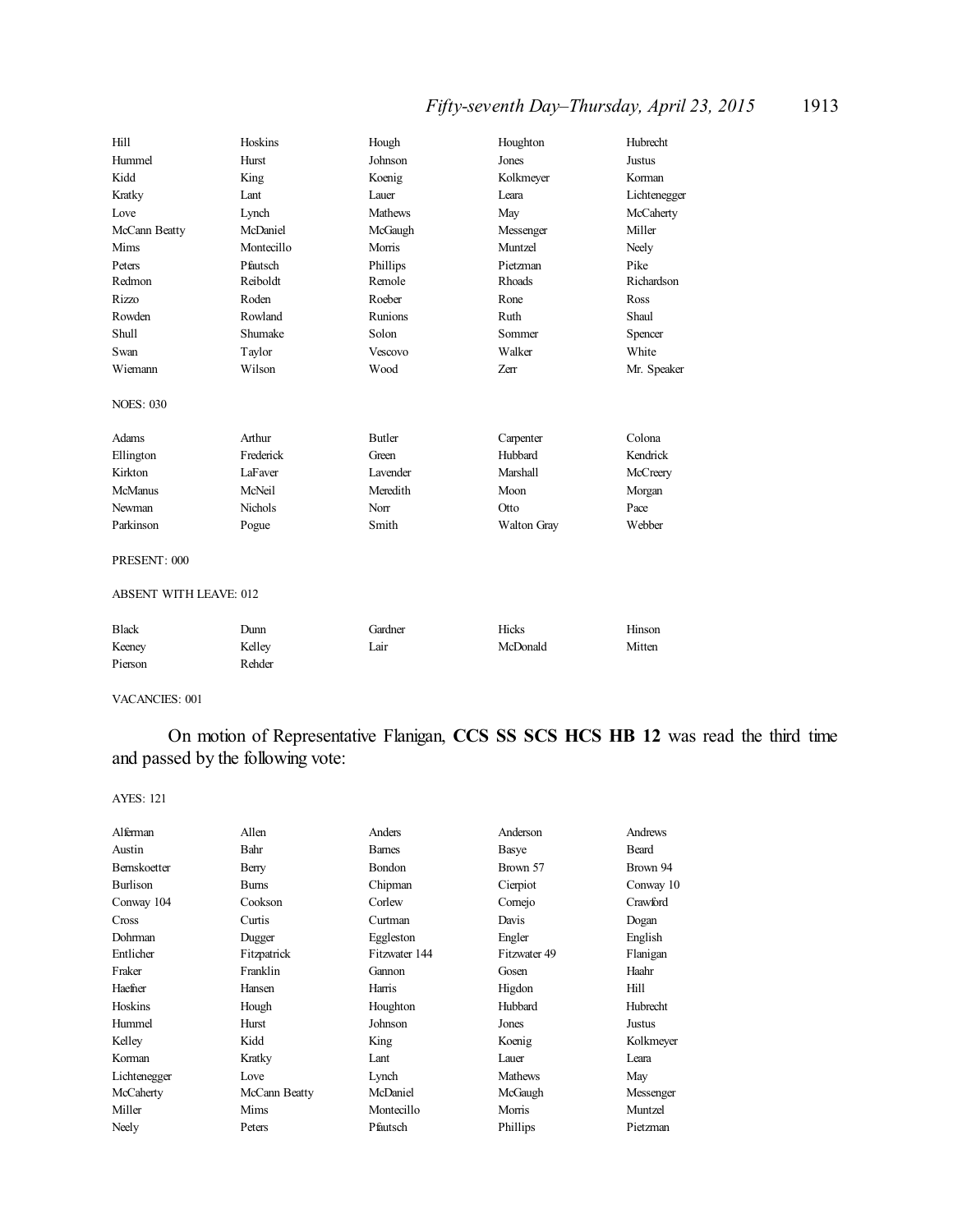| | | | | |
|---|---|---|---|---|
| Hill | Hoskins | Hough | Houghton | Hubrecht |
| Hummel | Hurst | Johnson | Jones | Justus |
| Kidd | King | Koenig | Kolkmeyer | Korman |
| Kratky | Lant | Lauer | Leara | Lichtenegger |
| Love | Lynch | Mathews | May | McCaherty |
| McCann Beatty | McDaniel | McGaugh | Messenger | Miller |
| Mims | Montecillo | Morris | Muntzel | Neely |
| Peters | Pfautsch | Phillips | Pietzman | Pike |
| Redmon | Reiboldt | Remole | Rhoads | Richardson |
| Rizzo | Roden | Roeber | Rone | Ross |
| Rowden | Rowland | Runions | Ruth | Shaul |
| Shull | Shumake | Solon | Sommer | Spencer |
| Swan | Taylor | Vescovo | Walker | White |
| Wiemann | Wilson | Wood | Zerr | Mr. Speaker |

NOES: 030

| | | | | |
|---|---|---|---|---|
| Adams | Arthur | Butler | Carpenter | Colona |
| Ellington | Frederick | Green | Hubbard | Kendrick |
| Kirkton | LaFaver | Lavender | Marshall | McCreery |
| McManus | McNeil | Meredith | Moon | Morgan |
| Newman | Nichols | Norr | Otto | Pace |
| Parkinson | Pogue | Smith | Walton Gray | Webber |

PRESENT: 000

ABSENT WITH LEAVE: 012

| | | | | |
|---|---|---|---|---|
| Black | Dunn | Gardner | Hicks | Hinson |
| Keeney | Kelley | Lair | McDonald | Mitten |
| Pierson | Rehder | | | |

VACANCIES: 001

On motion of Representative Flanigan, **CCS SS SCS HCS HB 12** was read the third time and passed by the following vote:

AYES: 121

| | | | | |
|---|---|---|---|---|
| Alferman | Allen | Anders | Anderson | Andrews |
| Austin | Bahr | Barnes | Basye | Beard |
| Bernskoetter | Berry | Bondon | Brown 57 | Brown 94 |
| Burlison | Burns | Chipman | Cierpiot | Conway 10 |
| Conway 104 | Cookson | Corlew | Cornejo | Crawford |
| Cross | Curtis | Curtman | Davis | Dogan |
| Dohrman | Dugger | Eggleston | Engler | English |
| Entlicher | Fitzpatrick | Fitzwater 144 | Fitzwater 49 | Flanigan |
| Fraker | Franklin | Gannon | Gosen | Haahr |
| Haefner | Hansen | Harris | Higdon | Hill |
| Hoskins | Hough | Houghton | Hubbard | Hubrecht |
| Hummel | Hurst | Johnson | Jones | Justus |
| Kelley | Kidd | King | Koenig | Kolkmeyer |
| Korman | Kratky | Lant | Lauer | Leara |
| Lichtenegger | Love | Lynch | Mathews | May |
| McCaherty | McCann Beatty | McDaniel | McGaugh | Messenger |
| Miller | Mims | Montecillo | Morris | Muntzel |
| Neely | Peters | Pfautsch | Phillips | Pietzman |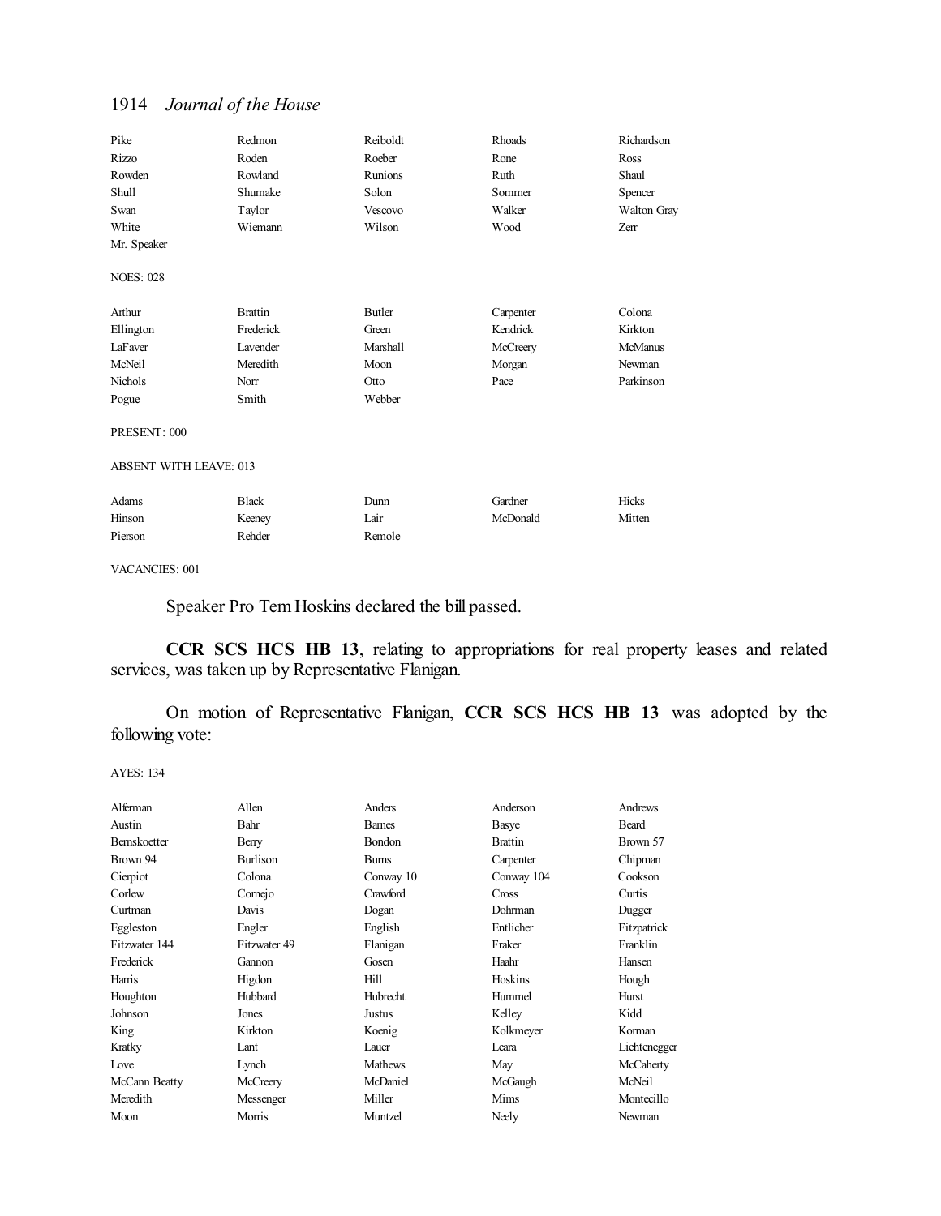| | | | | |
|---|---|---|---|---|
| Pike | Redmon | Reiboldt | Rhoads | Richardson |
| Rizzo | Roden | Roeber | Rone | Ross |
| Rowden | Rowland | Runions | Ruth | Shaul |
| Shull | Shumake | Solon | Sommer | Spencer |
| Swan | Taylor | Vescovo | Walker | Walton Gray |
| White | Wiemann | Wilson | Wood | Zerr |
| Mr. Speaker | | | | |

NOES: 028

| | | | | |
|---|---|---|---|---|
| Arthur | Brattin | Butler | Carpenter | Colona |
| Ellington | Frederick | Green | Kendrick | Kirkton |
| LaFaver | Lavender | Marshall | McCreery | McManus |
| McNeil | Meredith | Moon | Morgan | Newman |
| Nichols | Norr | Otto | Pace | Parkinson |
| Pogue | Smith | Webber | | |

PRESENT: 000

ABSENT WITH LEAVE: 013

| | | | | |
|---|---|---|---|---|
| Adams | Black | Dunn | Gardner | Hicks |
| Hinson | Keeney | Lair | McDonald | Mitten |
| Pierson | Rehder | Remole | | |

VACANCIES: 001

Speaker Pro Tem Hoskins declared the bill passed.

**CCR SCS HCS HB 13**, relating to appropriations for real property leases and related services, was taken up by Representative Flanigan.

On motion of Representative Flanigan, **CCR SCS HCS HB 13** was adopted by the following vote:

AYES: 134

| | | | | |
|---|---|---|---|---|
| Alferman | Allen | Anders | Anderson | Andrews |
| Austin | Bahr | Barnes | Basye | Beard |
| Bernskoetter | Berry | Bondon | Brattin | Brown 57 |
| Brown 94 | Burlison | Burns | Carpenter | Chipman |
| Cierpiot | Colona | Conway 10 | Conway 104 | Cookson |
| Corlew | Cornejo | Crawford | Cross | Curtis |
| Curtman | Davis | Dogan | Dohrman | Dugger |
| Eggleston | Engler | English | Entlicher | Fitzpatrick |
| Fitzwater 144 | Fitzwater 49 | Flanigan | Fraker | Franklin |
| Frederick | Gannon | Gosen | Haahr | Hansen |
| Harris | Higdon | Hill | Hoskins | Hough |
| Houghton | Hubbard | Hubrecht | Hummel | Hurst |
| Johnson | Jones | Justus | Kelley | Kidd |
| King | Kirkton | Koenig | Kolkmeyer | Korman |
| Kratky | Lant | Lauer | Leara | Lichtenegger |
| Love | Lynch | Mathews | May | McCaherty |
| McCann Beatty | McCreery | McDaniel | McGaugh | McNeil |
| Meredith | Messenger | Miller | Mims | Montecillo |
| Moon | Morris | Muntzel | Neely | Newman |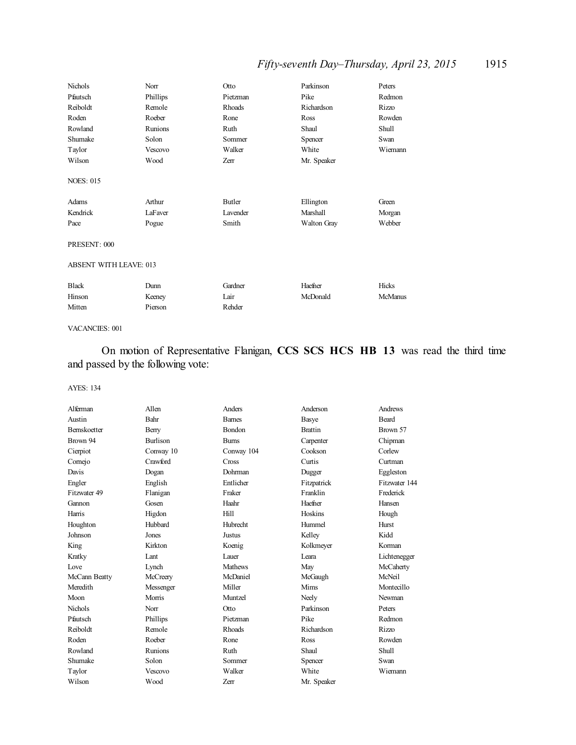| | | | | |
|---|---|---|---|---|
| Nichols | Norr | Otto | Parkinson | Peters |
| Pfautsch | Phillips | Pietzman | Pike | Redmon |
| Reiboldt | Remole | Rhoads | Richardson | Rizzo |
| Roden | Roeber | Rone | Ross | Rowden |
| Rowland | Runions | Ruth | Shaul | Shull |
| Shumake | Solon | Sommer | Spencer | Swan |
| Taylor | Vescovo | Walker | White | Wiemann |
| Wilson | Wood | Zerr | Mr. Speaker | |

NOES: 015

| | | | | |
|---|---|---|---|---|
| Adams | Arthur | Butler | Ellington | Green |
| Kendrick | LaFaver | Lavender | Marshall | Morgan |
| Pace | Pogue | Smith | Walton Gray | Webber |

PRESENT: 000

ABSENT WITH LEAVE: 013

| | | | | |
|---|---|---|---|---|
| Black | Dunn | Gardner | Haefner | Hicks |
| Hinson | Keeney | Lair | McDonald | McManus |
| Mitten | Pierson | Rehder | | |

VACANCIES: 001

On motion of Representative Flanigan, **CCS SCS HCS HB 13** was read the third time and passed by the following vote:

AYES: 134

| | | | | |
|---|---|---|---|---|
| Alferman | Allen | Anders | Anderson | Andrews |
| Austin | Bahr | Barnes | Basye | Beard |
| Bernskoetter | Berry | Bondon | Brattin | Brown 57 |
| Brown 94 | Burlison | Burns | Carpenter | Chipman |
| Cierpiot | Conway 10 | Conway 104 | Cookson | Corlew |
| Cornejo | Crawford | Cross | Curtis | Curtman |
| Davis | Dogan | Dohrman | Dugger | Eggleston |
| Engler | English | Entlicher | Fitzpatrick | Fitzwater 144 |
| Fitzwater 49 | Flanigan | Fraker | Franklin | Frederick |
| Gannon | Gosen | Haahr | Haefner | Hansen |
| Harris | Higdon | Hill | Hoskins | Hough |
| Houghton | Hubbard | Hubrecht | Hummel | Hurst |
| Johnson | Jones | Justus | Kelley | Kidd |
| King | Kirkton | Koenig | Kolkmeyer | Korman |
| Kratky | Lant | Lauer | Leara | Lichtenegger |
| Love | Lynch | Mathews | May | McCaherty |
| McCann Beatty | McCreery | McDaniel | McGaugh | McNeil |
| Meredith | Messenger | Miller | Mims | Montecillo |
| Moon | Morris | Muntzel | Neely | Newman |
| Nichols | Norr | Otto | Parkinson | Peters |
| Pfautsch | Phillips | Pietzman | Pike | Redmon |
| Reiboldt | Remole | Rhoads | Richardson | Rizzo |
| Roden | Roeber | Rone | Ross | Rowden |
| Rowland | Runions | Ruth | Shaul | Shull |
| Shumake | Solon | Sommer | Spencer | Swan |
| Taylor | Vescovo | Walker | White | Wiemann |
| Wilson | Wood | Zerr | Mr. Speaker | |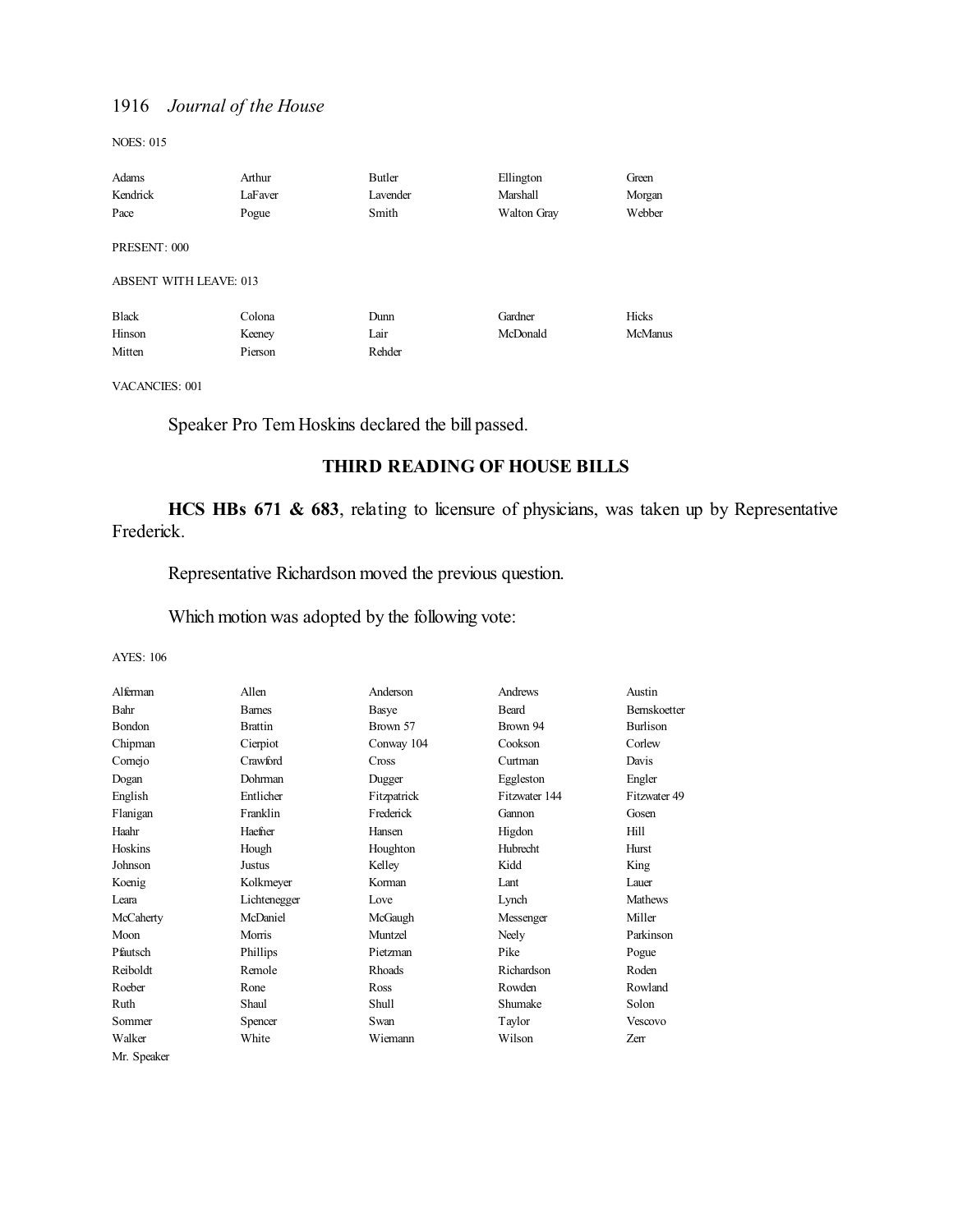NOES: 015

| | | | | |
|---|---|---|---|---|
| Adams | Arthur | Butler | Ellington | Green |
| Kendrick | LaFaver | Lavender | Marshall | Morgan |
| Pace | Pogue | Smith | Walton Gray | Webber |

PRESENT: 000

ABSENT WITH LEAVE: 013

| | | | | |
|---|---|---|---|---|
| Black | Colona | Dunn | Gardner | Hicks |
| Hinson | Keeney | Lair | McDonald | McManus |
| Mitten | Pierson | Rehder | | |

VACANCIES: 001

Speaker Pro Tem Hoskins declared the bill passed.

## THIRD READING OF HOUSE BILLS

**HCS HBs 671 & 683**, relating to licensure of physicians, was taken up by Representative Frederick.

Representative Richardson moved the previous question.

Which motion was adopted by the following vote:

AYES: 106

| | | | | |
|---|---|---|---|---|
| Alferman | Allen | Anderson | Andrews | Austin |
| Bahr | Barnes | Basye | Beard | Bernskoetter |
| Bondon | Brattin | Brown 57 | Brown 94 | Burlison |
| Chipman | Cierpiot | Conway 104 | Cookson | Corlew |
| Cornejo | Crawford | Cross | Curtman | Davis |
| Dogan | Dohrman | Dugger | Eggleston | Engler |
| English | Entlicher | Fitzpatrick | Fitzwater 144 | Fitzwater 49 |
| Flanigan | Franklin | Frederick | Gannon | Gosen |
| Haahr | Haefner | Hansen | Higdon | Hill |
| Hoskins | Hough | Houghton | Hubrecht | Hurst |
| Johnson | Justus | Kelley | Kidd | King |
| Koenig | Kolkmeyer | Korman | Lant | Lauer |
| Leara | Lichtenegger | Love | Lynch | Mathews |
| McCaherty | McDaniel | McGaugh | Messenger | Miller |
| Moon | Morris | Muntzel | Neely | Parkinson |
| Pfautsch | Phillips | Pietzman | Pike | Pogue |
| Reiboldt | Remole | Rhoads | Richardson | Roden |
| Roeber | Rone | Ross | Rowden | Rowland |
| Ruth | Shaul | Shull | Shumake | Solon |
| Sommer | Spencer | Swan | Taylor | Vescovo |
| Walker | White | Wiemann | Wilson | Zerr |
| Mr. Speaker | | | | |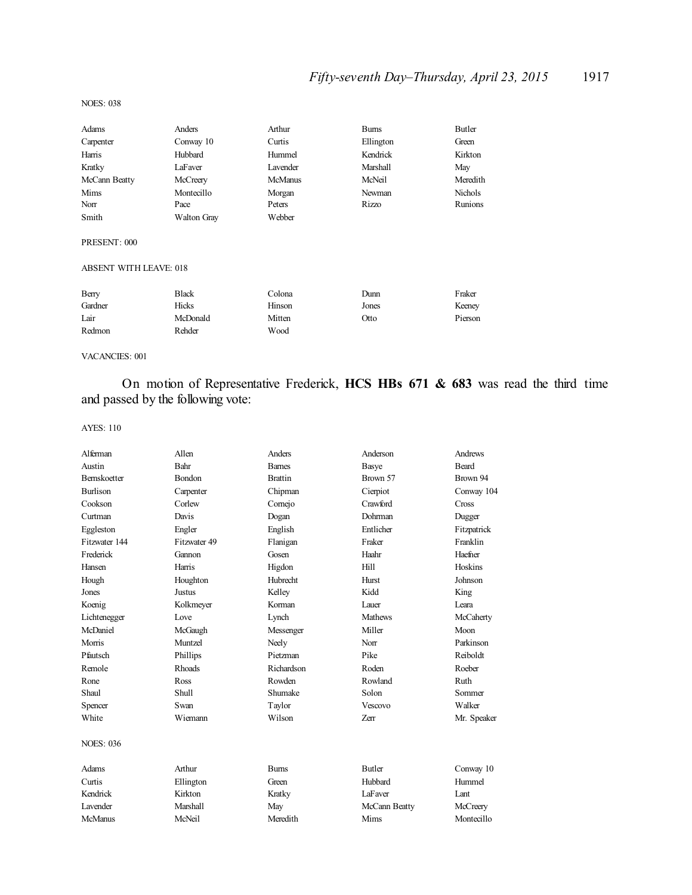NOES: 038

| | | | | |
|---|---|---|---|---|
| Adams | Anders | Arthur | Burns | Butler |
| Carpenter | Conway 10 | Curtis | Ellington | Green |
| Harris | Hubbard | Hummel | Kendrick | Kirkton |
| Kratky | LaFaver | Lavender | Marshall | May |
| McCann Beatty | McCreery | McManus | McNeil | Meredith |
| Mims | Montecillo | Morgan | Newman | Nichols |
| Norr | Pace | Peters | Rizzo | Runions |
| Smith | Walton Gray | Webber | | |

PRESENT: 000

ABSENT WITH LEAVE: 018

| | | | | |
|---|---|---|---|---|
| Berry | Black | Colona | Dunn | Fraker |
| Gardner | Hicks | Hinson | Jones | Keeney |
| Lair | McDonald | Mitten | Otto | Pierson |
| Redmon | Rehder | Wood | | |

VACANCIES: 001

On motion of Representative Frederick, **HCS HBs 671 & 683** was read the third time and passed by the following vote:

AYES: 110

| | | | | |
|---|---|---|---|---|
| Alferman | Allen | Anders | Anderson | Andrews |
| Austin | Bahr | Barnes | Basye | Beard |
| Bernskoetter | Bondon | Brattin | Brown 57 | Brown 94 |
| Burlison | Carpenter | Chipman | Cierpiot | Conway 104 |
| Cookson | Corlew | Cornejo | Crawford | Cross |
| Curtman | Davis | Dogan | Dohrman | Dugger |
| Eggleston | Engler | English | Entlicher | Fitzpatrick |
| Fitzwater 144 | Fitzwater 49 | Flanigan | Fraker | Franklin |
| Frederick | Gannon | Gosen | Haahr | Haefner |
| Hansen | Harris | Higdon | Hill | Hoskins |
| Hough | Houghton | Hubrecht | Hurst | Johnson |
| Jones | Justus | Kelley | Kidd | King |
| Koenig | Kolkmeyer | Korman | Lauer | Leara |
| Lichtenegger | Love | Lynch | Mathews | McCaherty |
| McDaniel | McGaugh | Messenger | Miller | Moon |
| Morris | Muntzel | Neely | Norr | Parkinson |
| Pfautsch | Phillips | Pietzman | Pike | Reiboldt |
| Remole | Rhoads | Richardson | Roden | Roeber |
| Rone | Ross | Rowden | Rowland | Ruth |
| Shaul | Shull | Shumake | Solon | Sommer |
| Spencer | Swan | Taylor | Vescovo | Walker |
| White | Wiemann | Wilson | Zerr | Mr. Speaker |

NOES: 036

| | | | | |
|---|---|---|---|---|
| Adams | Arthur | Burns | Butler | Conway 10 |
| Curtis | Ellington | Green | Hubbard | Hummel |
| Kendrick | Kirkton | Kratky | LaFaver | Lant |
| Lavender | Marshall | May | McCann Beatty | McCreery |
| McManus | McNeil | Meredith | Mims | Montecillo |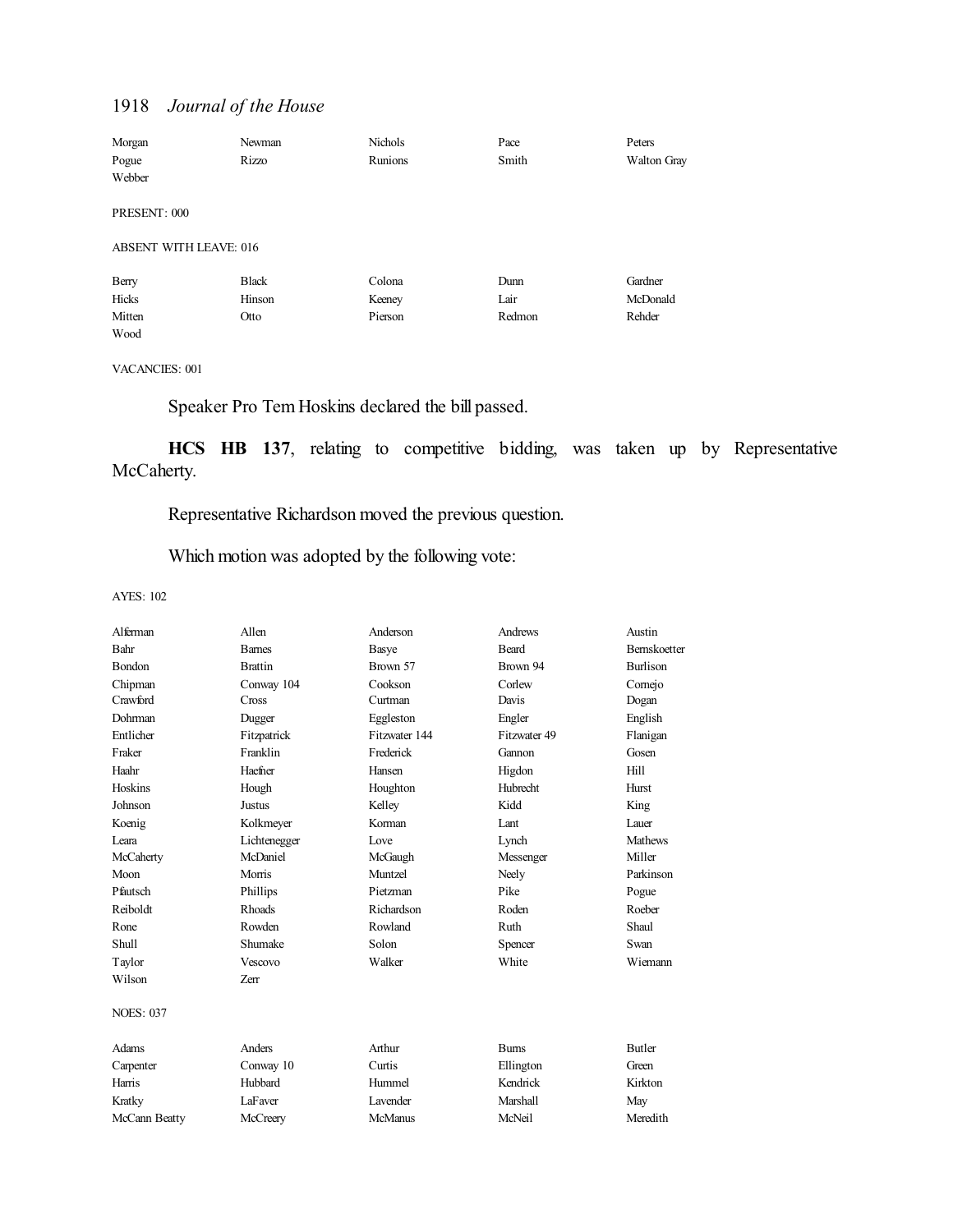| | | | | |
|---|---|---|---|---|
| Morgan | Newman | Nichols | Pace | Peters |
| Pogue | Rizzo | Runions | Smith | Walton Gray |
| Webber | | | | |

PRESENT: 000

ABSENT WITH LEAVE: 016

| | | | | |
|---|---|---|---|---|
| Berry | Black | Colona | Dunn | Gardner |
| Hicks | Hinson | Keeney | Lair | McDonald |
| Mitten | Otto | Pierson | Redmon | Rehder |
| Wood | | | | |

VACANCIES: 001

Speaker Pro Tem Hoskins declared the bill passed.

**HCS HB 137**, relating to competitive bidding, was taken up by Representative McCaherty.

Representative Richardson moved the previous question.

Which motion was adopted by the following vote:

AYES: 102

| | | | | |
|---|---|---|---|---|
| Alferman | Allen | Anderson | Andrews | Austin |
| Bahr | Barnes | Basye | Beard | Bernskoetter |
| Bondon | Brattin | Brown 57 | Brown 94 | Burlison |
| Chipman | Conway 104 | Cookson | Corlew | Cornejo |
| Crawford | Cross | Curtman | Davis | Dogan |
| Dohrman | Dugger | Eggleston | Engler | English |
| Entlicher | Fitzpatrick | Fitzwater 144 | Fitzwater 49 | Flanigan |
| Fraker | Franklin | Frederick | Gannon | Gosen |
| Haahr | Haefner | Hansen | Higdon | Hill |
| Hoskins | Hough | Houghton | Hubrecht | Hurst |
| Johnson | Justus | Kelley | Kidd | King |
| Koenig | Kolkmeyer | Korman | Lant | Lauer |
| Leara | Lichtenegger | Love | Lynch | Mathews |
| McCaherty | McDaniel | McGaugh | Messenger | Miller |
| Moon | Morris | Muntzel | Neely | Parkinson |
| Pfautsch | Phillips | Pietzman | Pike | Pogue |
| Reiboldt | Rhoads | Richardson | Roden | Roeber |
| Rone | Rowden | Rowland | Ruth | Shaul |
| Shull | Shumake | Solon | Spencer | Swan |
| Taylor | Vescovo | Walker | White | Wiemann |
| Wilson | Zerr | | | |

NOES: 037

| | | | | |
|---|---|---|---|---|
| Adams | Anders | Arthur | Burns | Butler |
| Carpenter | Conway 10 | Curtis | Ellington | Green |
| Harris | Hubbard | Hummel | Kendrick | Kirkton |
| Kratky | LaFaver | Lavender | Marshall | May |
| McCann Beatty | McCreery | McManus | McNeil | Meredith |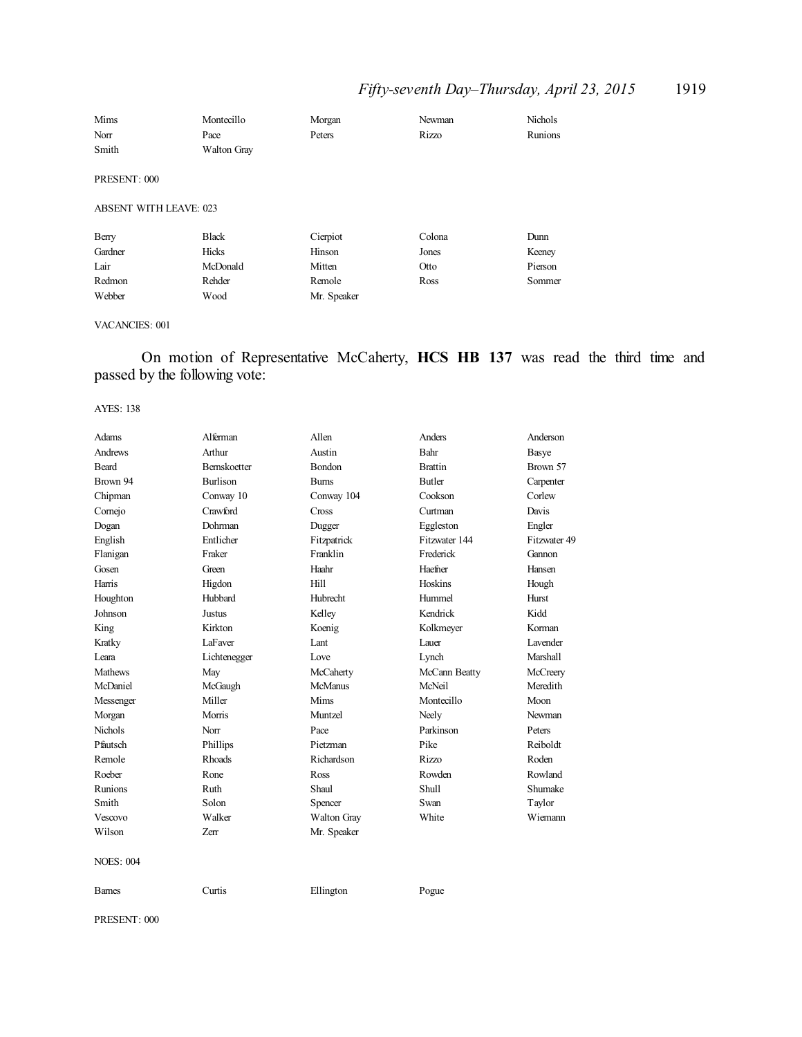| | | | | |
|---|---|---|---|---|
| Mims | Montecillo | Morgan | Newman | Nichols |
| Norr | Pace | Peters | Rizzo | Runions |
| Smith | Walton Gray | | | |

PRESENT: 000

ABSENT WITH LEAVE: 023

| | | | | |
|---|---|---|---|---|
| Berry | Black | Cierpiot | Colona | Dunn |
| Gardner | Hicks | Hinson | Jones | Keeney |
| Lair | McDonald | Mitten | Otto | Pierson |
| Redmon | Rehder | Remole | Ross | Sommer |
| Webber | Wood | Mr. Speaker | | |

VACANCIES: 001

On motion of Representative McCaherty, **HCS HB 137** was read the third time and passed by the following vote:

AYES: 138

| | | | | |
|---|---|---|---|---|
| Adams | Alferman | Allen | Anders | Anderson |
| Andrews | Arthur | Austin | Bahr | Basye |
| Beard | Bernskoetter | Bondon | Brattin | Brown 57 |
| Brown 94 | Burlison | Burns | Butler | Carpenter |
| Chipman | Conway 10 | Conway 104 | Cookson | Corlew |
| Cornejo | Crawford | Cross | Curtman | Davis |
| Dogan | Dohrman | Dugger | Eggleston | Engler |
| English | Entlicher | Fitzpatrick | Fitzwater 144 | Fitzwater 49 |
| Flanigan | Fraker | Franklin | Frederick | Gannon |
| Gosen | Green | Haahr | Haefner | Hansen |
| Harris | Higdon | Hill | Hoskins | Hough |
| Houghton | Hubbard | Hubrecht | Hummel | Hurst |
| Johnson | Justus | Kelley | Kendrick | Kidd |
| King | Kirkton | Koenig | Kolkmeyer | Korman |
| Kratky | LaFaver | Lant | Lauer | Lavender |
| Leara | Lichtenegger | Love | Lynch | Marshall |
| Mathews | May | McCaherty | McCann Beatty | McCreery |
| McDaniel | McGaugh | McManus | McNeil | Meredith |
| Messenger | Miller | Mims | Montecillo | Moon |
| Morgan | Morris | Muntzel | Neely | Newman |
| Nichols | Norr | Pace | Parkinson | Peters |
| Pfautsch | Phillips | Pietzman | Pike | Reiboldt |
| Remole | Rhoads | Richardson | Rizzo | Roden |
| Roeber | Rone | Ross | Rowden | Rowland |
| Runions | Ruth | Shaul | Shull | Shumake |
| Smith | Solon | Spencer | Swan | Taylor |
| Vescovo | Walker | Walton Gray | White | Wiemann |
| Wilson | Zerr | Mr. Speaker | | |

NOES: 004

| | | | |
|---|---|---|---|
| Barnes | Curtis | Ellington | Pogue |

PRESENT: 000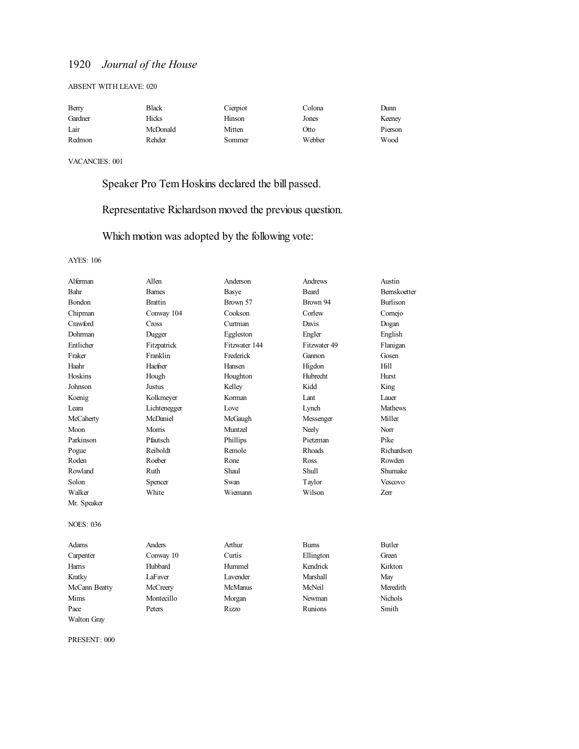ABSENT WITH LEAVE: 020

| | | | | |
|---|---|---|---|---|
| Berry | Black | Cierpiot | Colona | Dunn |
| Gardner | Hicks | Hinson | Jones | Keeney |
| Lair | McDonald | Mitten | Otto | Pierson |
| Redmon | Rehder | Sommer | Webber | Wood |

VACANCIES: 001

Speaker Pro Tem Hoskins declared the bill passed.

Representative Richardson moved the previous question.

Which motion was adopted by the following vote:

AYES: 106

| | | | | |
|---|---|---|---|---|
| Alferman | Allen | Anderson | Andrews | Austin |
| Bahr | Barnes | Basye | Beard | Bernskoetter |
| Bondon | Brattin | Brown 57 | Brown 94 | Burlison |
| Chipman | Conway 104 | Cookson | Corlew | Cornejo |
| Crawford | Cross | Curtman | Davis | Dogan |
| Dohrman | Dugger | Eggleston | Engler | English |
| Entlicher | Fitzpatrick | Fitzwater 144 | Fitzwater 49 | Flanigan |
| Fraker | Franklin | Frederick | Gannon | Gosen |
| Haahr | Haefner | Hansen | Higdon | Hill |
| Hoskins | Hough | Houghton | Hubrecht | Hurst |
| Johnson | Justus | Kelley | Kidd | King |
| Koenig | Kolkmeyer | Korman | Lant | Lauer |
| Leara | Lichtenegger | Love | Lynch | Mathews |
| McCaherty | McDaniel | McGaugh | Messenger | Miller |
| Moon | Morris | Muntzel | Neely | Norr |
| Parkinson | Pfautsch | Phillips | Pietzman | Pike |
| Pogue | Reiboldt | Remole | Rhoads | Richardson |
| Roden | Roeber | Rone | Ross | Rowden |
| Rowland | Ruth | Shaul | Shull | Shumake |
| Solon | Spencer | Swan | Taylor | Vescovo |
| Walker | White | Wiemann | Wilson | Zerr |
| Mr. Speaker | | | | |

NOES: 036

| | | | | |
|---|---|---|---|---|
| Adams | Anders | Arthur | Burns | Butler |
| Carpenter | Conway 10 | Curtis | Ellington | Green |
| Harris | Hubbard | Hummel | Kendrick | Kirkton |
| Kratky | LaFaver | Lavender | Marshall | May |
| McCann Beatty | McCreery | McManus | McNeil | Meredith |
| Mims | Montecillo | Morgan | Newman | Nichols |
| Pace | Peters | Rizzo | Runions | Smith |
| Walton Gray | | | | |

PRESENT: 000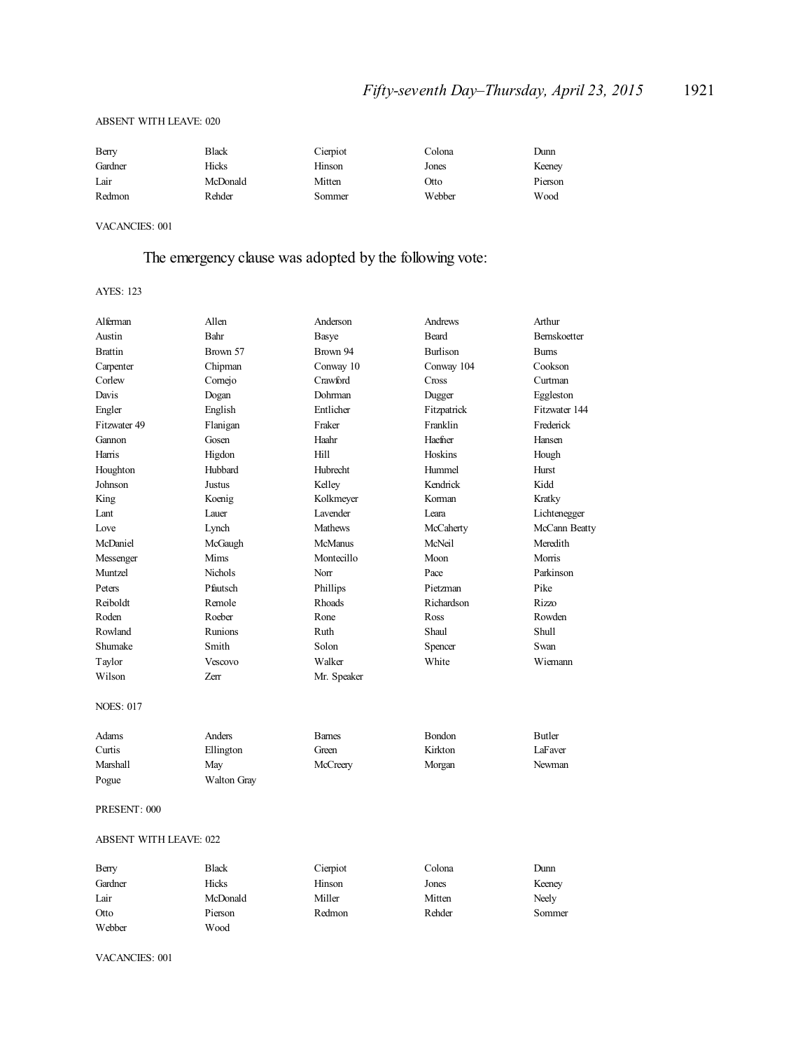ABSENT WITH LEAVE: 020

| | | | | |
|---|---|---|---|---|
| Berry | Black | Cierpiot | Colona | Dunn |
| Gardner | Hicks | Hinson | Jones | Keeney |
| Lair | McDonald | Mitten | Otto | Pierson |
| Redmon | Rehder | Sommer | Webber | Wood |

VACANCIES: 001

The emergency clause was adopted by the following vote:

AYES: 123

| | | | | |
|---|---|---|---|---|
| Alferman | Allen | Anderson | Andrews | Arthur |
| Austin | Bahr | Basye | Beard | Bernskoetter |
| Brattin | Brown 57 | Brown 94 | Burlison | Burns |
| Carpenter | Chipman | Conway 10 | Conway 104 | Cookson |
| Corlew | Cornejo | Crawford | Cross | Curtman |
| Davis | Dogan | Dohrman | Dugger | Eggleston |
| Engler | English | Entlicher | Fitzpatrick | Fitzwater 144 |
| Fitzwater 49 | Flanigan | Fraker | Franklin | Frederick |
| Gannon | Gosen | Haahr | Haefner | Hansen |
| Harris | Higdon | Hill | Hoskins | Hough |
| Houghton | Hubbard | Hubrecht | Hummel | Hurst |
| Johnson | Justus | Kelley | Kendrick | Kidd |
| King | Koenig | Kolkmeyer | Korman | Kratky |
| Lant | Lauer | Lavender | Leara | Lichtenegger |
| Love | Lynch | Mathews | McCaherty | McCann Beatty |
| McDaniel | McGaugh | McManus | McNeil | Meredith |
| Messenger | Mims | Montecillo | Moon | Morris |
| Muntzel | Nichols | Norr | Pace | Parkinson |
| Peters | Pfautsch | Phillips | Pietzman | Pike |
| Reiboldt | Remole | Rhoads | Richardson | Rizzo |
| Roden | Roeber | Rone | Ross | Rowden |
| Rowland | Runions | Ruth | Shaul | Shull |
| Shumake | Smith | Solon | Spencer | Swan |
| Taylor | Vescovo | Walker | White | Wiemann |
| Wilson | Zerr | Mr. Speaker | | |

NOES: 017

| | | | | |
|---|---|---|---|---|
| Adams | Anders | Barnes | Bondon | Butler |
| Curtis | Ellington | Green | Kirkton | LaFaver |
| Marshall | May | McCreery | Morgan | Newman |
| Pogue | Walton Gray | | | |

PRESENT: 000

ABSENT WITH LEAVE: 022

| | | | | |
|---|---|---|---|---|
| Berry | Black | Cierpiot | Colona | Dunn |
| Gardner | Hicks | Hinson | Jones | Keeney |
| Lair | McDonald | Miller | Mitten | Neely |
| Otto | Pierson | Redmon | Rehder | Sommer |
| Webber | Wood | | | |

VACANCIES: 001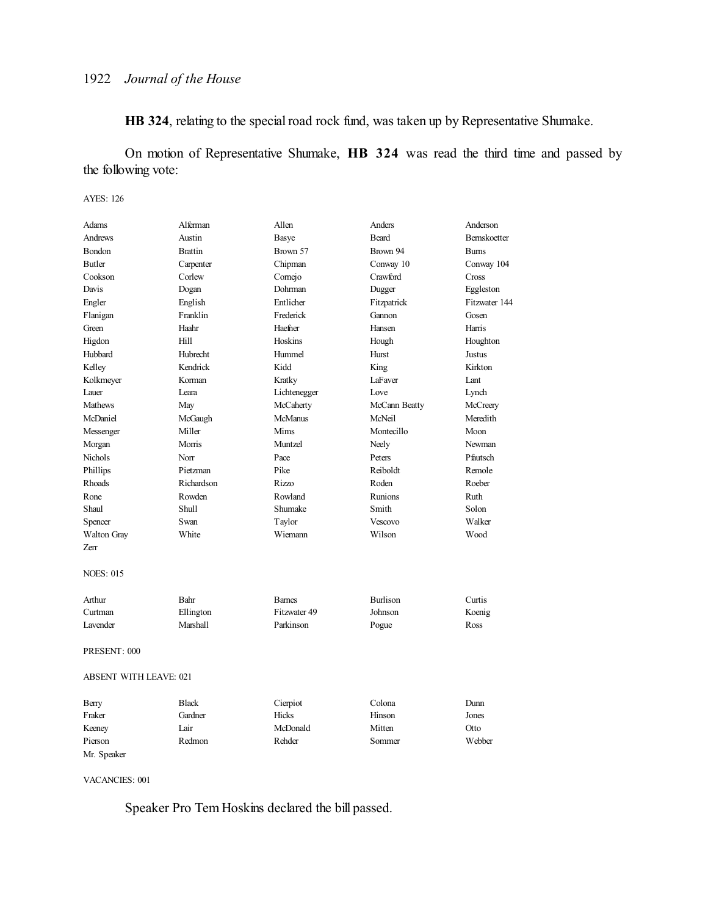**HB 324**, relating to the special road rock fund, was taken up by Representative Shumake.

On motion of Representative Shumake, **HB 324** was read the third time and passed by the following vote:

AYES: 126

| | | | | |
|---|---|---|---|---|
| Adams | Alferman | Allen | Anders | Anderson |
| Andrews | Austin | Basye | Beard | Bernskoetter |
| Bondon | Brattin | Brown 57 | Brown 94 | Burns |
| Butler | Carpenter | Chipman | Conway 10 | Conway 104 |
| Cookson | Corlew | Cornejo | Crawford | Cross |
| Davis | Dogan | Dohrman | Dugger | Eggleston |
| Engler | English | Entlicher | Fitzpatrick | Fitzwater 144 |
| Flanigan | Franklin | Frederick | Gannon | Gosen |
| Green | Haahr | Haefner | Hansen | Harris |
| Higdon | Hill | Hoskins | Hough | Houghton |
| Hubbard | Hubrecht | Hummel | Hurst | Justus |
| Kelley | Kendrick | Kidd | King | Kirkton |
| Kolkmeyer | Korman | Kratky | LaFaver | Lant |
| Lauer | Leara | Lichtenegger | Love | Lynch |
| Mathews | May | McCaherty | McCann Beatty | McCreery |
| McDaniel | McGaugh | McManus | McNeil | Meredith |
| Messenger | Miller | Mims | Montecillo | Moon |
| Morgan | Morris | Muntzel | Neely | Newman |
| Nichols | Norr | Pace | Peters | Pfautsch |
| Phillips | Pietzman | Pike | Reiboldt | Remole |
| Rhoads | Richardson | Rizzo | Roden | Roeber |
| Rone | Rowden | Rowland | Runions | Ruth |
| Shaul | Shull | Shumake | Smith | Solon |
| Spencer | Swan | Taylor | Vescovo | Walker |
| Walton Gray | White | Wiemann | Wilson | Wood |
| Zerr | | | | |

NOES: 015

| | | | | |
|---|---|---|---|---|
| Arthur | Bahr | Barnes | Burlison | Curtis |
| Curtman | Ellington | Fitzwater 49 | Johnson | Koenig |
| Lavender | Marshall | Parkinson | Pogue | Ross |

PRESENT: 000

ABSENT WITH LEAVE: 021

| | | | | |
|---|---|---|---|---|
| Berry | Black | Cierpiot | Colona | Dunn |
| Fraker | Gardner | Hicks | Hinson | Jones |
| Keeney | Lair | McDonald | Mitten | Otto |
| Pierson | Redmon | Rehder | Sommer | Webber |
| Mr. Speaker | | | | |

VACANCIES: 001

Speaker Pro Tem Hoskins declared the bill passed.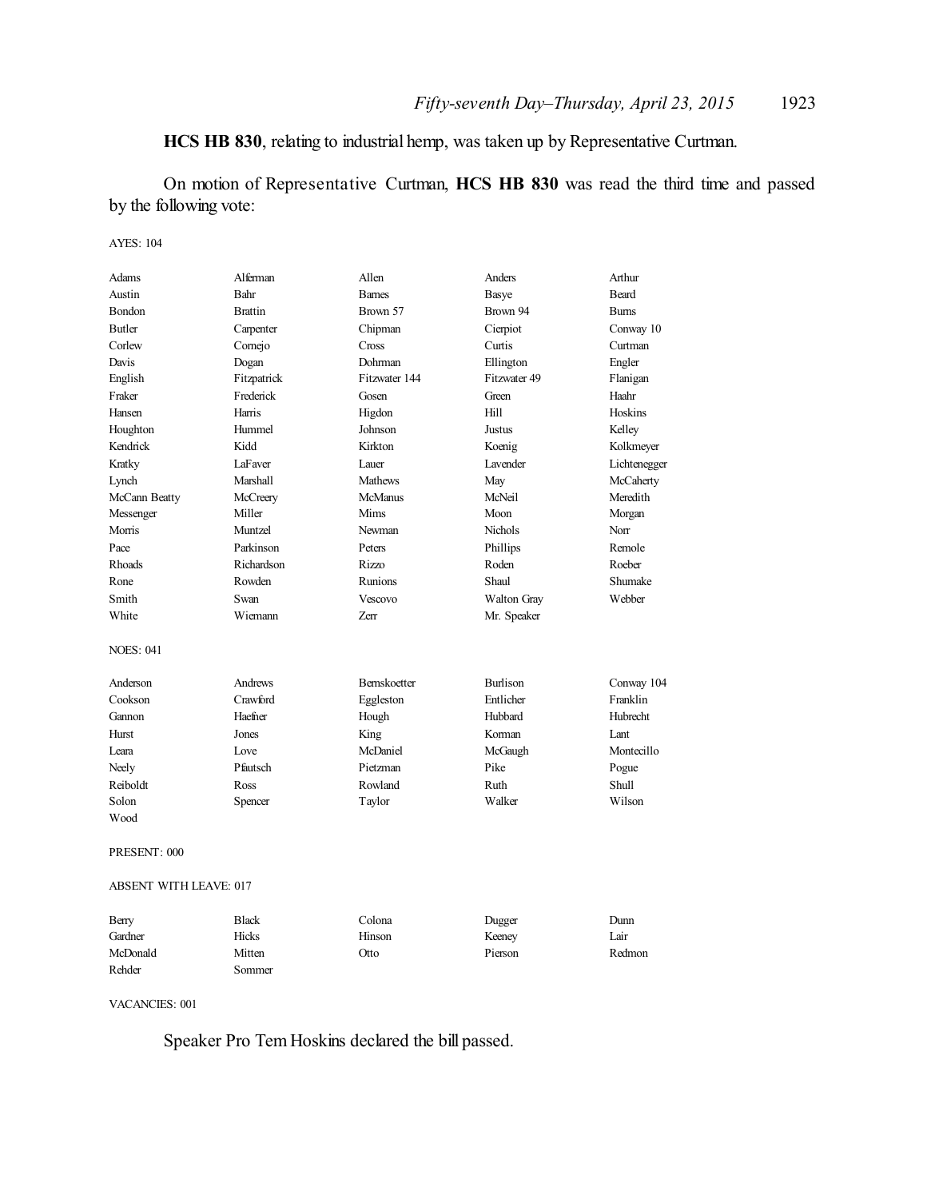**HCS HB 830**, relating to industrial hemp, was taken up by Representative Curtman.

On motion of Representative Curtman, **HCS HB 830** was read the third time and passed by the following vote:

AYES: 104

| | | | | |
|---|---|---|---|---|
| Adams | Alferman | Allen | Anders | Arthur |
| Austin | Bahr | Barnes | Basye | Beard |
| Bondon | Brattin | Brown 57 | Brown 94 | Burns |
| Butler | Carpenter | Chipman | Cierpiot | Conway 10 |
| Corlew | Cornejo | Cross | Curtis | Curtman |
| Davis | Dogan | Dohrman | Ellington | Engler |
| English | Fitzpatrick | Fitzwater 144 | Fitzwater 49 | Flanigan |
| Fraker | Frederick | Gosen | Green | Haahr |
| Hansen | Harris | Higdon | Hill | Hoskins |
| Houghton | Hummel | Johnson | Justus | Kelley |
| Kendrick | Kidd | Kirkton | Koenig | Kolkmeyer |
| Kratky | LaFaver | Lauer | Lavender | Lichtenegger |
| Lynch | Marshall | Mathews | May | McCaherty |
| McCann Beatty | McCreery | McManus | McNeil | Meredith |
| Messenger | Miller | Mims | Moon | Morgan |
| Morris | Muntzel | Newman | Nichols | Norr |
| Pace | Parkinson | Peters | Phillips | Remole |
| Rhoads | Richardson | Rizzo | Roden | Roeber |
| Rone | Rowden | Runions | Shaul | Shumake |
| Smith | Swan | Vescovo | Walton Gray | Webber |
| White | Wiemann | Zerr | Mr. Speaker | |

NOES: 041

| | | | | |
|---|---|---|---|---|
| Anderson | Andrews | Bernskoetter | Burlison | Conway 104 |
| Cookson | Crawford | Eggleston | Entlicher | Franklin |
| Gannon | Haefner | Hough | Hubbard | Hubrecht |
| Hurst | Jones | King | Korman | Lant |
| Leara | Love | McDaniel | McGaugh | Montecillo |
| Neely | Pfautsch | Pietzman | Pike | Pogue |
| Reiboldt | Ross | Rowland | Ruth | Shull |
| Solon | Spencer | Taylor | Walker | Wilson |
| Wood | | | | |

PRESENT: 000

ABSENT WITH LEAVE: 017

| | | | | |
|---|---|---|---|---|
| Berry | Black | Colona | Dugger | Dunn |
| Gardner | Hicks | Hinson | Keeney | Lair |
| McDonald | Mitten | Otto | Pierson | Redmon |
| Rehder | Sommer | | | |

VACANCIES: 001

Speaker Pro Tem Hoskins declared the bill passed.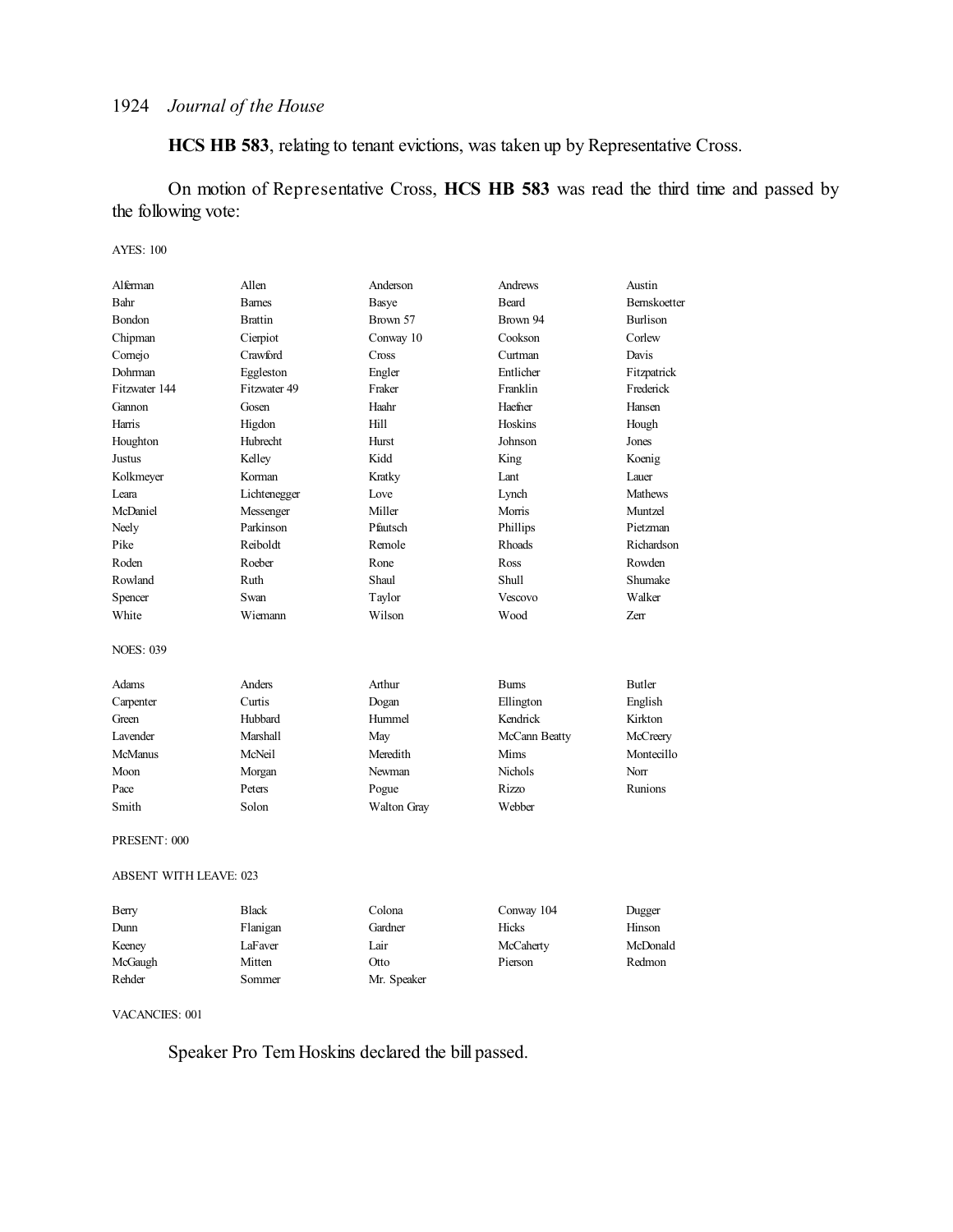**HCS HB 583**, relating to tenant evictions, was taken up by Representative Cross.

On motion of Representative Cross, **HCS HB 583** was read the third time and passed by the following vote:

AYES: 100

| | | | | |
|---|---|---|---|---|
| Alferman | Allen | Anderson | Andrews | Austin |
| Bahr | Barnes | Basye | Beard | Bernskoetter |
| Bondon | Brattin | Brown 57 | Brown 94 | Burlison |
| Chipman | Cierpiot | Conway 10 | Cookson | Corlew |
| Cornejo | Crawford | Cross | Curtman | Davis |
| Dohrman | Eggleston | Engler | Entlicher | Fitzpatrick |
| Fitzwater 144 | Fitzwater 49 | Fraker | Franklin | Frederick |
| Gannon | Gosen | Haahr | Haefner | Hansen |
| Harris | Higdon | Hill | Hoskins | Hough |
| Houghton | Hubrecht | Hurst | Johnson | Jones |
| Justus | Kelley | Kidd | King | Koenig |
| Kolkmeyer | Korman | Kratky | Lant | Lauer |
| Leara | Lichtenegger | Love | Lynch | Mathews |
| McDaniel | Messenger | Miller | Morris | Muntzel |
| Neely | Parkinson | Pfautsch | Phillips | Pietzman |
| Pike | Reiboldt | Remole | Rhoads | Richardson |
| Roden | Roeber | Rone | Ross | Rowden |
| Rowland | Ruth | Shaul | Shull | Shumake |
| Spencer | Swan | Taylor | Vescovo | Walker |
| White | Wiemann | Wilson | Wood | Zerr |

NOES: 039

| | | | | |
|---|---|---|---|---|
| Adams | Anders | Arthur | Burns | Butler |
| Carpenter | Curtis | Dogan | Ellington | English |
| Green | Hubbard | Hummel | Kendrick | Kirkton |
| Lavender | Marshall | May | McCann Beatty | McCreery |
| McManus | McNeil | Meredith | Mims | Montecillo |
| Moon | Morgan | Newman | Nichols | Norr |
| Pace | Peters | Pogue | Rizzo | Runions |
| Smith | Solon | Walton Gray | Webber | |

PRESENT: 000

ABSENT WITH LEAVE: 023

| | | | | |
|---|---|---|---|---|
| Berry | Black | Colona | Conway 104 | Dugger |
| Dunn | Flanigan | Gardner | Hicks | Hinson |
| Keeney | LaFaver | Lair | McCaherty | McDonald |
| McGaugh | Mitten | Otto | Pierson | Redmon |
| Rehder | Sommer | Mr. Speaker | | |

VACANCIES: 001

Speaker Pro Tem Hoskins declared the bill passed.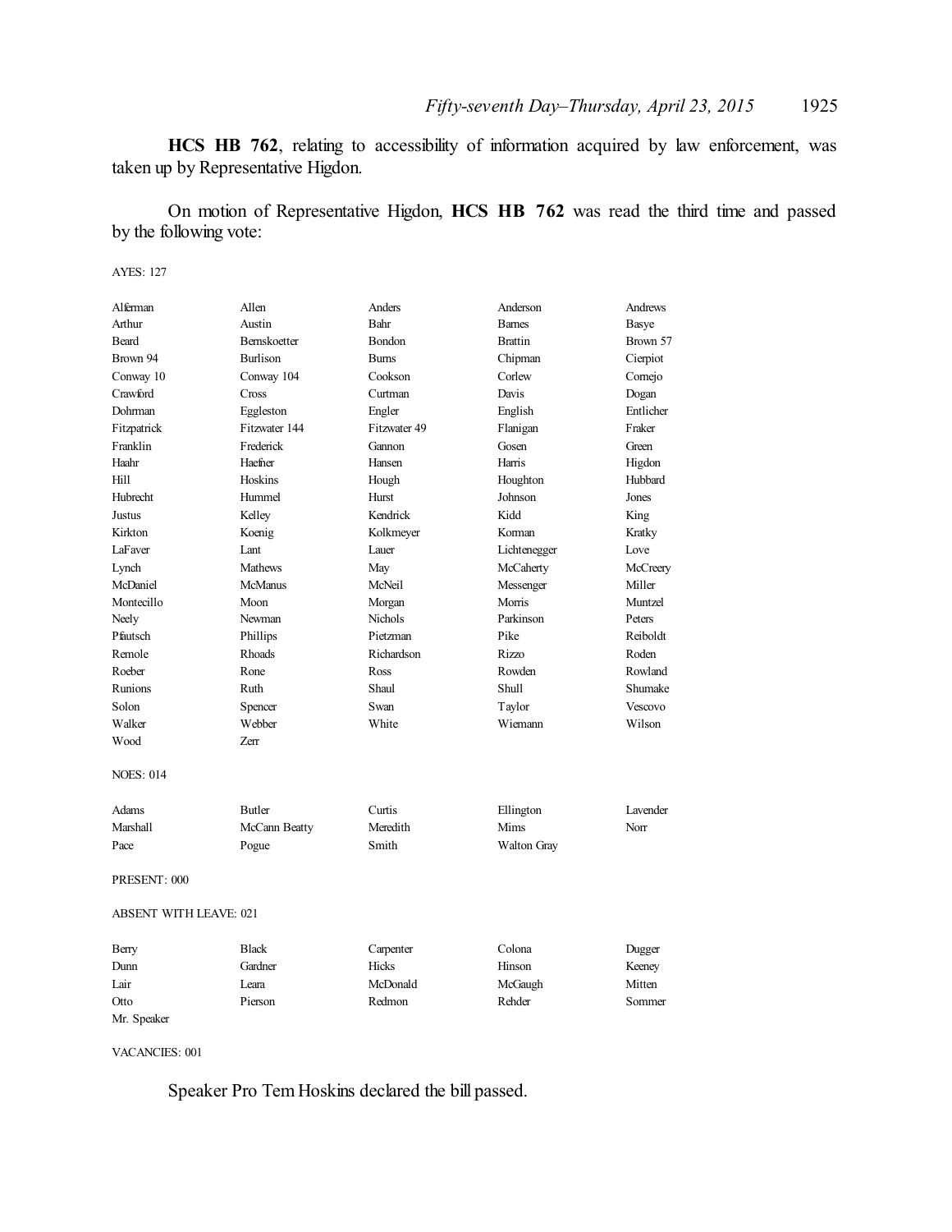**HCS HB 762**, relating to accessibility of information acquired by law enforcement, was taken up by Representative Higdon.

On motion of Representative Higdon, **HCS HB 762** was read the third time and passed by the following vote:

AYES: 127

| | | | | |
|---|---|---|---|---|
| Alferman | Allen | Anders | Anderson | Andrews |
| Arthur | Austin | Bahr | Barnes | Basye |
| Beard | Bernskoetter | Bondon | Brattin | Brown 57 |
| Brown 94 | Burlison | Burns | Chipman | Cierpiot |
| Conway 10 | Conway 104 | Cookson | Corlew | Cornejo |
| Crawford | Cross | Curtman | Davis | Dogan |
| Dohrman | Eggleston | Engler | English | Entlicher |
| Fitzpatrick | Fitzwater 144 | Fitzwater 49 | Flanigan | Fraker |
| Franklin | Frederick | Gannon | Gosen | Green |
| Haahr | Haefner | Hansen | Harris | Higdon |
| Hill | Hoskins | Hough | Houghton | Hubbard |
| Hubrecht | Hummel | Hurst | Johnson | Jones |
| Justus | Kelley | Kendrick | Kidd | King |
| Kirkton | Koenig | Kolkmeyer | Korman | Kratky |
| LaFaver | Lant | Lauer | Lichtenegger | Love |
| Lynch | Mathews | May | McCaherty | McCreery |
| McDaniel | McManus | McNeil | Messenger | Miller |
| Montecillo | Moon | Morgan | Morris | Muntzel |
| Neely | Newman | Nichols | Parkinson | Peters |
| Pfautsch | Phillips | Pietzman | Pike | Reiboldt |
| Remole | Rhoads | Richardson | Rizzo | Roden |
| Roeber | Rone | Ross | Rowden | Rowland |
| Runions | Ruth | Shaul | Shull | Shumake |
| Solon | Spencer | Swan | Taylor | Vescovo |
| Walker | Webber | White | Wiemann | Wilson |
| Wood | Zerr | | | |

NOES: 014

| | | | | |
|---|---|---|---|---|
| Adams | Butler | Curtis | Ellington | Lavender |
| Marshall | McCann Beatty | Meredith | Mims | Norr |
| Pace | Pogue | Smith | Walton Gray | |

PRESENT: 000

ABSENT WITH LEAVE: 021

| | | | | |
|---|---|---|---|---|
| Berry | Black | Carpenter | Colona | Dugger |
| Dunn | Gardner | Hicks | Hinson | Keeney |
| Lair | Leara | McDonald | McGaugh | Mitten |
| Otto | Pierson | Redmon | Rehder | Sommer |
| Mr. Speaker | | | | |

VACANCIES: 001

Speaker Pro Tem Hoskins declared the bill passed.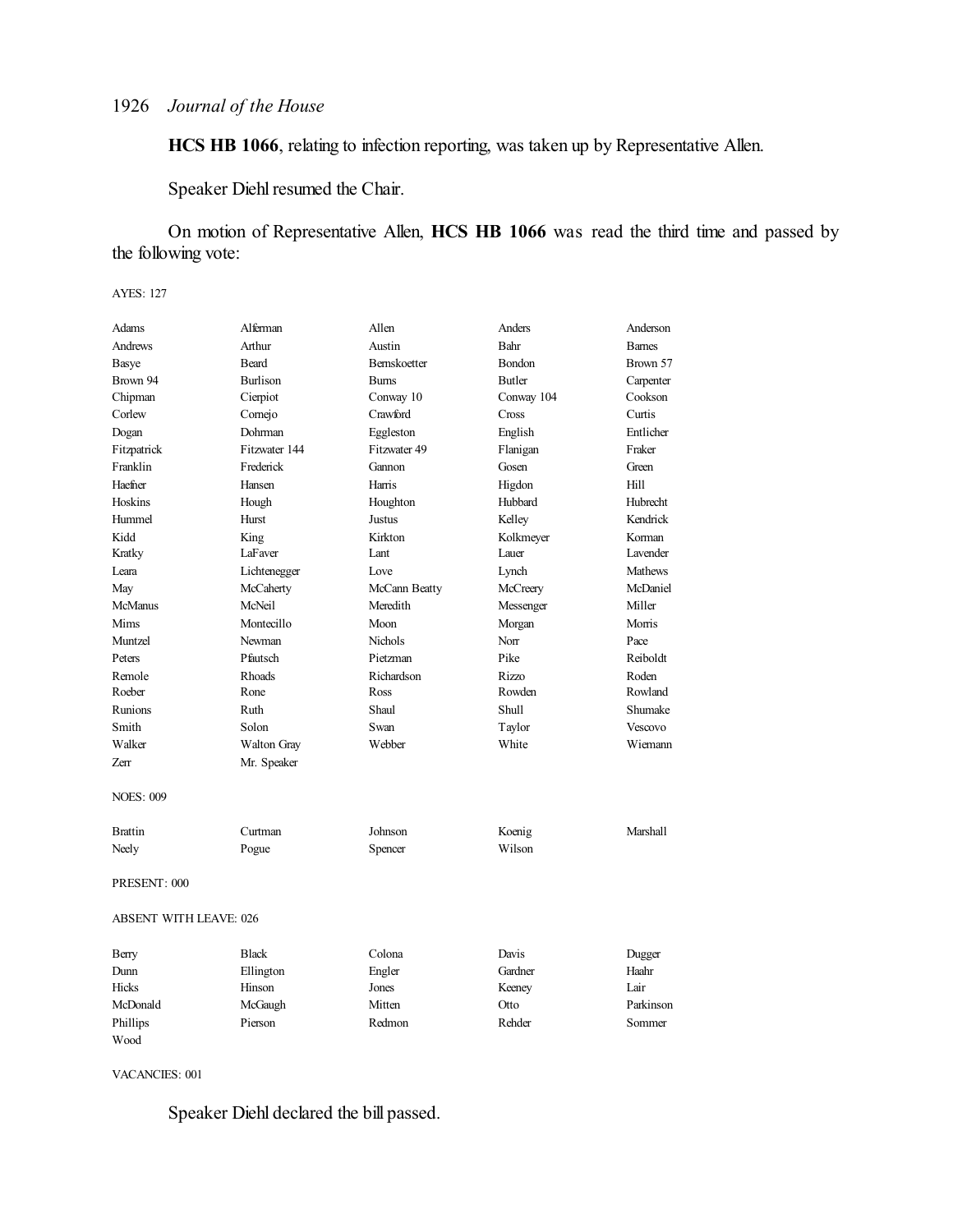**HCS HB 1066**, relating to infection reporting, was taken up by Representative Allen.

Speaker Diehl resumed the Chair.

On motion of Representative Allen, **HCS HB 1066** was read the third time and passed by the following vote:

AYES: 127

| | | | | |
|---|---|---|---|---|
| Adams | Alferman | Allen | Anders | Anderson |
| Andrews | Arthur | Austin | Bahr | Barnes |
| Basye | Beard | Bernskoetter | Bondon | Brown 57 |
| Brown 94 | Burlison | Burns | Butler | Carpenter |
| Chipman | Cierpiot | Conway 10 | Conway 104 | Cookson |
| Corlew | Cornejo | Crawford | Cross | Curtis |
| Dogan | Dohrman | Eggleston | English | Entlicher |
| Fitzpatrick | Fitzwater 144 | Fitzwater 49 | Flanigan | Fraker |
| Franklin | Frederick | Gannon | Gosen | Green |
| Haefner | Hansen | Harris | Higdon | Hill |
| Hoskins | Hough | Houghton | Hubbard | Hubrecht |
| Hummel | Hurst | Justus | Kelley | Kendrick |
| Kidd | King | Kirkton | Kolkmeyer | Korman |
| Kratky | LaFaver | Lant | Lauer | Lavender |
| Leara | Lichtenegger | Love | Lynch | Mathews |
| May | McCaherty | McCann Beatty | McCreery | McDaniel |
| McManus | McNeil | Meredith | Messenger | Miller |
| Mims | Montecillo | Moon | Morgan | Morris |
| Muntzel | Newman | Nichols | Norr | Pace |
| Peters | Pfautsch | Pietzman | Pike | Reiboldt |
| Remole | Rhoads | Richardson | Rizzo | Roden |
| Roeber | Rone | Ross | Rowden | Rowland |
| Runions | Ruth | Shaul | Shull | Shumake |
| Smith | Solon | Swan | Taylor | Vescovo |
| Walker | Walton Gray | Webber | White | Wiemann |
| Zerr | Mr. Speaker | | | |

NOES: 009

| | | | | |
|---|---|---|---|---|
| Brattin | Curtman | Johnson | Koenig | Marshall |
| Neely | Pogue | Spencer | Wilson | |

PRESENT: 000

ABSENT WITH LEAVE: 026

| | | | | |
|---|---|---|---|---|
| Berry | Black | Colona | Davis | Dugger |
| Dunn | Ellington | Engler | Gardner | Haahr |
| Hicks | Hinson | Jones | Keeney | Lair |
| McDonald | McGaugh | Mitten | Otto | Parkinson |
| Phillips | Pierson | Redmon | Rehder | Sommer |
| Wood | | | | |

VACANCIES: 001

Speaker Diehl declared the bill passed.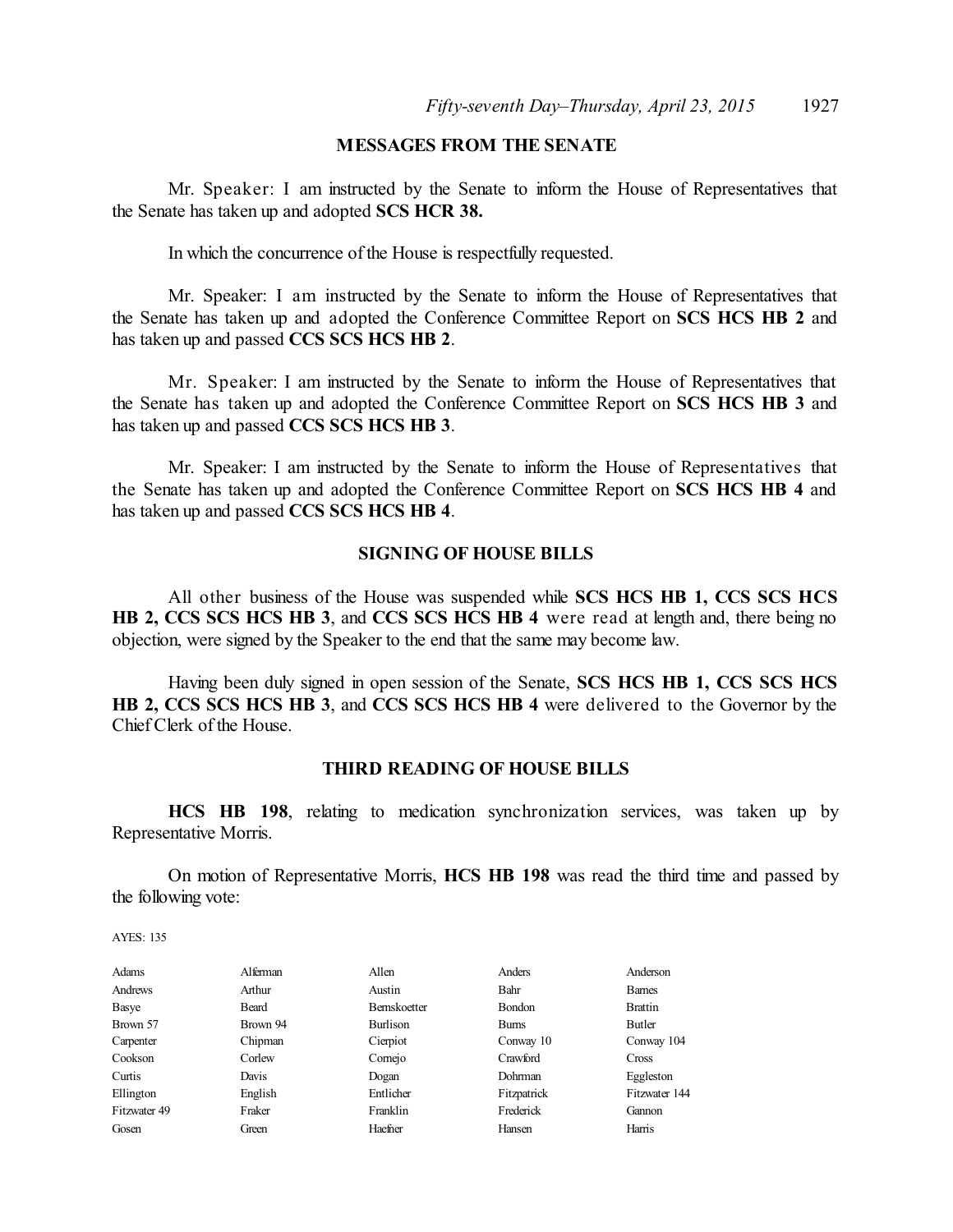## MESSAGES FROM THE SENATE

Mr. Speaker: I am instructed by the Senate to inform the House of Representatives that the Senate has taken up and adopted **SCS HCR 38.**

In which the concurrence of the House is respectfully requested.

Mr. Speaker: I am instructed by the Senate to inform the House of Representatives that the Senate has taken up and adopted the Conference Committee Report on **SCS HCS HB 2** and has taken up and passed **CCS SCS HCS HB 2**.

Mr. Speaker: I am instructed by the Senate to inform the House of Representatives that the Senate has taken up and adopted the Conference Committee Report on **SCS HCS HB 3** and has taken up and passed **CCS SCS HCS HB 3**.

Mr. Speaker: I am instructed by the Senate to inform the House of Representatives that the Senate has taken up and adopted the Conference Committee Report on **SCS HCS HB 4** and has taken up and passed **CCS SCS HCS HB 4**.

## SIGNING OF HOUSE BILLS

All other business of the House was suspended while **SCS HCS HB 1, CCS SCS HCS HB 2, CCS SCS HCS HB 3**, and **CCS SCS HCS HB 4** were read at length and, there being no objection, were signed by the Speaker to the end that the same may become law.

Having been duly signed in open session of the Senate, **SCS HCS HB 1, CCS SCS HCS HB 2, CCS SCS HCS HB 3**, and **CCS SCS HCS HB 4** were delivered to the Governor by the Chief Clerk of the House.

## THIRD READING OF HOUSE BILLS

**HCS HB 198**, relating to medication synchronization services, was taken up by Representative Morris.

On motion of Representative Morris, **HCS HB 198** was read the third time and passed by the following vote:

AYES: 135

| | | | | |
|---|---|---|---|---|
| Adams | Alferman | Allen | Anders | Anderson |
| Andrews | Arthur | Austin | Bahr | Barnes |
| Basye | Beard | Bernskoetter | Bondon | Brattin |
| Brown 57 | Brown 94 | Burlison | Burns | Butler |
| Carpenter | Chipman | Cierpiot | Conway 10 | Conway 104 |
| Cookson | Corlew | Cornejo | Crawford | Cross |
| Curtis | Davis | Dogan | Dohrman | Eggleston |
| Ellington | English | Entlicher | Fitzpatrick | Fitzwater 144 |
| Fitzwater 49 | Fraker | Franklin | Frederick | Gannon |
| Gosen | Green | Haefner | Hansen | Harris |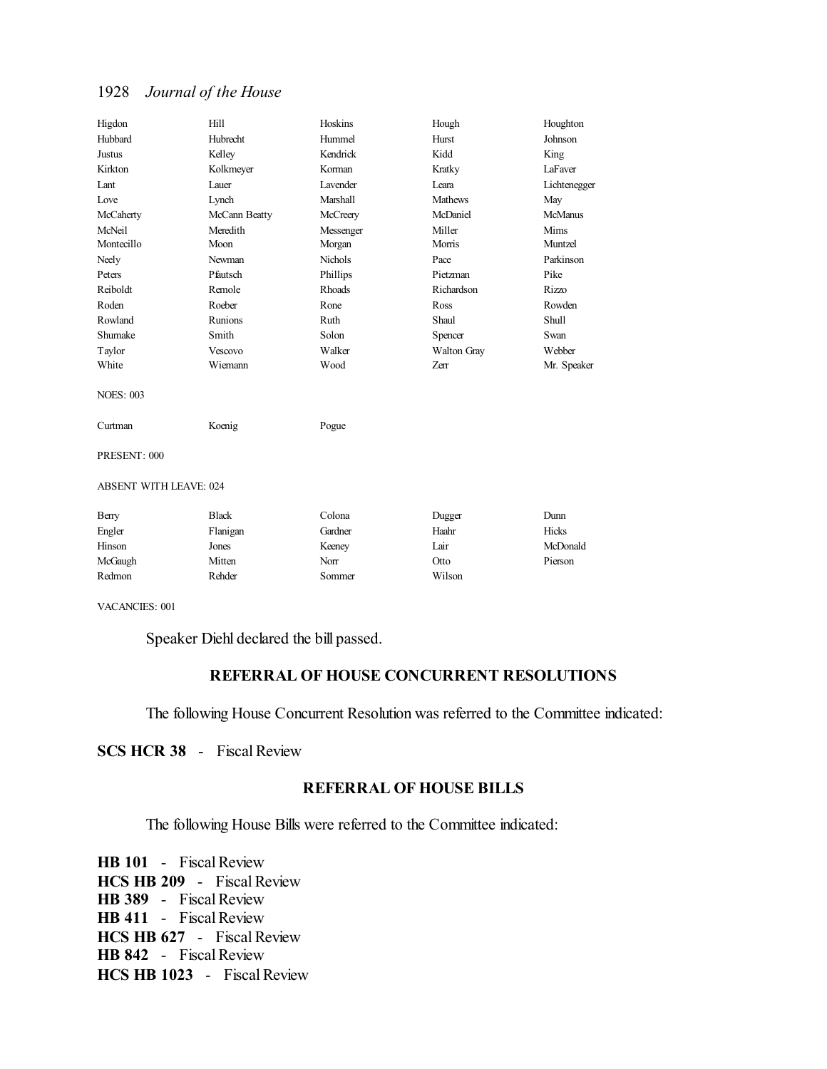| | | | | |
|---|---|---|---|---|
| Higdon | Hill | Hoskins | Hough | Houghton |
| Hubbard | Hubrecht | Hummel | Hurst | Johnson |
| Justus | Kelley | Kendrick | Kidd | King |
| Kirkton | Kolkmeyer | Korman | Kratky | LaFaver |
| Lant | Lauer | Lavender | Leara | Lichtenegger |
| Love | Lynch | Marshall | Mathews | May |
| McCaherty | McCann Beatty | McCreery | McDaniel | McManus |
| McNeil | Meredith | Messenger | Miller | Mims |
| Montecillo | Moon | Morgan | Morris | Muntzel |
| Neely | Newman | Nichols | Pace | Parkinson |
| Peters | Pfautsch | Phillips | Pietzman | Pike |
| Reiboldt | Remole | Rhoads | Richardson | Rizzo |
| Roden | Roeber | Rone | Ross | Rowden |
| Rowland | Runions | Ruth | Shaul | Shull |
| Shumake | Smith | Solon | Spencer | Swan |
| Taylor | Vescovo | Walker | Walton Gray | Webber |
| White | Wiemann | Wood | Zerr | Mr. Speaker |

NOES: 003

| | | |
|---|---|---|
| Curtman | Koenig | Pogue |

PRESENT: 000

ABSENT WITH LEAVE: 024

| | | | | |
|---|---|---|---|---|
| Berry | Black | Colona | Dugger | Dunn |
| Engler | Flanigan | Gardner | Haahr | Hicks |
| Hinson | Jones | Keeney | Lair | McDonald |
| McGaugh | Mitten | Norr | Otto | Pierson |
| Redmon | Rehder | Sommer | Wilson | |

VACANCIES: 001

Speaker Diehl declared the bill passed.

## REFERRAL OF HOUSE CONCURRENT RESOLUTIONS

The following House Concurrent Resolution was referred to the Committee indicated:

**SCS HCR 38** - Fiscal Review

## REFERRAL OF HOUSE BILLS

The following House Bills were referred to the Committee indicated:

**HB 101** - Fiscal Review
**HCS HB 209** - Fiscal Review
**HB 389** - Fiscal Review
**HB 411** - Fiscal Review
**HCS HB 627** - Fiscal Review
**HB 842** - Fiscal Review
**HCS HB 1023** - Fiscal Review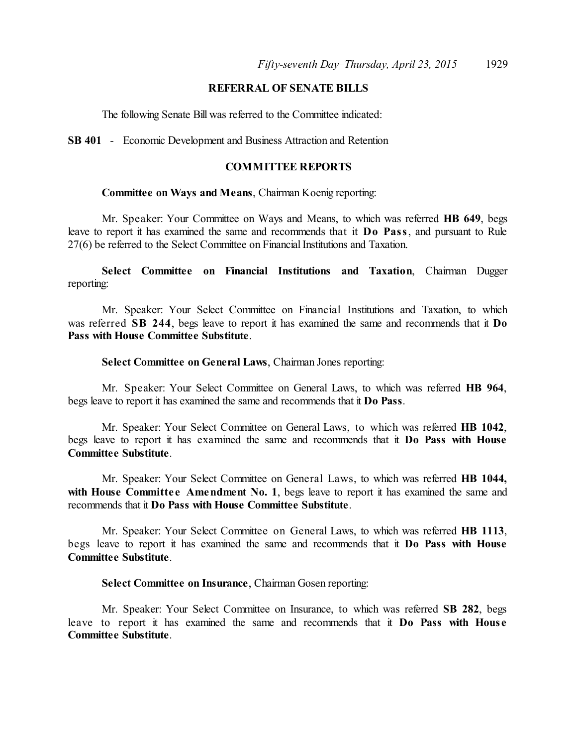## REFERRAL OF SENATE BILLS

The following Senate Bill was referred to the Committee indicated:

**SB 401** - Economic Development and Business Attraction and Retention

## COMMITTEE REPORTS

**Committee on Ways and Means**, Chairman Koenig reporting:

Mr. Speaker: Your Committee on Ways and Means, to which was referred **HB 649**, begs leave to report it has examined the same and recommends that it **Do Pass**, and pursuant to Rule 27(6) be referred to the Select Committee on Financial Institutions and Taxation.

**Select Committee on Financial Institutions and Taxation**, Chairman Dugger reporting:

Mr. Speaker: Your Select Committee on Financial Institutions and Taxation, to which was referred **SB 244**, begs leave to report it has examined the same and recommends that it **Do Pass with House Committee Substitute**.

**Select Committee on General Laws**, Chairman Jones reporting:

Mr. Speaker: Your Select Committee on General Laws, to which was referred **HB 964**, begs leave to report it has examined the same and recommends that it **Do Pass**.

Mr. Speaker: Your Select Committee on General Laws, to which was referred **HB 1042**, begs leave to report it has examined the same and recommends that it **Do Pass with House Committee Substitute**.

Mr. Speaker: Your Select Committee on General Laws, to which was referred **HB 1044, with House Committee Amendment No. 1**, begs leave to report it has examined the same and recommends that it **Do Pass with House Committee Substitute**.

Mr. Speaker: Your Select Committee on General Laws, to which was referred **HB 1113**, begs leave to report it has examined the same and recommends that it **Do Pass with House Committee Substitute**.

**Select Committee on Insurance**, Chairman Gosen reporting:

Mr. Speaker: Your Select Committee on Insurance, to which was referred **SB 282**, begs leave to report it has examined the same and recommends that it **Do Pass with House Committee Substitute**.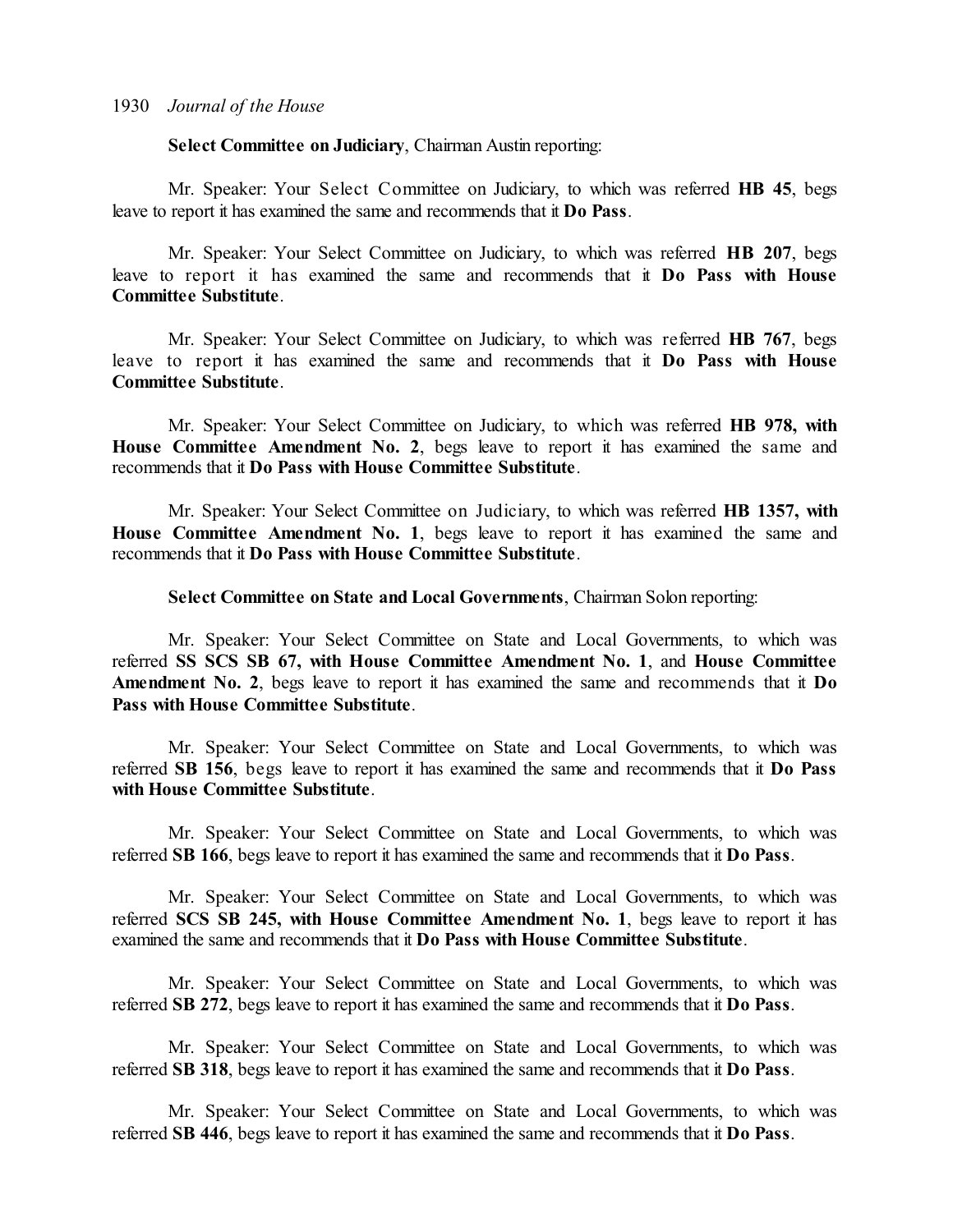**Select Committee on Judiciary**, Chairman Austin reporting:

Mr. Speaker: Your Select Committee on Judiciary, to which was referred **HB 45**, begs leave to report it has examined the same and recommends that it **Do Pass**.

Mr. Speaker: Your Select Committee on Judiciary, to which was referred **HB 207**, begs leave to report it has examined the same and recommends that it **Do Pass with House Committee Substitute**.

Mr. Speaker: Your Select Committee on Judiciary, to which was referred **HB 767**, begs leave to report it has examined the same and recommends that it **Do Pass with House Committee Substitute**.

Mr. Speaker: Your Select Committee on Judiciary, to which was referred **HB 978, with House Committee Amendment No. 2**, begs leave to report it has examined the same and recommends that it **Do Pass with House Committee Substitute**.

Mr. Speaker: Your Select Committee on Judiciary, to which was referred **HB 1357, with House Committee Amendment No. 1**, begs leave to report it has examined the same and recommends that it **Do Pass with House Committee Substitute**.

**Select Committee on State and Local Governments**, Chairman Solon reporting:

Mr. Speaker: Your Select Committee on State and Local Governments, to which was referred **SS SCS SB 67, with House Committee Amendment No. 1**, and **House Committee Amendment No. 2**, begs leave to report it has examined the same and recommends that it **Do Pass with House Committee Substitute**.

Mr. Speaker: Your Select Committee on State and Local Governments, to which was referred **SB 156**, begs leave to report it has examined the same and recommends that it **Do Pass with House Committee Substitute**.

Mr. Speaker: Your Select Committee on State and Local Governments, to which was referred **SB 166**, begs leave to report it has examined the same and recommends that it **Do Pass**.

Mr. Speaker: Your Select Committee on State and Local Governments, to which was referred **SCS SB 245, with House Committee Amendment No. 1**, begs leave to report it has examined the same and recommends that it **Do Pass with House Committee Substitute**.

Mr. Speaker: Your Select Committee on State and Local Governments, to which was referred **SB 272**, begs leave to report it has examined the same and recommends that it **Do Pass**.

Mr. Speaker: Your Select Committee on State and Local Governments, to which was referred **SB 318**, begs leave to report it has examined the same and recommends that it **Do Pass**.

Mr. Speaker: Your Select Committee on State and Local Governments, to which was referred **SB 446**, begs leave to report it has examined the same and recommends that it **Do Pass**.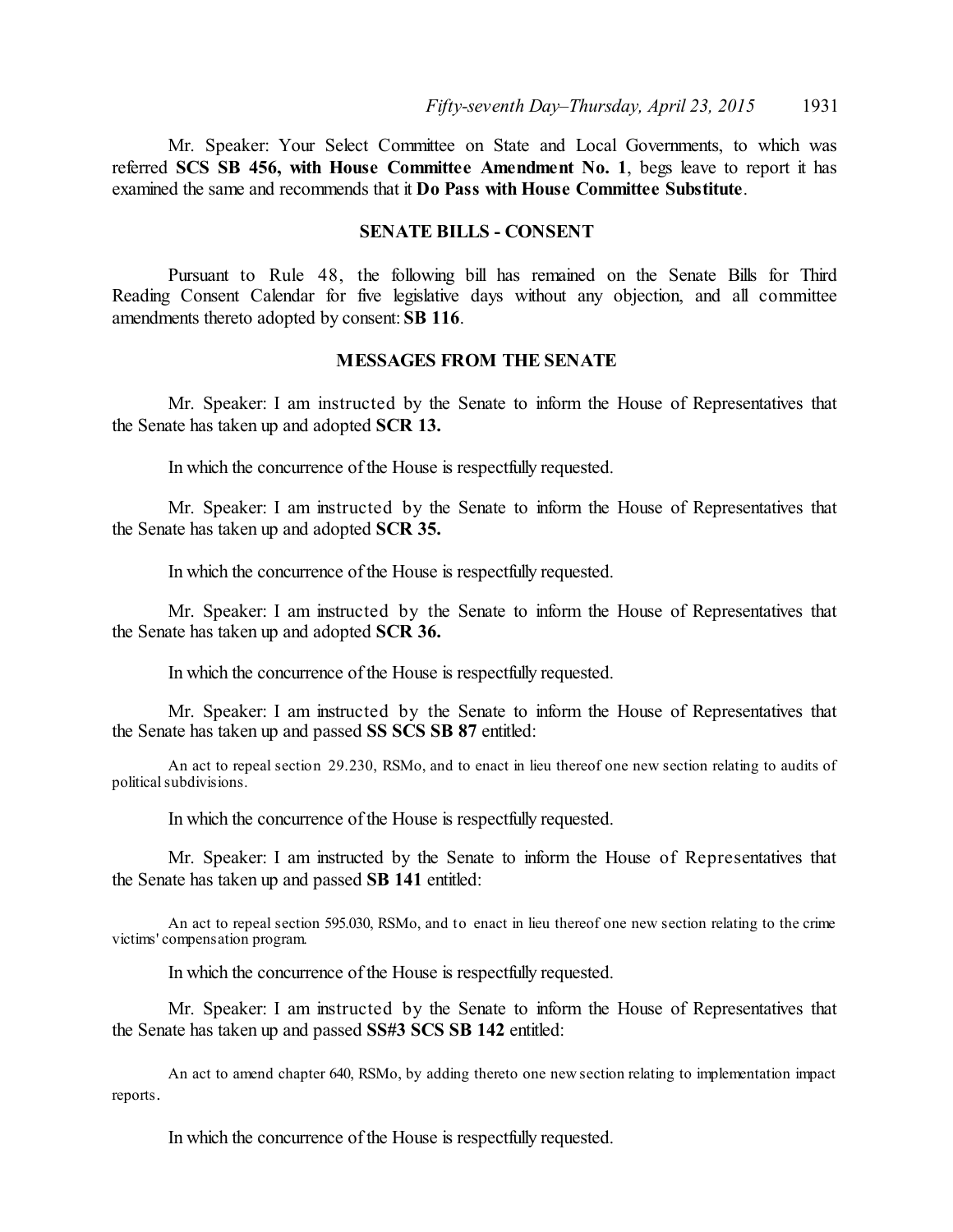Mr. Speaker: Your Select Committee on State and Local Governments, to which was referred **SCS SB 456, with House Committee Amendment No. 1**, begs leave to report it has examined the same and recommends that it **Do Pass with House Committee Substitute**.

## SENATE BILLS - CONSENT

Pursuant to Rule 48, the following bill has remained on the Senate Bills for Third Reading Consent Calendar for five legislative days without any objection, and all committee amendments thereto adopted by consent: **SB 116**.

## MESSAGES FROM THE SENATE

Mr. Speaker: I am instructed by the Senate to inform the House of Representatives that the Senate has taken up and adopted **SCR 13.**

In which the concurrence of the House is respectfully requested.

Mr. Speaker: I am instructed by the Senate to inform the House of Representatives that the Senate has taken up and adopted **SCR 35.**

In which the concurrence of the House is respectfully requested.

Mr. Speaker: I am instructed by the Senate to inform the House of Representatives that the Senate has taken up and adopted **SCR 36.**

In which the concurrence of the House is respectfully requested.

Mr. Speaker: I am instructed by the Senate to inform the House of Representatives that the Senate has taken up and passed **SS SCS SB 87** entitled:

An act to repeal section 29.230, RSMo, and to enact in lieu thereof one new section relating to audits of political subdivisions.

In which the concurrence of the House is respectfully requested.

Mr. Speaker: I am instructed by the Senate to inform the House of Representatives that the Senate has taken up and passed **SB 141** entitled:

An act to repeal section 595.030, RSMo, and to enact in lieu thereof one new section relating to the crime victims' compensation program.

In which the concurrence of the House is respectfully requested.

Mr. Speaker: I am instructed by the Senate to inform the House of Representatives that the Senate has taken up and passed **SS#3 SCS SB 142** entitled:

An act to amend chapter 640, RSMo, by adding thereto one new section relating to implementation impact reports.

In which the concurrence of the House is respectfully requested.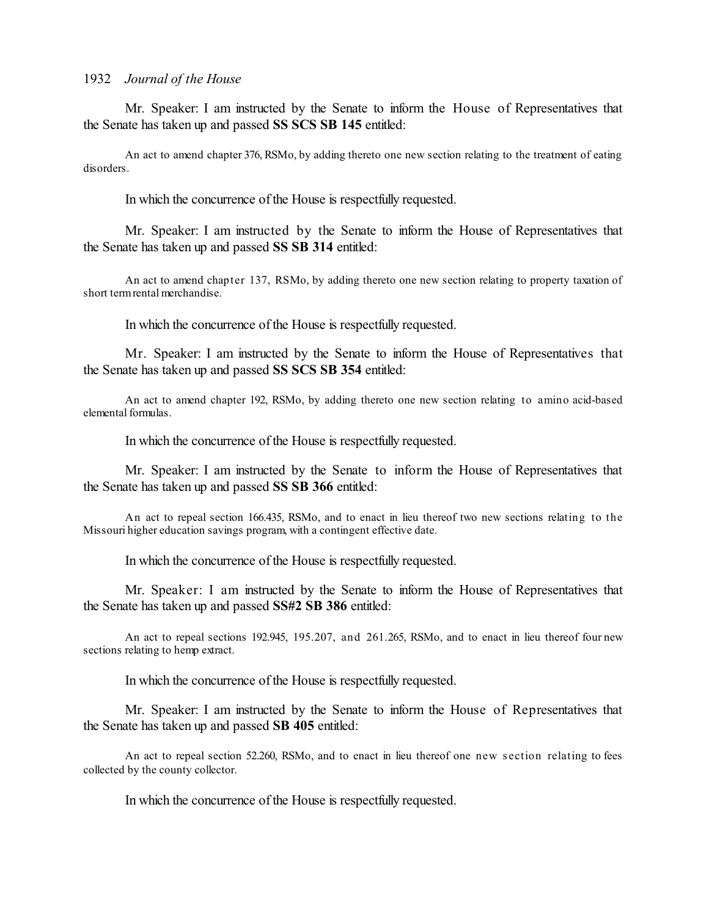Mr. Speaker: I am instructed by the Senate to inform the House of Representatives that the Senate has taken up and passed **SS SCS SB 145** entitled:

An act to amend chapter 376, RSMo, by adding thereto one new section relating to the treatment of eating disorders.

In which the concurrence of the House is respectfully requested.

Mr. Speaker: I am instructed by the Senate to inform the House of Representatives that the Senate has taken up and passed **SS SB 314** entitled:

An act to amend chapter 137, RSMo, by adding thereto one new section relating to property taxation of short term rental merchandise.

In which the concurrence of the House is respectfully requested.

Mr. Speaker: I am instructed by the Senate to inform the House of Representatives that the Senate has taken up and passed **SS SCS SB 354** entitled:

An act to amend chapter 192, RSMo, by adding thereto one new section relating to amino acid-based elemental formulas.

In which the concurrence of the House is respectfully requested.

Mr. Speaker: I am instructed by the Senate to inform the House of Representatives that the Senate has taken up and passed **SS SB 366** entitled:

An act to repeal section 166.435, RSMo, and to enact in lieu thereof two new sections relating to the Missouri higher education savings program, with a contingent effective date.

In which the concurrence of the House is respectfully requested.

Mr. Speaker: I am instructed by the Senate to inform the House of Representatives that the Senate has taken up and passed **SS#2 SB 386** entitled:

An act to repeal sections 192.945, 195.207, and 261.265, RSMo, and to enact in lieu thereof four new sections relating to hemp extract.

In which the concurrence of the House is respectfully requested.

Mr. Speaker: I am instructed by the Senate to inform the House of Representatives that the Senate has taken up and passed **SB 405** entitled:

An act to repeal section 52.260, RSMo, and to enact in lieu thereof one new section relating to fees collected by the county collector.

In which the concurrence of the House is respectfully requested.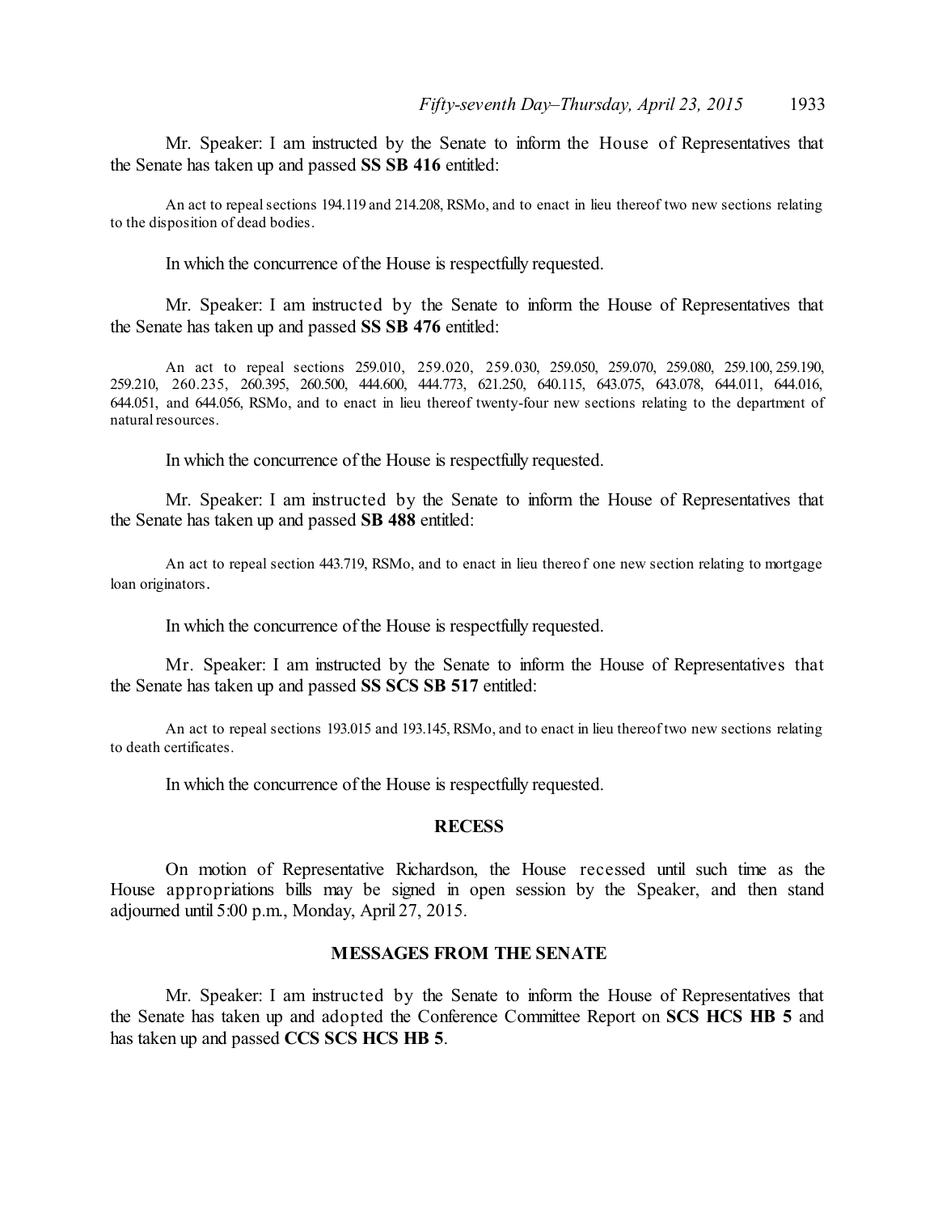Mr. Speaker: I am instructed by the Senate to inform the House of Representatives that the Senate has taken up and passed **SS SB 416** entitled:

An act to repeal sections 194.119 and 214.208, RSMo, and to enact in lieu thereof two new sections relating to the disposition of dead bodies.

In which the concurrence of the House is respectfully requested.

Mr. Speaker: I am instructed by the Senate to inform the House of Representatives that the Senate has taken up and passed **SS SB 476** entitled:

An act to repeal sections 259.010, 259.020, 259.030, 259.050, 259.070, 259.080, 259.100, 259.190, 259.210, 260.235, 260.395, 260.500, 444.600, 444.773, 621.250, 640.115, 643.075, 643.078, 644.011, 644.016, 644.051, and 644.056, RSMo, and to enact in lieu thereof twenty-four new sections relating to the department of natural resources.

In which the concurrence of the House is respectfully requested.

Mr. Speaker: I am instructed by the Senate to inform the House of Representatives that the Senate has taken up and passed **SB 488** entitled:

An act to repeal section 443.719, RSMo, and to enact in lieu thereof one new section relating to mortgage loan originators.

In which the concurrence of the House is respectfully requested.

Mr. Speaker: I am instructed by the Senate to inform the House of Representatives that the Senate has taken up and passed **SS SCS SB 517** entitled:

An act to repeal sections 193.015 and 193.145, RSMo, and to enact in lieu thereof two new sections relating to death certificates.

In which the concurrence of the House is respectfully requested.

## RECESS

On motion of Representative Richardson, the House recessed until such time as the House appropriations bills may be signed in open session by the Speaker, and then stand adjourned until 5:00 p.m., Monday, April 27, 2015.

## MESSAGES FROM THE SENATE

Mr. Speaker: I am instructed by the Senate to inform the House of Representatives that the Senate has taken up and adopted the Conference Committee Report on **SCS HCS HB 5** and has taken up and passed **CCS SCS HCS HB 5**.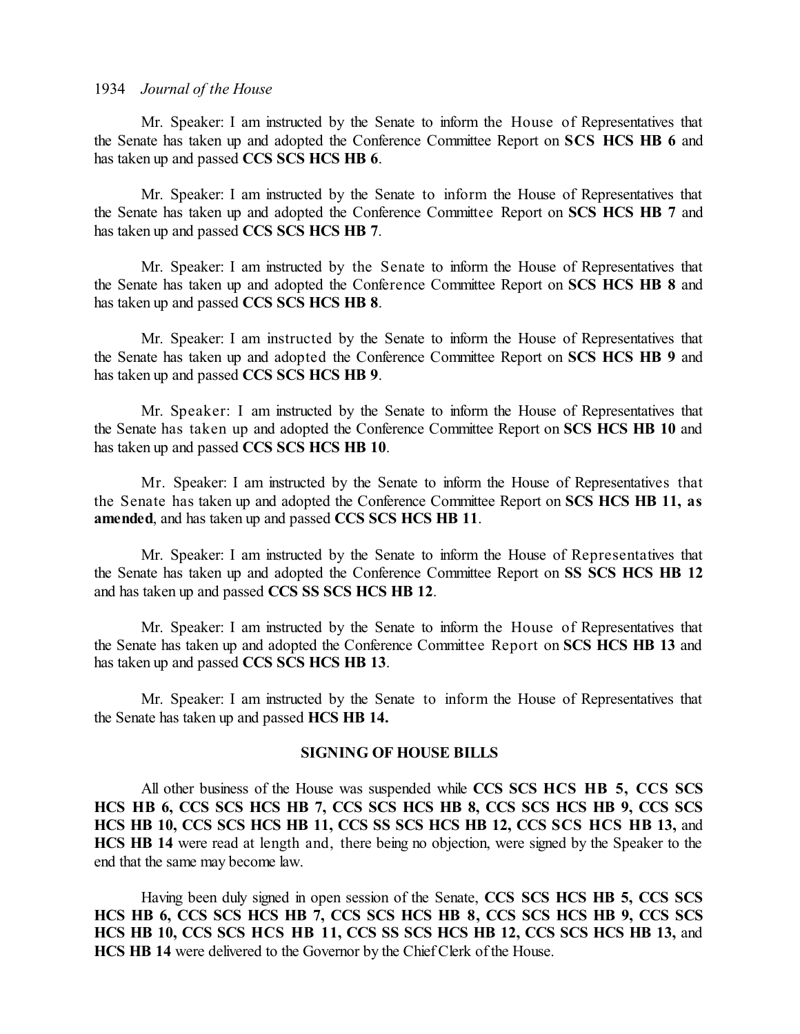Mr. Speaker: I am instructed by the Senate to inform the House of Representatives that the Senate has taken up and adopted the Conference Committee Report on **SCS HCS HB 6** and has taken up and passed **CCS SCS HCS HB 6**.

Mr. Speaker: I am instructed by the Senate to inform the House of Representatives that the Senate has taken up and adopted the Conference Committee Report on **SCS HCS HB 7** and has taken up and passed **CCS SCS HCS HB 7**.

Mr. Speaker: I am instructed by the Senate to inform the House of Representatives that the Senate has taken up and adopted the Conference Committee Report on **SCS HCS HB 8** and has taken up and passed **CCS SCS HCS HB 8**.

Mr. Speaker: I am instructed by the Senate to inform the House of Representatives that the Senate has taken up and adopted the Conference Committee Report on **SCS HCS HB 9** and has taken up and passed **CCS SCS HCS HB 9**.

Mr. Speaker: I am instructed by the Senate to inform the House of Representatives that the Senate has taken up and adopted the Conference Committee Report on **SCS HCS HB 10** and has taken up and passed **CCS SCS HCS HB 10**.

Mr. Speaker: I am instructed by the Senate to inform the House of Representatives that the Senate has taken up and adopted the Conference Committee Report on **SCS HCS HB 11, as amended**, and has taken up and passed **CCS SCS HCS HB 11**.

Mr. Speaker: I am instructed by the Senate to inform the House of Representatives that the Senate has taken up and adopted the Conference Committee Report on **SS SCS HCS HB 12** and has taken up and passed **CCS SS SCS HCS HB 12**.

Mr. Speaker: I am instructed by the Senate to inform the House of Representatives that the Senate has taken up and adopted the Conference Committee Report on **SCS HCS HB 13** and has taken up and passed **CCS SCS HCS HB 13**.

Mr. Speaker: I am instructed by the Senate to inform the House of Representatives that the Senate has taken up and passed **HCS HB 14.**

## SIGNING OF HOUSE BILLS

All other business of the House was suspended while **CCS SCS HCS HB 5, CCS SCS HCS HB 6, CCS SCS HCS HB 7, CCS SCS HCS HB 8, CCS SCS HCS HB 9, CCS SCS HCS HB 10, CCS SCS HCS HB 11, CCS SS SCS HCS HB 12, CCS SCS HCS HB 13,** and **HCS HB 14** were read at length and, there being no objection, were signed by the Speaker to the end that the same may become law.

Having been duly signed in open session of the Senate, **CCS SCS HCS HB 5, CCS SCS HCS HB 6, CCS SCS HCS HB 7, CCS SCS HCS HB 8, CCS SCS HCS HB 9, CCS SCS HCS HB 10, CCS SCS HCS HB 11, CCS SS SCS HCS HB 12, CCS SCS HCS HB 13,** and **HCS HB 14** were delivered to the Governor by the Chief Clerk of the House.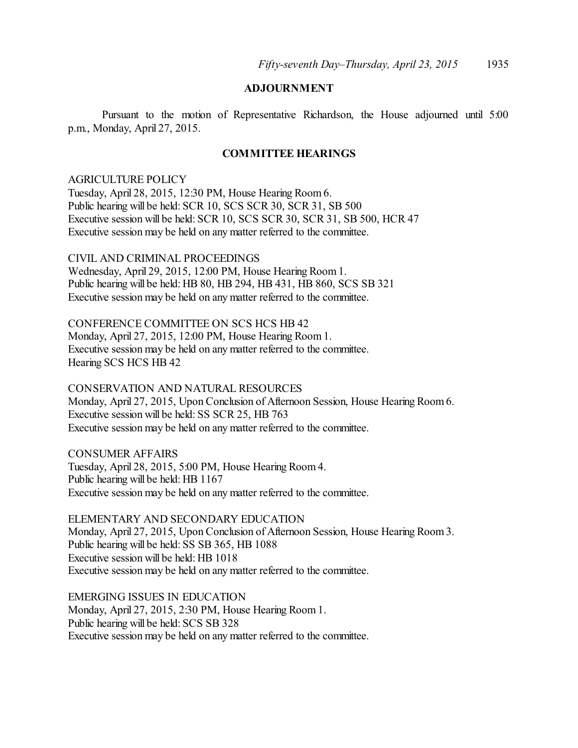## ADJOURNMENT

Pursuant to the motion of Representative Richardson, the House adjourned until 5:00 p.m., Monday, April 27, 2015.

## COMMITTEE HEARINGS

AGRICULTURE POLICY
Tuesday, April 28, 2015, 12:30 PM, House Hearing Room 6.
Public hearing will be held: SCR 10, SCS SCR 30, SCR 31, SB 500
Executive session will be held: SCR 10, SCS SCR 30, SCR 31, SB 500, HCR 47
Executive session may be held on any matter referred to the committee.

CIVIL AND CRIMINAL PROCEEDINGS
Wednesday, April 29, 2015, 12:00 PM, House Hearing Room 1.
Public hearing will be held: HB 80, HB 294, HB 431, HB 860, SCS SB 321
Executive session may be held on any matter referred to the committee.

CONFERENCE COMMITTEE ON SCS HCS HB 42
Monday, April 27, 2015, 12:00 PM, House Hearing Room 1.
Executive session may be held on any matter referred to the committee.
Hearing SCS HCS HB 42

CONSERVATION AND NATURAL RESOURCES
Monday, April 27, 2015, Upon Conclusion of Afternoon Session, House Hearing Room 6.
Executive session will be held: SS SCR 25, HB 763
Executive session may be held on any matter referred to the committee.

CONSUMER AFFAIRS
Tuesday, April 28, 2015, 5:00 PM, House Hearing Room 4.
Public hearing will be held: HB 1167
Executive session may be held on any matter referred to the committee.

ELEMENTARY AND SECONDARY EDUCATION
Monday, April 27, 2015, Upon Conclusion of Afternoon Session, House Hearing Room 3.
Public hearing will be held: SS SB 365, HB 1088
Executive session will be held: HB 1018
Executive session may be held on any matter referred to the committee.

EMERGING ISSUES IN EDUCATION
Monday, April 27, 2015, 2:30 PM, House Hearing Room 1.
Public hearing will be held: SCS SB 328
Executive session may be held on any matter referred to the committee.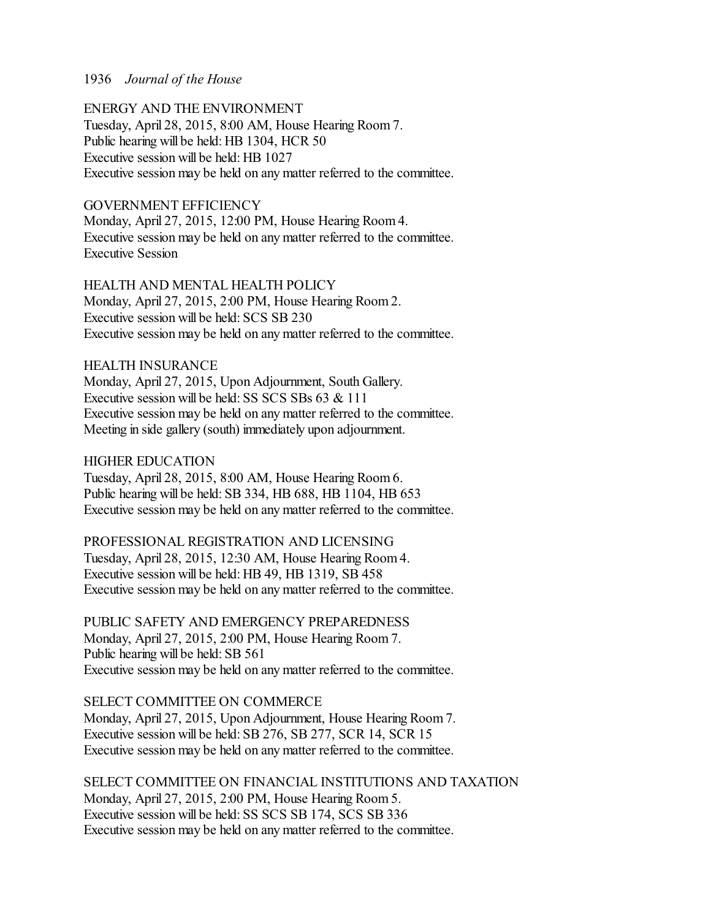ENERGY AND THE ENVIRONMENT
Tuesday, April 28, 2015, 8:00 AM, House Hearing Room 7.
Public hearing will be held: HB 1304, HCR 50
Executive session will be held: HB 1027
Executive session may be held on any matter referred to the committee.

GOVERNMENT EFFICIENCY
Monday, April 27, 2015, 12:00 PM, House Hearing Room 4.
Executive session may be held on any matter referred to the committee.
Executive Session

HEALTH AND MENTAL HEALTH POLICY
Monday, April 27, 2015, 2:00 PM, House Hearing Room 2.
Executive session will be held: SCS SB 230
Executive session may be held on any matter referred to the committee.

HEALTH INSURANCE
Monday, April 27, 2015, Upon Adjournment, South Gallery.
Executive session will be held: SS SCS SBs 63 & 111
Executive session may be held on any matter referred to the committee.
Meeting in side gallery (south) immediately upon adjournment.

HIGHER EDUCATION
Tuesday, April 28, 2015, 8:00 AM, House Hearing Room 6.
Public hearing will be held: SB 334, HB 688, HB 1104, HB 653
Executive session may be held on any matter referred to the committee.

PROFESSIONAL REGISTRATION AND LICENSING
Tuesday, April 28, 2015, 12:30 AM, House Hearing Room 4.
Executive session will be held: HB 49, HB 1319, SB 458
Executive session may be held on any matter referred to the committee.

PUBLIC SAFETY AND EMERGENCY PREPAREDNESS
Monday, April 27, 2015, 2:00 PM, House Hearing Room 7.
Public hearing will be held: SB 561
Executive session may be held on any matter referred to the committee.

SELECT COMMITTEE ON COMMERCE
Monday, April 27, 2015, Upon Adjournment, House Hearing Room 7.
Executive session will be held: SB 276, SB 277, SCR 14, SCR 15
Executive session may be held on any matter referred to the committee.

SELECT COMMITTEE ON FINANCIAL INSTITUTIONS AND TAXATION
Monday, April 27, 2015, 2:00 PM, House Hearing Room 5.
Executive session will be held: SS SCS SB 174, SCS SB 336
Executive session may be held on any matter referred to the committee.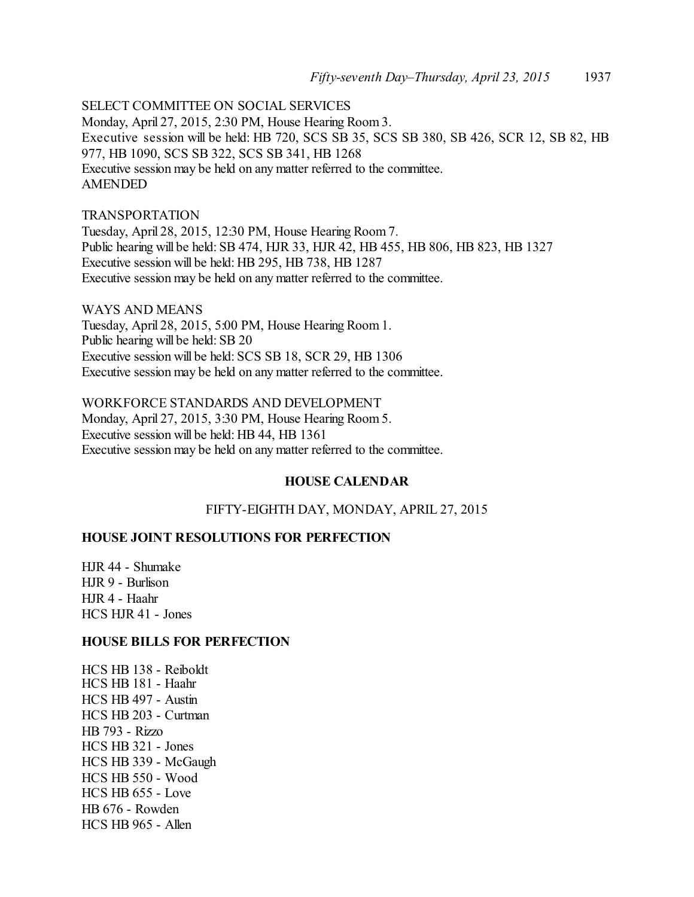SELECT COMMITTEE ON SOCIAL SERVICES
Monday, April 27, 2015, 2:30 PM, House Hearing Room 3.
Executive session will be held: HB 720, SCS SB 35, SCS SB 380, SB 426, SCR 12, SB 82, HB 977, HB 1090, SCS SB 322, SCS SB 341, HB 1268
Executive session may be held on any matter referred to the committee.
AMENDED

TRANSPORTATION
Tuesday, April 28, 2015, 12:30 PM, House Hearing Room 7.
Public hearing will be held: SB 474, HJR 33, HJR 42, HB 455, HB 806, HB 823, HB 1327
Executive session will be held: HB 295, HB 738, HB 1287
Executive session may be held on any matter referred to the committee.

WAYS AND MEANS
Tuesday, April 28, 2015, 5:00 PM, House Hearing Room 1.
Public hearing will be held: SB 20
Executive session will be held: SCS SB 18, SCR 29, HB 1306
Executive session may be held on any matter referred to the committee.

WORKFORCE STANDARDS AND DEVELOPMENT
Monday, April 27, 2015, 3:30 PM, House Hearing Room 5.
Executive session will be held: HB 44, HB 1361
Executive session may be held on any matter referred to the committee.

## HOUSE CALENDAR

FIFTY-EIGHTH DAY, MONDAY, APRIL 27, 2015

### HOUSE JOINT RESOLUTIONS FOR PERFECTION

HJR 44 - Shumake
HJR 9 - Burlison
HJR 4 - Haahr
HCS HJR 41 - Jones

### HOUSE BILLS FOR PERFECTION

HCS HB 138 - Reiboldt
HCS HB 181 - Haahr
HCS HB 497 - Austin
HCS HB 203 - Curtman
HB 793 - Rizzo
HCS HB 321 - Jones
HCS HB 339 - McGaugh
HCS HB 550 - Wood
HCS HB 655 - Love
HB 676 - Rowden
HCS HB 965 - Allen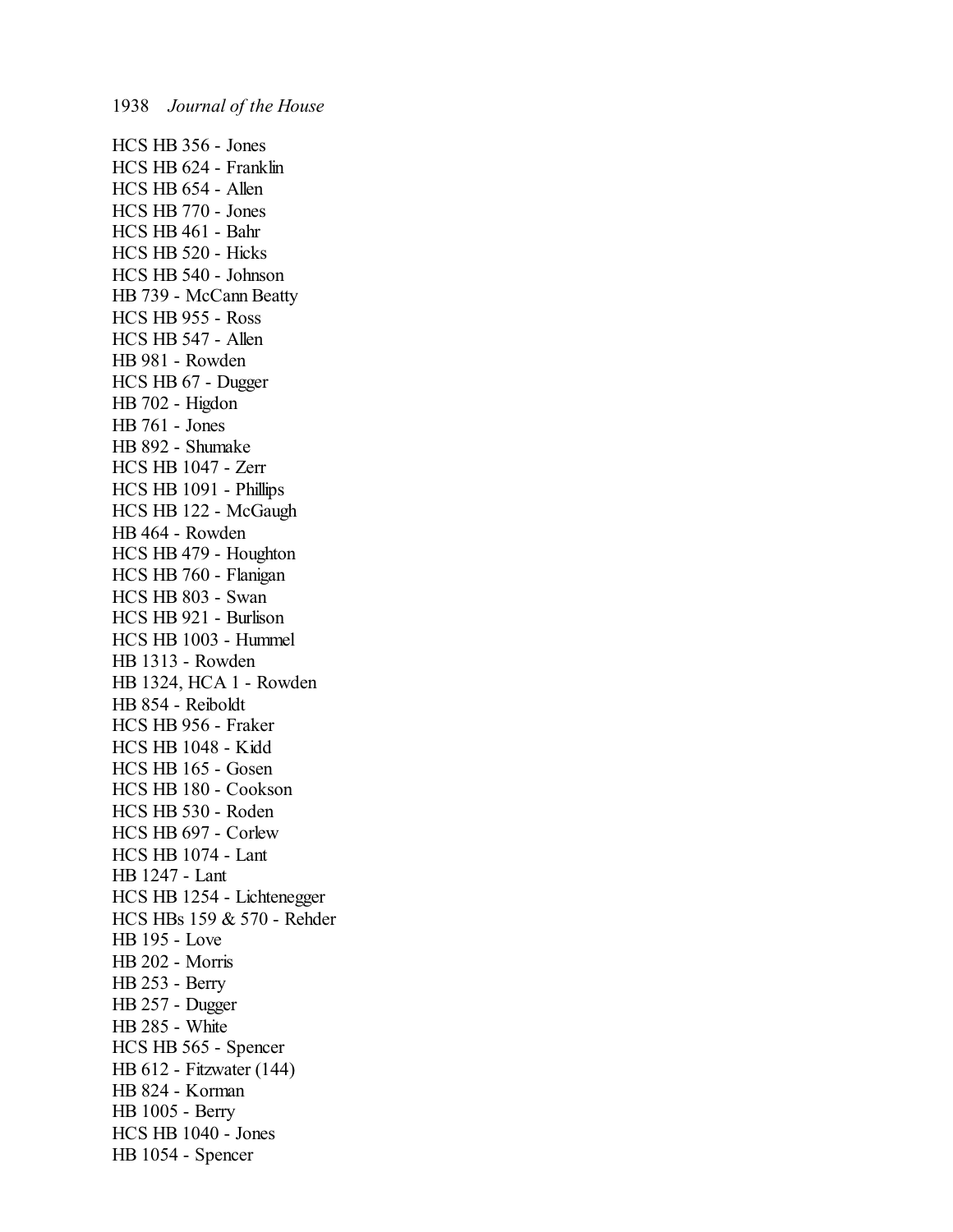HCS HB 356 - Jones
HCS HB 624 - Franklin
HCS HB 654 - Allen
HCS HB 770 - Jones
HCS HB 461 - Bahr
HCS HB 520 - Hicks
HCS HB 540 - Johnson
HB 739 - McCann Beatty
HCS HB 955 - Ross
HCS HB 547 - Allen
HB 981 - Rowden
HCS HB 67 - Dugger
HB 702 - Higdon
HB 761 - Jones
HB 892 - Shumake
HCS HB 1047 - Zerr
HCS HB 1091 - Phillips
HCS HB 122 - McGaugh
HB 464 - Rowden
HCS HB 479 - Houghton
HCS HB 760 - Flanigan
HCS HB 803 - Swan
HCS HB 921 - Burlison
HCS HB 1003 - Hummel
HB 1313 - Rowden
HB 1324, HCA 1 - Rowden
HB 854 - Reiboldt
HCS HB 956 - Fraker
HCS HB 1048 - Kidd
HCS HB 165 - Gosen
HCS HB 180 - Cookson
HCS HB 530 - Roden
HCS HB 697 - Corlew
HCS HB 1074 - Lant
HB 1247 - Lant
HCS HB 1254 - Lichtenegger
HCS HBs 159 & 570 - Rehder
HB 195 - Love
HB 202 - Morris
HB 253 - Berry
HB 257 - Dugger
HB 285 - White
HCS HB 565 - Spencer
HB 612 - Fitzwater (144)
HB 824 - Korman
HB 1005 - Berry
HCS HB 1040 - Jones
HB 1054 - Spencer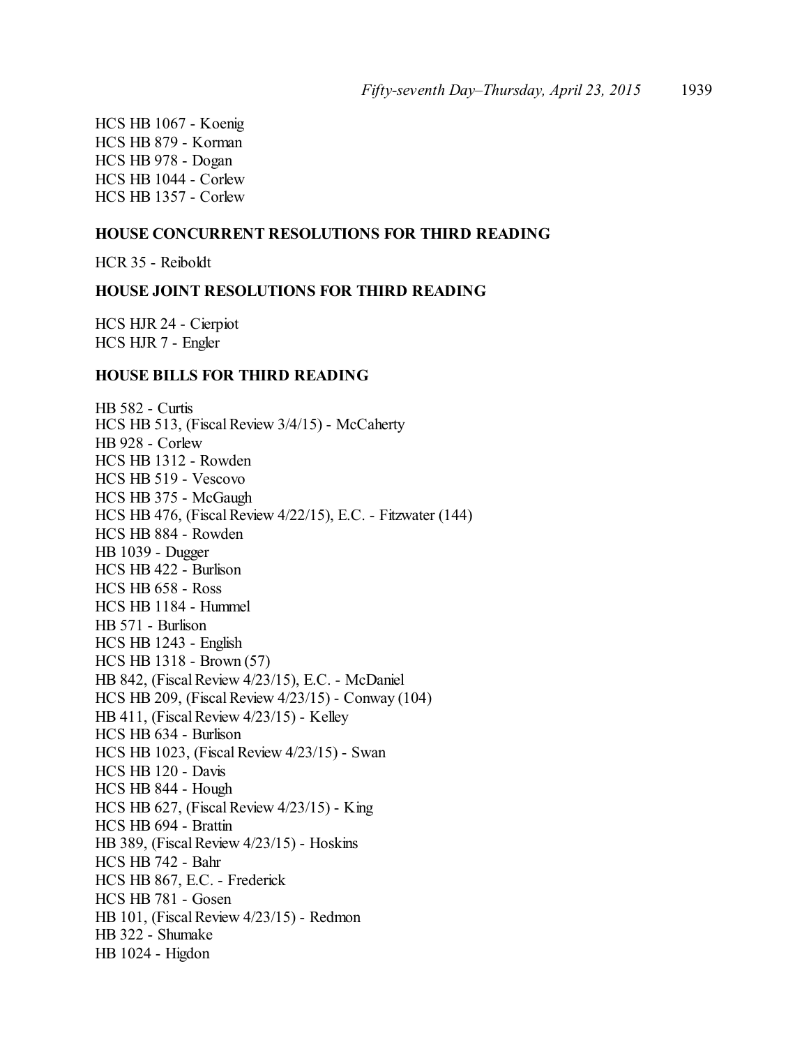HCS HB 1067 - Koenig
HCS HB 879 - Korman
HCS HB 978 - Dogan
HCS HB 1044 - Corlew
HCS HB 1357 - Corlew

**HOUSE CONCURRENT RESOLUTIONS FOR THIRD READING**

HCR 35 - Reiboldt

**HOUSE JOINT RESOLUTIONS FOR THIRD READING**

HCS HJR 24 - Cierpiot
HCS HJR 7 - Engler

**HOUSE BILLS FOR THIRD READING**

HB 582 - Curtis
HCS HB 513, (Fiscal Review 3/4/15) - McCaherty
HB 928 - Corlew
HCS HB 1312 - Rowden
HCS HB 519 - Vescovo
HCS HB 375 - McGaugh
HCS HB 476, (Fiscal Review 4/22/15), E.C. - Fitzwater (144)
HCS HB 884 - Rowden
HB 1039 - Dugger
HCS HB 422 - Burlison
HCS HB 658 - Ross
HCS HB 1184 - Hummel
HB 571 - Burlison
HCS HB 1243 - English
HCS HB 1318 - Brown (57)
HB 842, (Fiscal Review 4/23/15), E.C. - McDaniel
HCS HB 209, (Fiscal Review 4/23/15) - Conway (104)
HB 411, (Fiscal Review 4/23/15) - Kelley
HCS HB 634 - Burlison
HCS HB 1023, (Fiscal Review 4/23/15) - Swan
HCS HB 120 - Davis
HCS HB 844 - Hough
HCS HB 627, (Fiscal Review 4/23/15) - King
HCS HB 694 - Brattin
HB 389, (Fiscal Review 4/23/15) - Hoskins
HCS HB 742 - Bahr
HCS HB 867, E.C. - Frederick
HCS HB 781 - Gosen
HB 101, (Fiscal Review 4/23/15) - Redmon
HB 322 - Shumake
HB 1024 - Higdon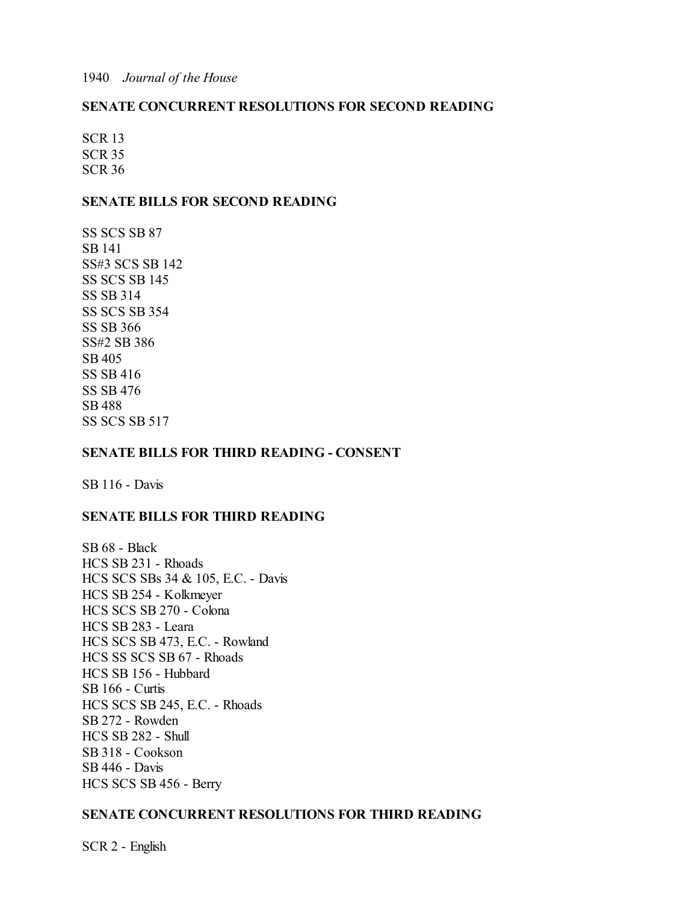**SENATE CONCURRENT RESOLUTIONS FOR SECOND READING**

SCR 13
SCR 35
SCR 36

**SENATE BILLS FOR SECOND READING**

SS SCS SB 87
SB 141
SS#3 SCS SB 142
SS SCS SB 145
SS SB 314
SS SCS SB 354
SS SB 366
SS#2 SB 386
SB 405
SS SB 416
SS SB 476
SB 488
SS SCS SB 517

**SENATE BILLS FOR THIRD READING - CONSENT**

SB 116 - Davis

**SENATE BILLS FOR THIRD READING**

SB 68 - Black
HCS SB 231 - Rhoads
HCS SCS SBs 34 & 105, E.C. - Davis
HCS SB 254 - Kolkmeyer
HCS SCS SB 270 - Colona
HCS SB 283 - Leara
HCS SCS SB 473, E.C. - Rowland
HCS SS SCS SB 67 - Rhoads
HCS SB 156 - Hubbard
SB 166 - Curtis
HCS SCS SB 245, E.C. - Rhoads
SB 272 - Rowden
HCS SB 282 - Shull
SB 318 - Cookson
SB 446 - Davis
HCS SCS SB 456 - Berry

**SENATE CONCURRENT RESOLUTIONS FOR THIRD READING**

SCR 2 - English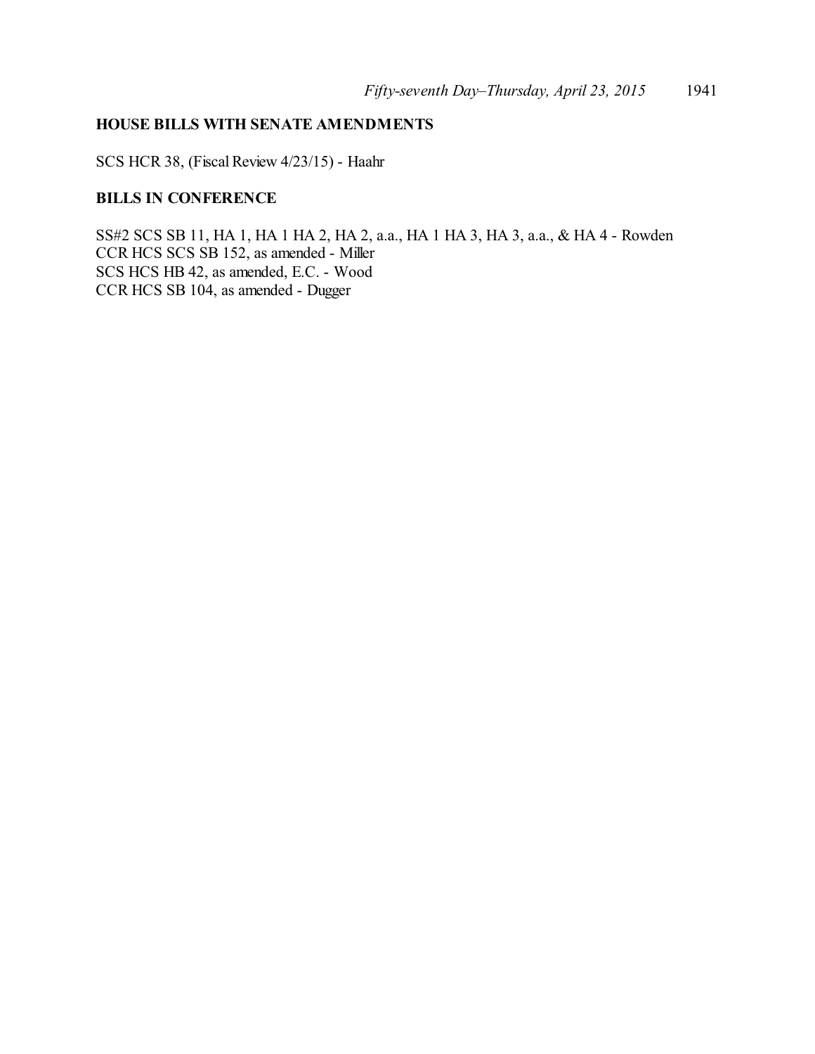**HOUSE BILLS WITH SENATE AMENDMENTS**

SCS HCR 38, (Fiscal Review 4/23/15) - Haahr

**BILLS IN CONFERENCE**

SS#2 SCS SB 11, HA 1, HA 1 HA 2, HA 2, a.a., HA 1 HA 3, HA 3, a.a., & HA 4 - Rowden
CCR HCS SCS SB 152, as amended - Miller
SCS HCS HB 42, as amended, E.C. - Wood
CCR HCS SB 104, as amended - Dugger